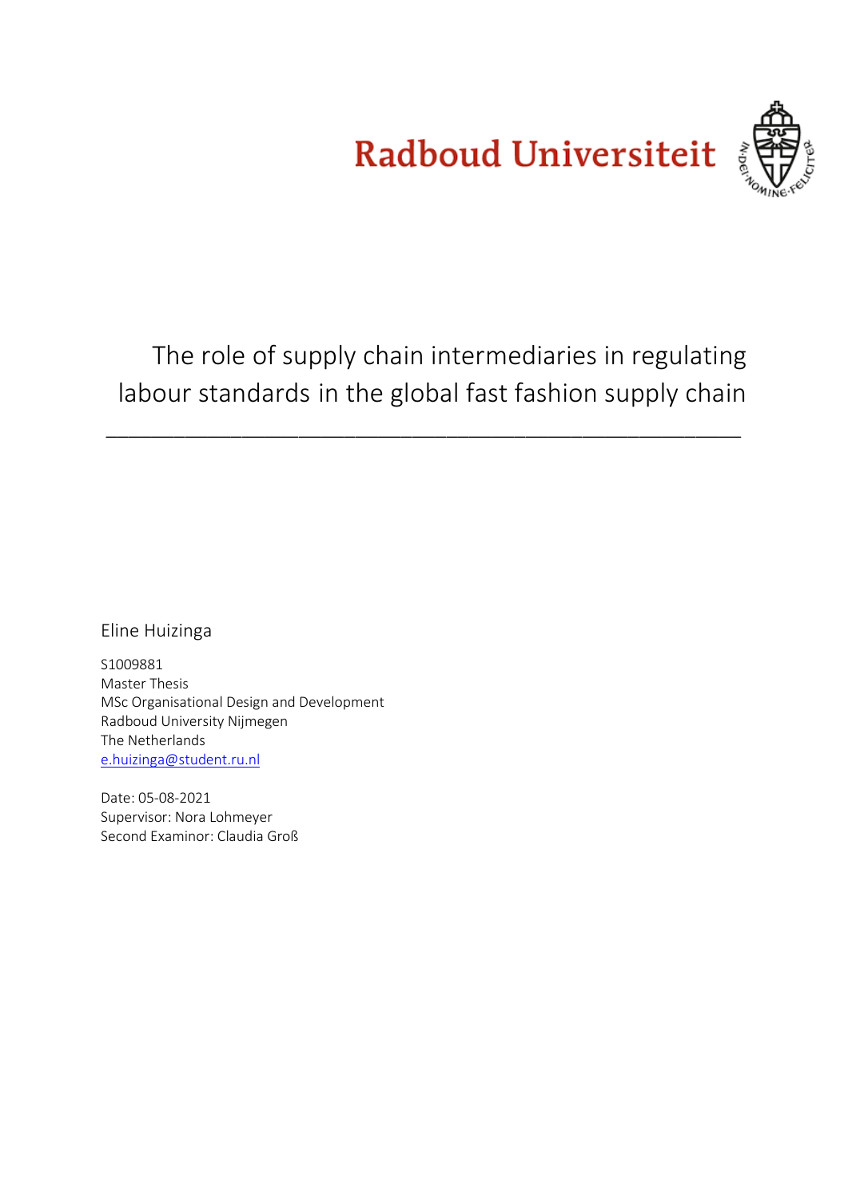Radboud Universiteit

# The role of supply chain intermediaries in regulating labour standards in the global fast fashion supply chain

---

Eline Huizinga

S1009881
Master Thesis
MSc Organisational Design and Development
Radboud University Nijmegen
The Netherlands
e.huizinga@student.ru.nl

Date: 05-08-2021
Supervisor: Nora Lohmeyer
Second Examinor: Claudia Groß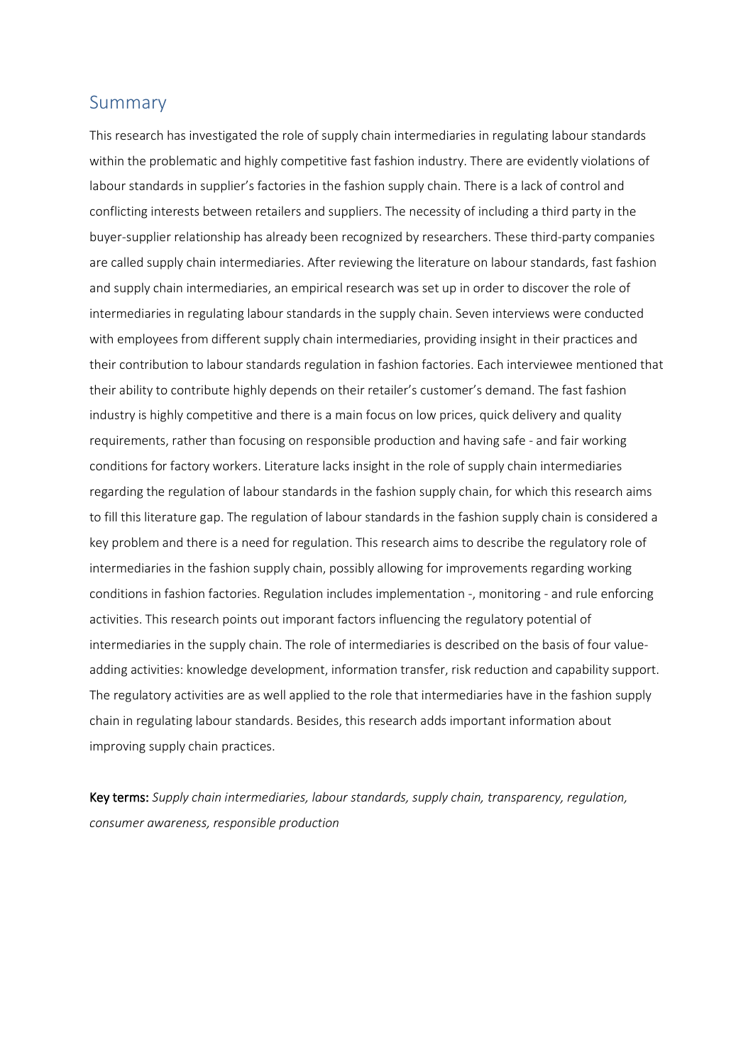## Summary

This research has investigated the role of supply chain intermediaries in regulating labour standards within the problematic and highly competitive fast fashion industry. There are evidently violations of labour standards in supplier's factories in the fashion supply chain. There is a lack of control and conflicting interests between retailers and suppliers. The necessity of including a third party in the buyer-supplier relationship has already been recognized by researchers. These third-party companies are called supply chain intermediaries. After reviewing the literature on labour standards, fast fashion and supply chain intermediaries, an empirical research was set up in order to discover the role of intermediaries in regulating labour standards in the supply chain. Seven interviews were conducted with employees from different supply chain intermediaries, providing insight in their practices and their contribution to labour standards regulation in fashion factories. Each interviewee mentioned that their ability to contribute highly depends on their retailer's customer's demand. The fast fashion industry is highly competitive and there is a main focus on low prices, quick delivery and quality requirements, rather than focusing on responsible production and having safe - and fair working conditions for factory workers. Literature lacks insight in the role of supply chain intermediaries regarding the regulation of labour standards in the fashion supply chain, for which this research aims to fill this literature gap. The regulation of labour standards in the fashion supply chain is considered a key problem and there is a need for regulation. This research aims to describe the regulatory role of intermediaries in the fashion supply chain, possibly allowing for improvements regarding working conditions in fashion factories. Regulation includes implementation -, monitoring - and rule enforcing activities. This research points out imporant factors influencing the regulatory potential of intermediaries in the supply chain. The role of intermediaries is described on the basis of four value-adding activities: knowledge development, information transfer, risk reduction and capability support. The regulatory activities are as well applied to the role that intermediaries have in the fashion supply chain in regulating labour standards. Besides, this research adds important information about improving supply chain practices.

**Key terms:** *Supply chain intermediaries, labour standards, supply chain, transparency, regulation, consumer awareness, responsible production*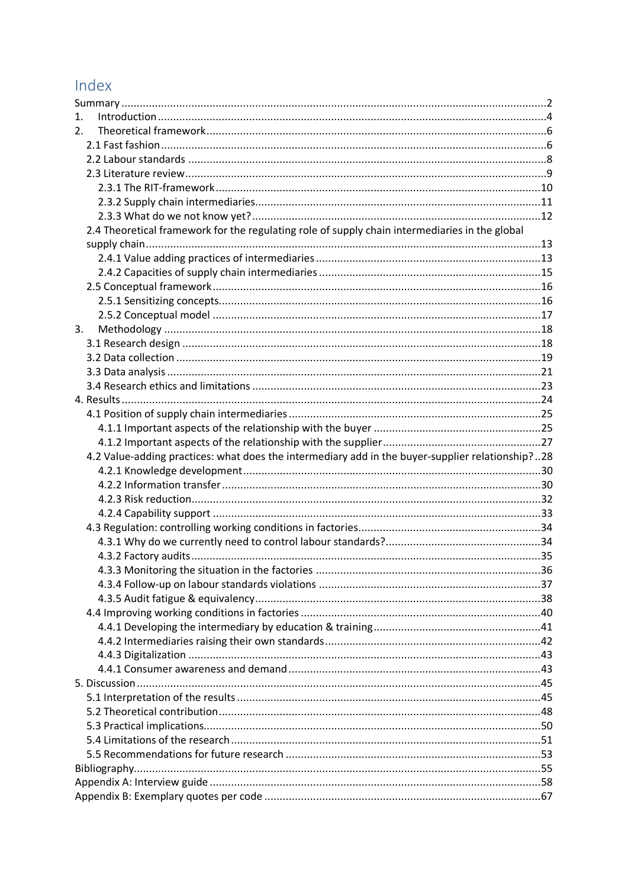# Index

Summary ........................................................................................................................................2
1. Introduction ...............................................................................................................................4
2. Theoretical framework ..............................................................................................................6
    2.1 Fast fashion ...........................................................................................................................6
    2.2 Labour standards ..................................................................................................................8
    2.3 Literature review ....................................................................................................................9
        2.3.1 The RIT-framework .........................................................................................................10
        2.3.2 Supply chain intermediaries............................................................................................11
        2.3.3 What do we not know yet? .............................................................................................12
    2.4 Theoretical framework for the regulating role of supply chain intermediaries in the global supply chain ........................................................................................................................................13
        2.4.1 Value adding practices of intermediaries ........................................................................13
        2.4.2 Capacities of supply chain intermediaries .......................................................................15
    2.5 Conceptual framework ..........................................................................................................16
        2.5.1 Sensitizing concepts.........................................................................................................16
        2.5.2 Conceptual model ...........................................................................................................17
3. Methodology ..............................................................................................................................18
    3.1 Research design ....................................................................................................................18
    3.2 Data collection ......................................................................................................................19
    3.3 Data analysis .........................................................................................................................21
    3.4 Research ethics and limitations .............................................................................................23
4. Results ........................................................................................................................................24
    4.1 Position of supply chain intermediaries .................................................................................25
        4.1.1 Important aspects of the relationship with the buyer .....................................................25
        4.1.2 Important aspects of the relationship with the supplier...................................................27
    4.2 Value-adding practices: what does the intermediary add in the buyer-supplier relationship? ..28
        4.2.1 Knowledge development ................................................................................................30
        4.2.2 Information transfer ........................................................................................................30
        4.2.3 Risk reduction..................................................................................................................32
        4.2.4 Capability support ..........................................................................................................33
    4.3 Regulation: controlling working conditions in factories...........................................................34
        4.3.1 Why do we currently need to control labour standards?..................................................34
        4.3.2 Factory audits .................................................................................................................35
        4.3.3 Monitoring the situation in the factories .........................................................................36
        4.3.4 Follow-up on labour standards violations ........................................................................37
        4.3.5 Audit fatigue & equivalency.............................................................................................38
    4.4 Improving working conditions in factories .............................................................................40
        4.4.1 Developing the intermediary by education & training......................................................41
        4.4.2 Intermediaries raising their own standards......................................................................42
        4.4.3 Digitalization ..................................................................................................................43
        4.4.1 Consumer awareness and demand ..................................................................................43
5. Discussion ...................................................................................................................................45
    5.1 Interpretation of the results ..................................................................................................45
    5.2 Theoretical contribution ........................................................................................................48
    5.3 Practical implications.............................................................................................................50
    5.4 Limitations of the research ....................................................................................................51
    5.5 Recommendations for future research ..................................................................................53
Bibliography....................................................................................................................................55
Appendix A: Interview guide ...........................................................................................................58
Appendix B: Exemplary quotes per code .........................................................................................67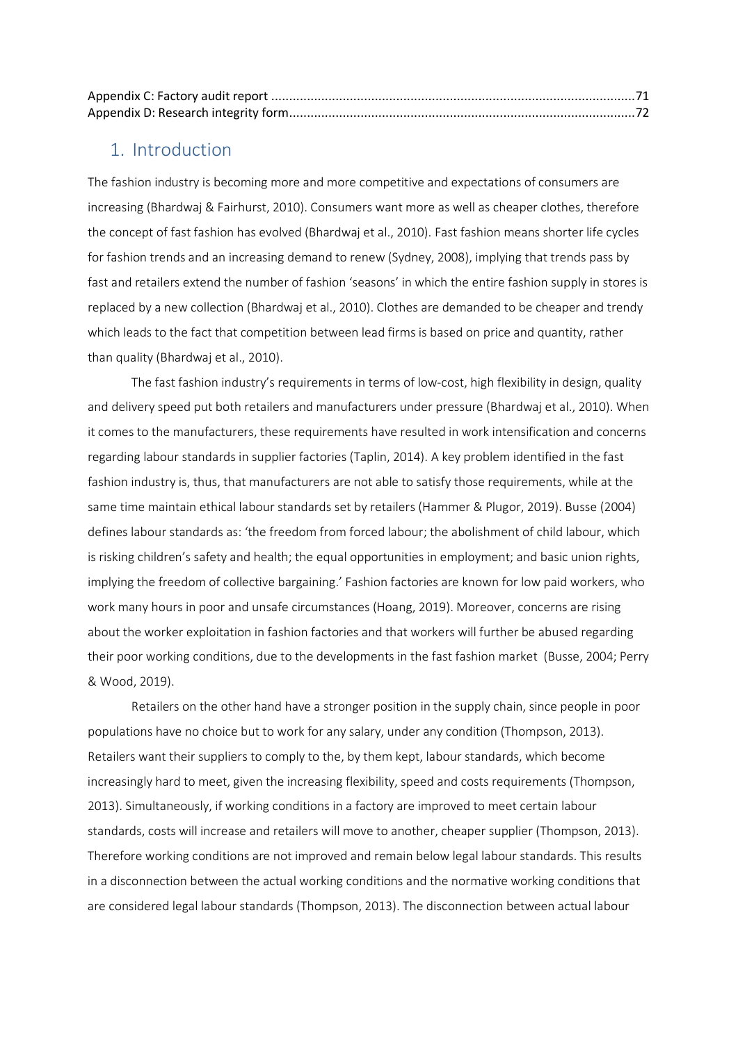Appendix C: Factory audit report ....................................................................................................71
Appendix D: Research integrity form.................................................................................................72

# 1. Introduction

The fashion industry is becoming more and more competitive and expectations of consumers are increasing (Bhardwaj & Fairhurst, 2010). Consumers want more as well as cheaper clothes, therefore the concept of fast fashion has evolved (Bhardwaj et al., 2010). Fast fashion means shorter life cycles for fashion trends and an increasing demand to renew (Sydney, 2008), implying that trends pass by fast and retailers extend the number of fashion 'seasons' in which the entire fashion supply in stores is replaced by a new collection (Bhardwaj et al., 2010). Clothes are demanded to be cheaper and trendy which leads to the fact that competition between lead firms is based on price and quantity, rather than quality (Bhardwaj et al., 2010).

The fast fashion industry's requirements in terms of low-cost, high flexibility in design, quality and delivery speed put both retailers and manufacturers under pressure (Bhardwaj et al., 2010). When it comes to the manufacturers, these requirements have resulted in work intensification and concerns regarding labour standards in supplier factories (Taplin, 2014). A key problem identified in the fast fashion industry is, thus, that manufacturers are not able to satisfy those requirements, while at the same time maintain ethical labour standards set by retailers (Hammer & Plugor, 2019). Busse (2004) defines labour standards as: 'the freedom from forced labour; the abolishment of child labour, which is risking children's safety and health; the equal opportunities in employment; and basic union rights, implying the freedom of collective bargaining.' Fashion factories are known for low paid workers, who work many hours in poor and unsafe circumstances (Hoang, 2019). Moreover, concerns are rising about the worker exploitation in fashion factories and that workers will further be abused regarding their poor working conditions, due to the developments in the fast fashion market (Busse, 2004; Perry & Wood, 2019).

Retailers on the other hand have a stronger position in the supply chain, since people in poor populations have no choice but to work for any salary, under any condition (Thompson, 2013). Retailers want their suppliers to comply to the, by them kept, labour standards, which become increasingly hard to meet, given the increasing flexibility, speed and costs requirements (Thompson, 2013). Simultaneously, if working conditions in a factory are improved to meet certain labour standards, costs will increase and retailers will move to another, cheaper supplier (Thompson, 2013). Therefore working conditions are not improved and remain below legal labour standards. This results in a disconnection between the actual working conditions and the normative working conditions that are considered legal labour standards (Thompson, 2013). The disconnection between actual labour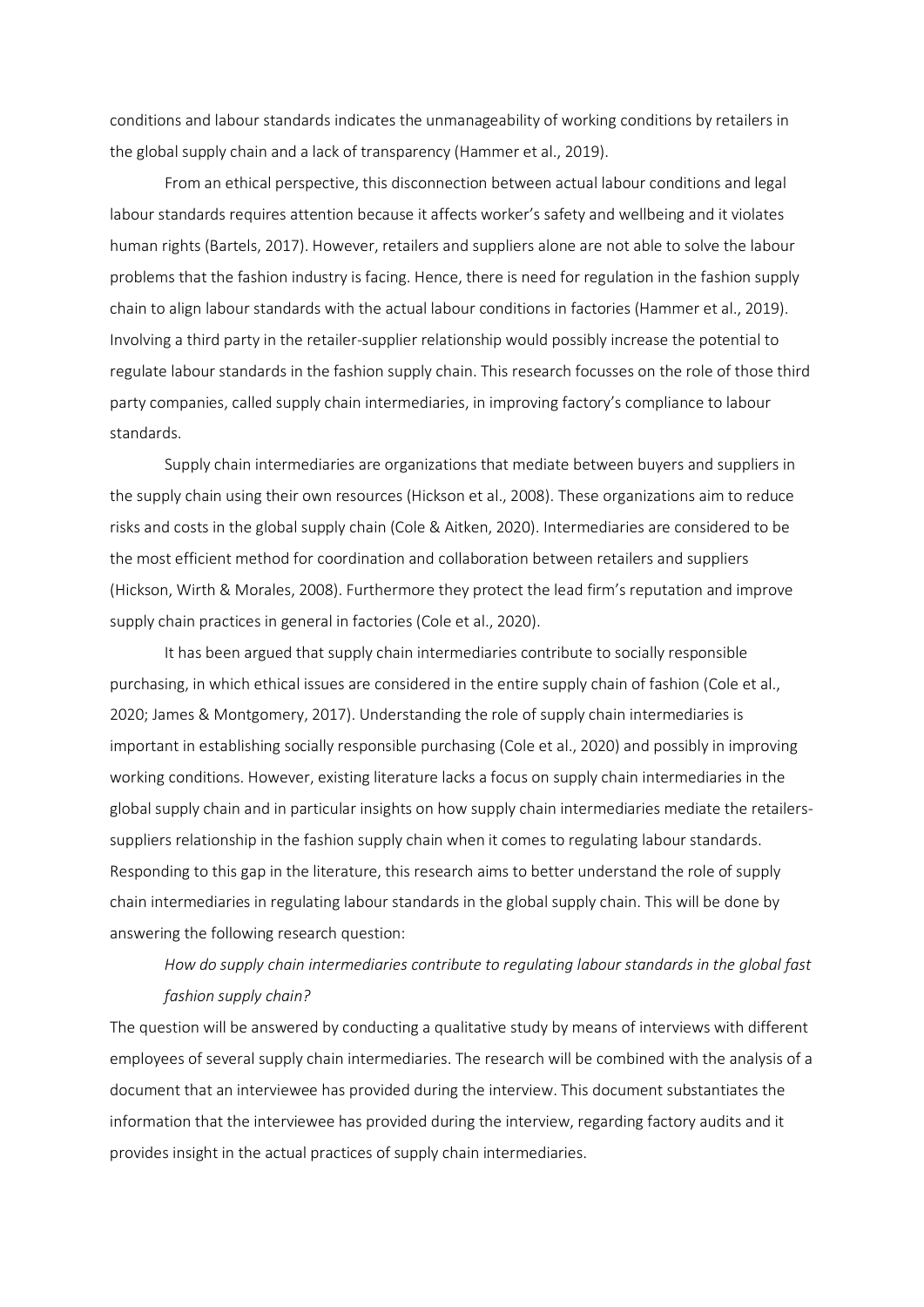conditions and labour standards indicates the unmanageability of working conditions by retailers in the global supply chain and a lack of transparency (Hammer et al., 2019).

From an ethical perspective, this disconnection between actual labour conditions and legal labour standards requires attention because it affects worker's safety and wellbeing and it violates human rights (Bartels, 2017). However, retailers and suppliers alone are not able to solve the labour problems that the fashion industry is facing. Hence, there is need for regulation in the fashion supply chain to align labour standards with the actual labour conditions in factories (Hammer et al., 2019). Involving a third party in the retailer-supplier relationship would possibly increase the potential to regulate labour standards in the fashion supply chain. This research focusses on the role of those third party companies, called supply chain intermediaries, in improving factory's compliance to labour standards.

Supply chain intermediaries are organizations that mediate between buyers and suppliers in the supply chain using their own resources (Hickson et al., 2008). These organizations aim to reduce risks and costs in the global supply chain (Cole & Aitken, 2020). Intermediaries are considered to be the most efficient method for coordination and collaboration between retailers and suppliers (Hickson, Wirth & Morales, 2008). Furthermore they protect the lead firm's reputation and improve supply chain practices in general in factories (Cole et al., 2020).

It has been argued that supply chain intermediaries contribute to socially responsible purchasing, in which ethical issues are considered in the entire supply chain of fashion (Cole et al., 2020; James & Montgomery, 2017). Understanding the role of supply chain intermediaries is important in establishing socially responsible purchasing (Cole et al., 2020) and possibly in improving working conditions. However, existing literature lacks a focus on supply chain intermediaries in the global supply chain and in particular insights on how supply chain intermediaries mediate the retailers-suppliers relationship in the fashion supply chain when it comes to regulating labour standards. Responding to this gap in the literature, this research aims to better understand the role of supply chain intermediaries in regulating labour standards in the global supply chain. This will be done by answering the following research question:

*How do supply chain intermediaries contribute to regulating labour standards in the global fast fashion supply chain?*

The question will be answered by conducting a qualitative study by means of interviews with different employees of several supply chain intermediaries. The research will be combined with the analysis of a document that an interviewee has provided during the interview. This document substantiates the information that the interviewee has provided during the interview, regarding factory audits and it provides insight in the actual practices of supply chain intermediaries.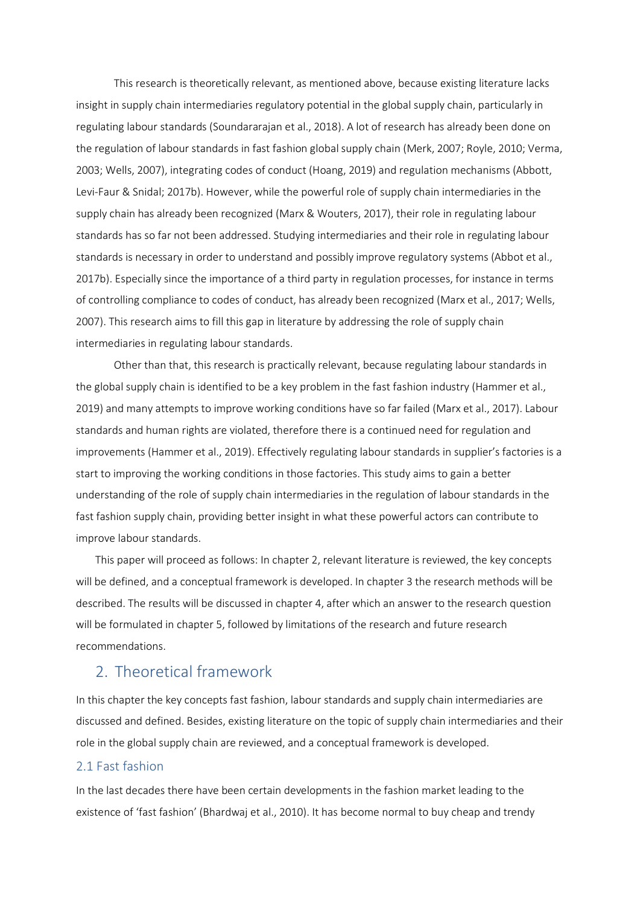This research is theoretically relevant, as mentioned above, because existing literature lacks insight in supply chain intermediaries regulatory potential in the global supply chain, particularly in regulating labour standards (Soundararajan et al., 2018). A lot of research has already been done on the regulation of labour standards in fast fashion global supply chain (Merk, 2007; Royle, 2010; Verma, 2003; Wells, 2007), integrating codes of conduct (Hoang, 2019) and regulation mechanisms (Abbott, Levi-Faur & Snidal; 2017b). However, while the powerful role of supply chain intermediaries in the supply chain has already been recognized (Marx & Wouters, 2017), their role in regulating labour standards has so far not been addressed. Studying intermediaries and their role in regulating labour standards is necessary in order to understand and possibly improve regulatory systems (Abbot et al., 2017b). Especially since the importance of a third party in regulation processes, for instance in terms of controlling compliance to codes of conduct, has already been recognized (Marx et al., 2017; Wells, 2007). This research aims to fill this gap in literature by addressing the role of supply chain intermediaries in regulating labour standards.

Other than that, this research is practically relevant, because regulating labour standards in the global supply chain is identified to be a key problem in the fast fashion industry (Hammer et al., 2019) and many attempts to improve working conditions have so far failed (Marx et al., 2017). Labour standards and human rights are violated, therefore there is a continued need for regulation and improvements (Hammer et al., 2019). Effectively regulating labour standards in supplier's factories is a start to improving the working conditions in those factories. This study aims to gain a better understanding of the role of supply chain intermediaries in the regulation of labour standards in the fast fashion supply chain, providing better insight in what these powerful actors can contribute to improve labour standards.

This paper will proceed as follows: In chapter 2, relevant literature is reviewed, the key concepts will be defined, and a conceptual framework is developed. In chapter 3 the research methods will be described. The results will be discussed in chapter 4, after which an answer to the research question will be formulated in chapter 5, followed by limitations of the research and future research recommendations.

## 2. Theoretical framework

In this chapter the key concepts fast fashion, labour standards and supply chain intermediaries are discussed and defined. Besides, existing literature on the topic of supply chain intermediaries and their role in the global supply chain are reviewed, and a conceptual framework is developed.

### 2.1 Fast fashion

In the last decades there have been certain developments in the fashion market leading to the existence of 'fast fashion' (Bhardwaj et al., 2010). It has become normal to buy cheap and trendy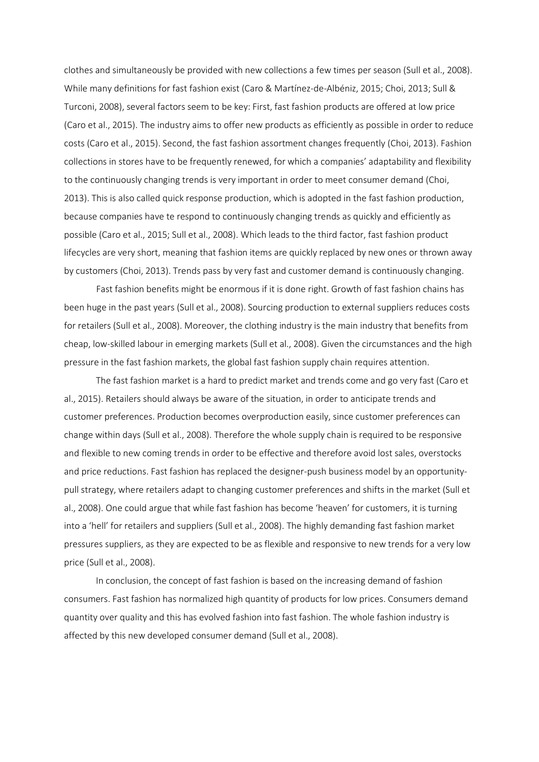clothes and simultaneously be provided with new collections a few times per season (Sull et al., 2008). While many definitions for fast fashion exist (Caro & Martínez-de-Albéniz, 2015; Choi, 2013; Sull & Turconi, 2008), several factors seem to be key: First, fast fashion products are offered at low price (Caro et al., 2015). The industry aims to offer new products as efficiently as possible in order to reduce costs (Caro et al., 2015). Second, the fast fashion assortment changes frequently (Choi, 2013). Fashion collections in stores have to be frequently renewed, for which a companies' adaptability and flexibility to the continuously changing trends is very important in order to meet consumer demand (Choi, 2013). This is also called quick response production, which is adopted in the fast fashion production, because companies have te respond to continuously changing trends as quickly and efficiently as possible (Caro et al., 2015; Sull et al., 2008). Which leads to the third factor, fast fashion product lifecycles are very short, meaning that fashion items are quickly replaced by new ones or thrown away by customers (Choi, 2013). Trends pass by very fast and customer demand is continuously changing.

Fast fashion benefits might be enormous if it is done right. Growth of fast fashion chains has been huge in the past years (Sull et al., 2008). Sourcing production to external suppliers reduces costs for retailers (Sull et al., 2008). Moreover, the clothing industry is the main industry that benefits from cheap, low-skilled labour in emerging markets (Sull et al., 2008). Given the circumstances and the high pressure in the fast fashion markets, the global fast fashion supply chain requires attention.

The fast fashion market is a hard to predict market and trends come and go very fast (Caro et al., 2015). Retailers should always be aware of the situation, in order to anticipate trends and customer preferences. Production becomes overproduction easily, since customer preferences can change within days (Sull et al., 2008). Therefore the whole supply chain is required to be responsive and flexible to new coming trends in order to be effective and therefore avoid lost sales, overstocks and price reductions. Fast fashion has replaced the designer-push business model by an opportunity-pull strategy, where retailers adapt to changing customer preferences and shifts in the market (Sull et al., 2008). One could argue that while fast fashion has become 'heaven' for customers, it is turning into a 'hell' for retailers and suppliers (Sull et al., 2008). The highly demanding fast fashion market pressures suppliers, as they are expected to be as flexible and responsive to new trends for a very low price (Sull et al., 2008).

In conclusion, the concept of fast fashion is based on the increasing demand of fashion consumers. Fast fashion has normalized high quantity of products for low prices. Consumers demand quantity over quality and this has evolved fashion into fast fashion. The whole fashion industry is affected by this new developed consumer demand (Sull et al., 2008).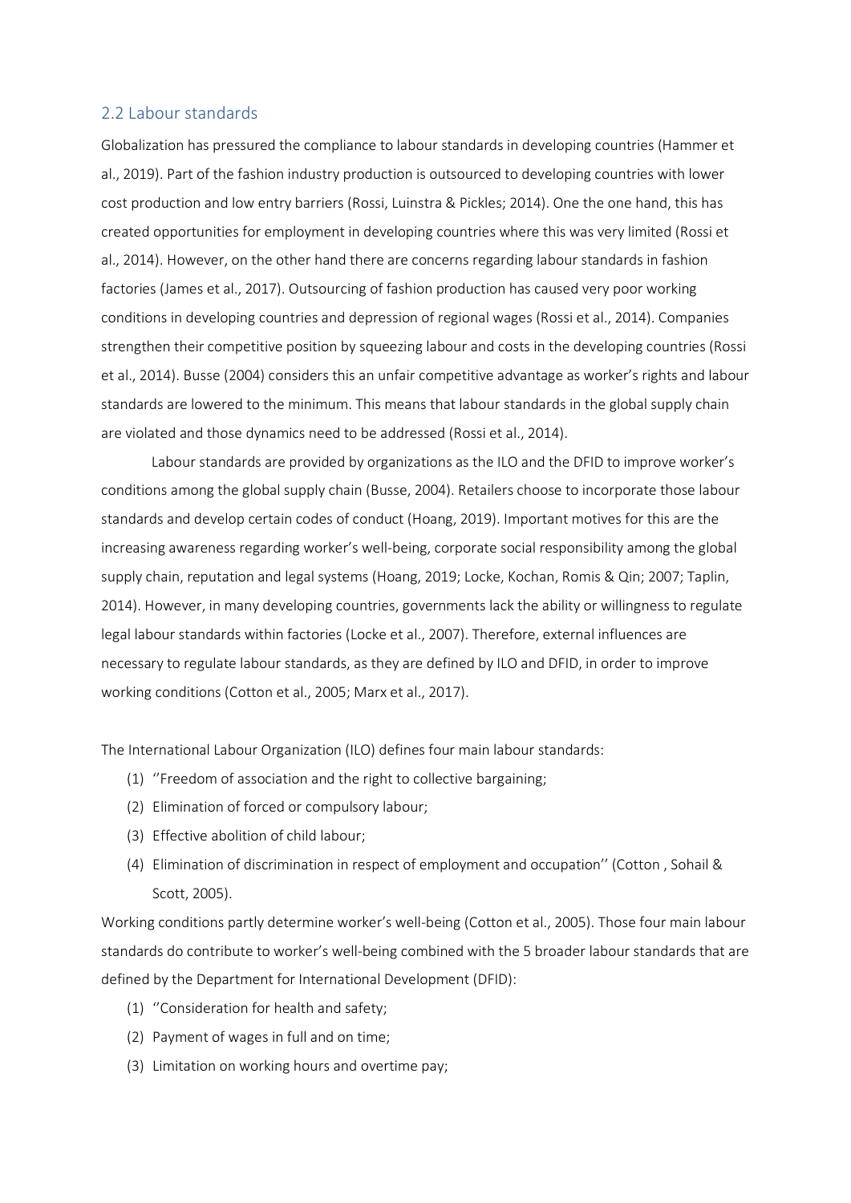## 2.2 Labour standards

Globalization has pressured the compliance to labour standards in developing countries (Hammer et al., 2019). Part of the fashion industry production is outsourced to developing countries with lower cost production and low entry barriers (Rossi, Luinstra & Pickles; 2014). One the one hand, this has created opportunities for employment in developing countries where this was very limited (Rossi et al., 2014). However, on the other hand there are concerns regarding labour standards in fashion factories (James et al., 2017). Outsourcing of fashion production has caused very poor working conditions in developing countries and depression of regional wages (Rossi et al., 2014). Companies strengthen their competitive position by squeezing labour and costs in the developing countries (Rossi et al., 2014). Busse (2004) considers this an unfair competitive advantage as worker's rights and labour standards are lowered to the minimum. This means that labour standards in the global supply chain are violated and those dynamics need to be addressed (Rossi et al., 2014).

Labour standards are provided by organizations as the ILO and the DFID to improve worker's conditions among the global supply chain (Busse, 2004). Retailers choose to incorporate those labour standards and develop certain codes of conduct (Hoang, 2019). Important motives for this are the increasing awareness regarding worker's well-being, corporate social responsibility among the global supply chain, reputation and legal systems (Hoang, 2019; Locke, Kochan, Romis & Qin; 2007; Taplin, 2014). However, in many developing countries, governments lack the ability or willingness to regulate legal labour standards within factories (Locke et al., 2007). Therefore, external influences are necessary to regulate labour standards, as they are defined by ILO and DFID, in order to improve working conditions (Cotton et al., 2005; Marx et al., 2017).

The International Labour Organization (ILO) defines four main labour standards:

(1) ''Freedom of association and the right to collective bargaining;
(2) Elimination of forced or compulsory labour;
(3) Effective abolition of child labour;
(4) Elimination of discrimination in respect of employment and occupation'' (Cotton , Sohail & Scott, 2005).

Working conditions partly determine worker's well-being (Cotton et al., 2005). Those four main labour standards do contribute to worker's well-being combined with the 5 broader labour standards that are defined by the Department for International Development (DFID):

(1) ''Consideration for health and safety;
(2) Payment of wages in full and on time;
(3) Limitation on working hours and overtime pay;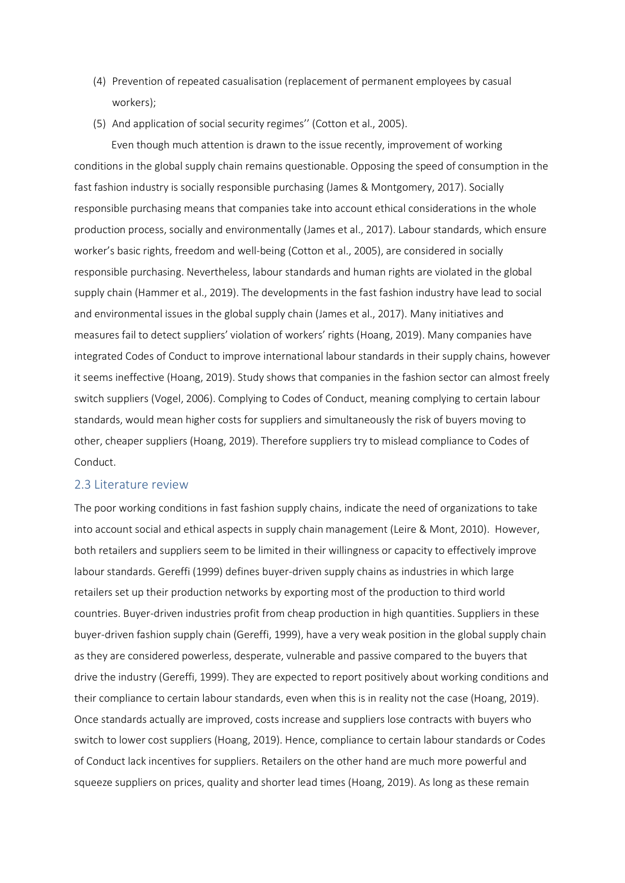(4) Prevention of repeated casualisation (replacement of permanent employees by casual workers);

(5) And application of social security regimes'' (Cotton et al., 2005).

Even though much attention is drawn to the issue recently, improvement of working conditions in the global supply chain remains questionable. Opposing the speed of consumption in the fast fashion industry is socially responsible purchasing (James & Montgomery, 2017). Socially responsible purchasing means that companies take into account ethical considerations in the whole production process, socially and environmentally (James et al., 2017). Labour standards, which ensure worker's basic rights, freedom and well-being (Cotton et al., 2005), are considered in socially responsible purchasing. Nevertheless, labour standards and human rights are violated in the global supply chain (Hammer et al., 2019). The developments in the fast fashion industry have lead to social and environmental issues in the global supply chain (James et al., 2017). Many initiatives and measures fail to detect suppliers' violation of workers' rights (Hoang, 2019). Many companies have integrated Codes of Conduct to improve international labour standards in their supply chains, however it seems ineffective (Hoang, 2019). Study shows that companies in the fashion sector can almost freely switch suppliers (Vogel, 2006). Complying to Codes of Conduct, meaning complying to certain labour standards, would mean higher costs for suppliers and simultaneously the risk of buyers moving to other, cheaper suppliers (Hoang, 2019). Therefore suppliers try to mislead compliance to Codes of Conduct.

## 2.3 Literature review

The poor working conditions in fast fashion supply chains, indicate the need of organizations to take into account social and ethical aspects in supply chain management (Leire & Mont, 2010). However, both retailers and suppliers seem to be limited in their willingness or capacity to effectively improve labour standards. Gereffi (1999) defines buyer-driven supply chains as industries in which large retailers set up their production networks by exporting most of the production to third world countries. Buyer-driven industries profit from cheap production in high quantities. Suppliers in these buyer-driven fashion supply chain (Gereffi, 1999), have a very weak position in the global supply chain as they are considered powerless, desperate, vulnerable and passive compared to the buyers that drive the industry (Gereffi, 1999). They are expected to report positively about working conditions and their compliance to certain labour standards, even when this is in reality not the case (Hoang, 2019). Once standards actually are improved, costs increase and suppliers lose contracts with buyers who switch to lower cost suppliers (Hoang, 2019). Hence, compliance to certain labour standards or Codes of Conduct lack incentives for suppliers. Retailers on the other hand are much more powerful and squeeze suppliers on prices, quality and shorter lead times (Hoang, 2019). As long as these remain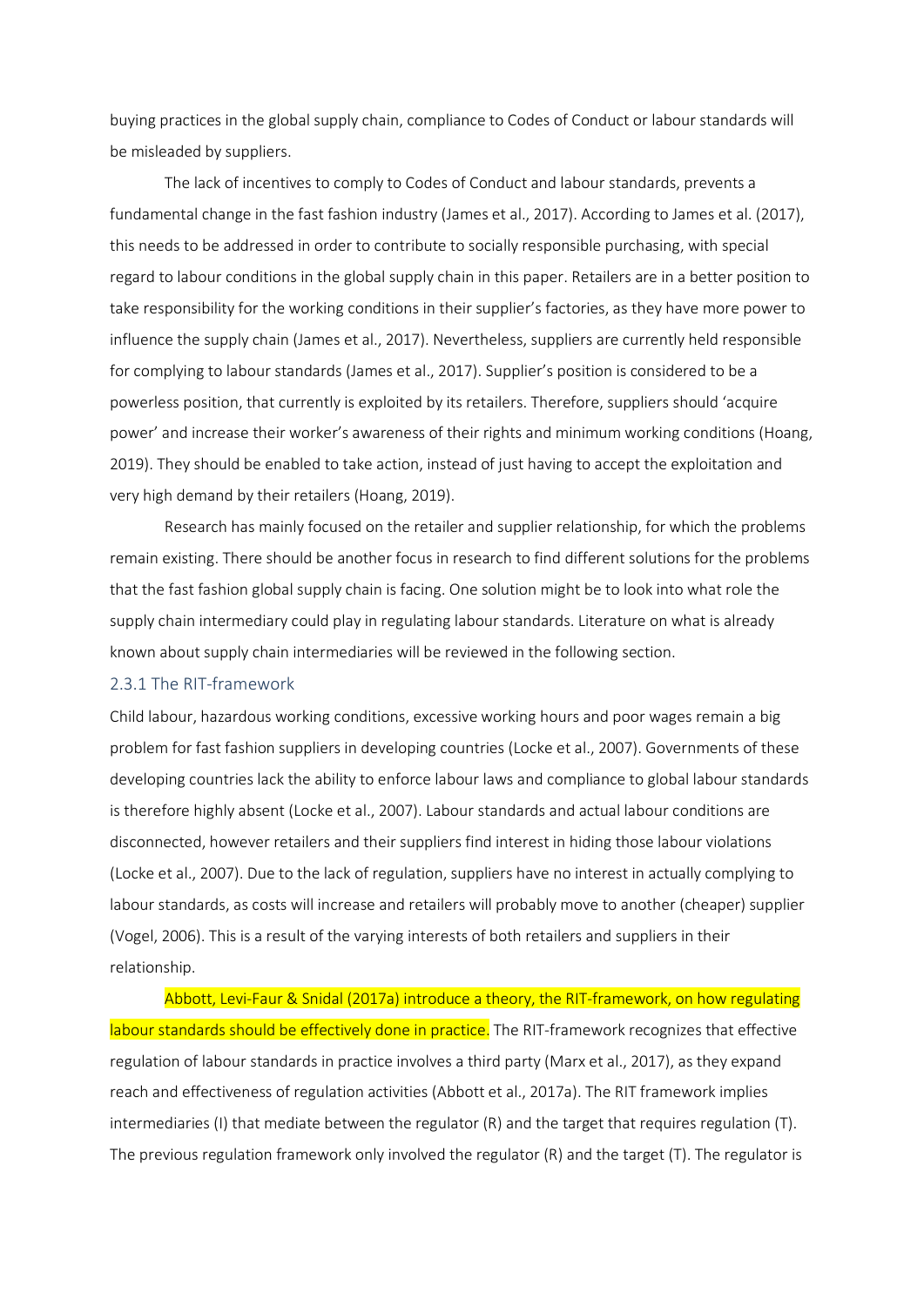buying practices in the global supply chain, compliance to Codes of Conduct or labour standards will be misleaded by suppliers.

The lack of incentives to comply to Codes of Conduct and labour standards, prevents a fundamental change in the fast fashion industry (James et al., 2017). According to James et al. (2017), this needs to be addressed in order to contribute to socially responsible purchasing, with special regard to labour conditions in the global supply chain in this paper. Retailers are in a better position to take responsibility for the working conditions in their supplier's factories, as they have more power to influence the supply chain (James et al., 2017). Nevertheless, suppliers are currently held responsible for complying to labour standards (James et al., 2017). Supplier's position is considered to be a powerless position, that currently is exploited by its retailers. Therefore, suppliers should 'acquire power' and increase their worker's awareness of their rights and minimum working conditions (Hoang, 2019). They should be enabled to take action, instead of just having to accept the exploitation and very high demand by their retailers (Hoang, 2019).

Research has mainly focused on the retailer and supplier relationship, for which the problems remain existing. There should be another focus in research to find different solutions for the problems that the fast fashion global supply chain is facing. One solution might be to look into what role the supply chain intermediary could play in regulating labour standards. Literature on what is already known about supply chain intermediaries will be reviewed in the following section.

### 2.3.1 The RIT-framework

Child labour, hazardous working conditions, excessive working hours and poor wages remain a big problem for fast fashion suppliers in developing countries (Locke et al., 2007). Governments of these developing countries lack the ability to enforce labour laws and compliance to global labour standards is therefore highly absent (Locke et al., 2007). Labour standards and actual labour conditions are disconnected, however retailers and their suppliers find interest in hiding those labour violations (Locke et al., 2007). Due to the lack of regulation, suppliers have no interest in actually complying to labour standards, as costs will increase and retailers will probably move to another (cheaper) supplier (Vogel, 2006). This is a result of the varying interests of both retailers and suppliers in their relationship.

Abbott, Levi-Faur & Snidal (2017a) introduce a theory, the RIT-framework, on how regulating labour standards should be effectively done in practice. The RIT-framework recognizes that effective regulation of labour standards in practice involves a third party (Marx et al., 2017), as they expand reach and effectiveness of regulation activities (Abbott et al., 2017a). The RIT framework implies intermediaries (I) that mediate between the regulator (R) and the target that requires regulation (T). The previous regulation framework only involved the regulator (R) and the target (T). The regulator is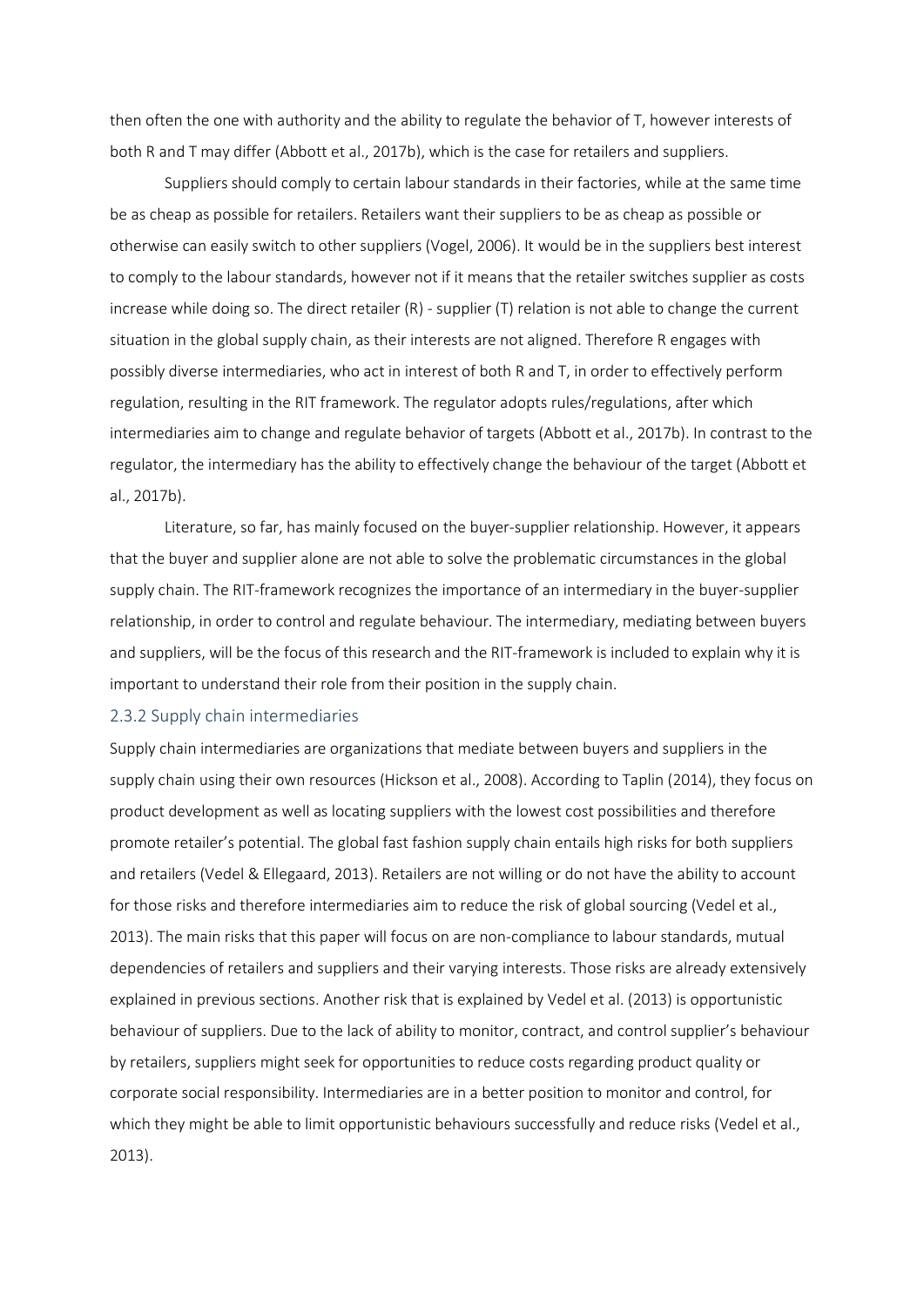then often the one with authority and the ability to regulate the behavior of T, however interests of both R and T may differ (Abbott et al., 2017b), which is the case for retailers and suppliers.

Suppliers should comply to certain labour standards in their factories, while at the same time be as cheap as possible for retailers. Retailers want their suppliers to be as cheap as possible or otherwise can easily switch to other suppliers (Vogel, 2006). It would be in the suppliers best interest to comply to the labour standards, however not if it means that the retailer switches supplier as costs increase while doing so. The direct retailer (R) - supplier (T) relation is not able to change the current situation in the global supply chain, as their interests are not aligned. Therefore R engages with possibly diverse intermediaries, who act in interest of both R and T, in order to effectively perform regulation, resulting in the RIT framework. The regulator adopts rules/regulations, after which intermediaries aim to change and regulate behavior of targets (Abbott et al., 2017b). In contrast to the regulator, the intermediary has the ability to effectively change the behaviour of the target (Abbott et al., 2017b).

Literature, so far, has mainly focused on the buyer-supplier relationship. However, it appears that the buyer and supplier alone are not able to solve the problematic circumstances in the global supply chain. The RIT-framework recognizes the importance of an intermediary in the buyer-supplier relationship, in order to control and regulate behaviour. The intermediary, mediating between buyers and suppliers, will be the focus of this research and the RIT-framework is included to explain why it is important to understand their role from their position in the supply chain.

### 2.3.2 Supply chain intermediaries

Supply chain intermediaries are organizations that mediate between buyers and suppliers in the supply chain using their own resources (Hickson et al., 2008). According to Taplin (2014), they focus on product development as well as locating suppliers with the lowest cost possibilities and therefore promote retailer's potential. The global fast fashion supply chain entails high risks for both suppliers and retailers (Vedel & Ellegaard, 2013). Retailers are not willing or do not have the ability to account for those risks and therefore intermediaries aim to reduce the risk of global sourcing (Vedel et al., 2013). The main risks that this paper will focus on are non-compliance to labour standards, mutual dependencies of retailers and suppliers and their varying interests. Those risks are already extensively explained in previous sections. Another risk that is explained by Vedel et al. (2013) is opportunistic behaviour of suppliers. Due to the lack of ability to monitor, contract, and control supplier's behaviour by retailers, suppliers might seek for opportunities to reduce costs regarding product quality or corporate social responsibility. Intermediaries are in a better position to monitor and control, for which they might be able to limit opportunistic behaviours successfully and reduce risks (Vedel et al., 2013).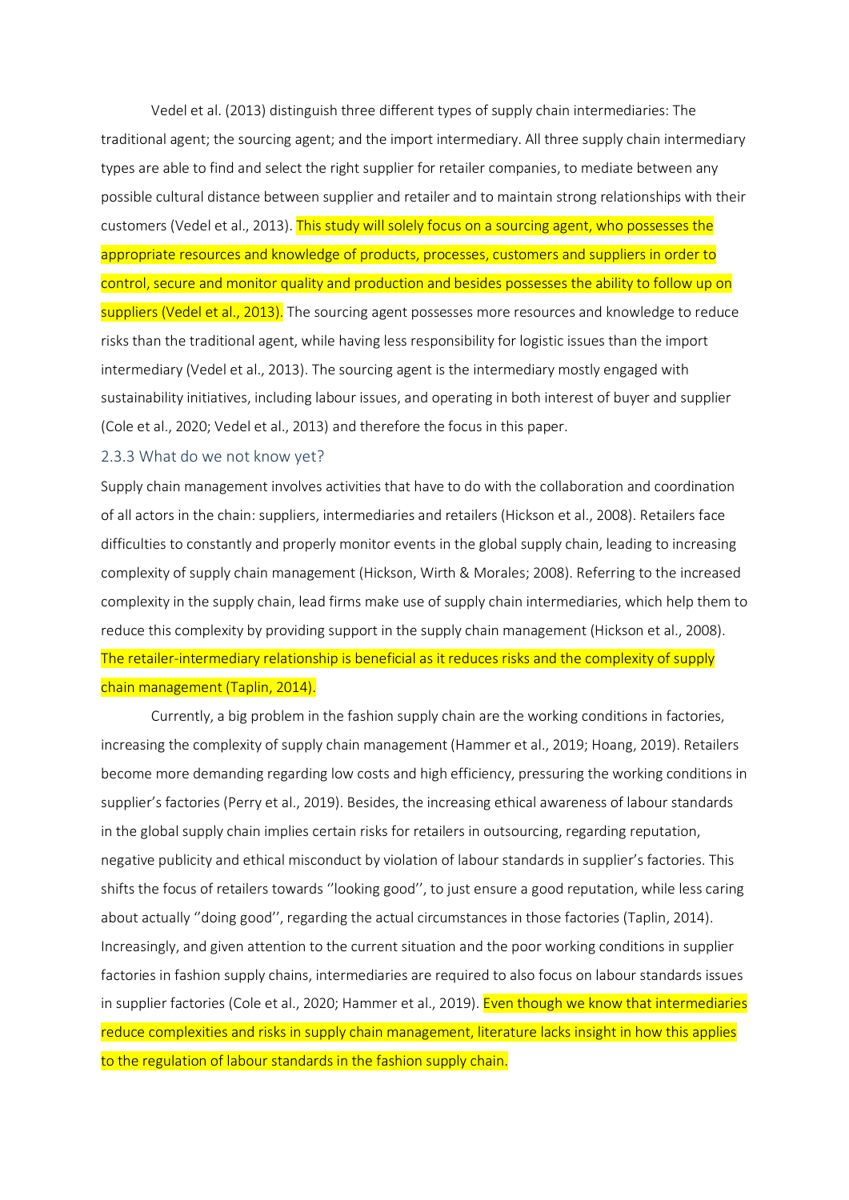Vedel et al. (2013) distinguish three different types of supply chain intermediaries: The traditional agent; the sourcing agent; and the import intermediary. All three supply chain intermediary types are able to find and select the right supplier for retailer companies, to mediate between any possible cultural distance between supplier and retailer and to maintain strong relationships with their customers (Vedel et al., 2013). This study will solely focus on a sourcing agent, who possesses the appropriate resources and knowledge of products, processes, customers and suppliers in order to control, secure and monitor quality and production and besides possesses the ability to follow up on suppliers (Vedel et al., 2013). The sourcing agent possesses more resources and knowledge to reduce risks than the traditional agent, while having less responsibility for logistic issues than the import intermediary (Vedel et al., 2013). The sourcing agent is the intermediary mostly engaged with sustainability initiatives, including labour issues, and operating in both interest of buyer and supplier (Cole et al., 2020; Vedel et al., 2013) and therefore the focus in this paper.

### 2.3.3 What do we not know yet?

Supply chain management involves activities that have to do with the collaboration and coordination of all actors in the chain: suppliers, intermediaries and retailers (Hickson et al., 2008). Retailers face difficulties to constantly and properly monitor events in the global supply chain, leading to increasing complexity of supply chain management (Hickson, Wirth & Morales; 2008). Referring to the increased complexity in the supply chain, lead firms make use of supply chain intermediaries, which help them to reduce this complexity by providing support in the supply chain management (Hickson et al., 2008). The retailer-intermediary relationship is beneficial as it reduces risks and the complexity of supply chain management (Taplin, 2014).

Currently, a big problem in the fashion supply chain are the working conditions in factories, increasing the complexity of supply chain management (Hammer et al., 2019; Hoang, 2019). Retailers become more demanding regarding low costs and high efficiency, pressuring the working conditions in supplier's factories (Perry et al., 2019). Besides, the increasing ethical awareness of labour standards in the global supply chain implies certain risks for retailers in outsourcing, regarding reputation, negative publicity and ethical misconduct by violation of labour standards in supplier's factories. This shifts the focus of retailers towards ''looking good'', to just ensure a good reputation, while less caring about actually ''doing good'', regarding the actual circumstances in those factories (Taplin, 2014). Increasingly, and given attention to the current situation and the poor working conditions in supplier factories in fashion supply chains, intermediaries are required to also focus on labour standards issues in supplier factories (Cole et al., 2020; Hammer et al., 2019). Even though we know that intermediaries reduce complexities and risks in supply chain management, literature lacks insight in how this applies to the regulation of labour standards in the fashion supply chain.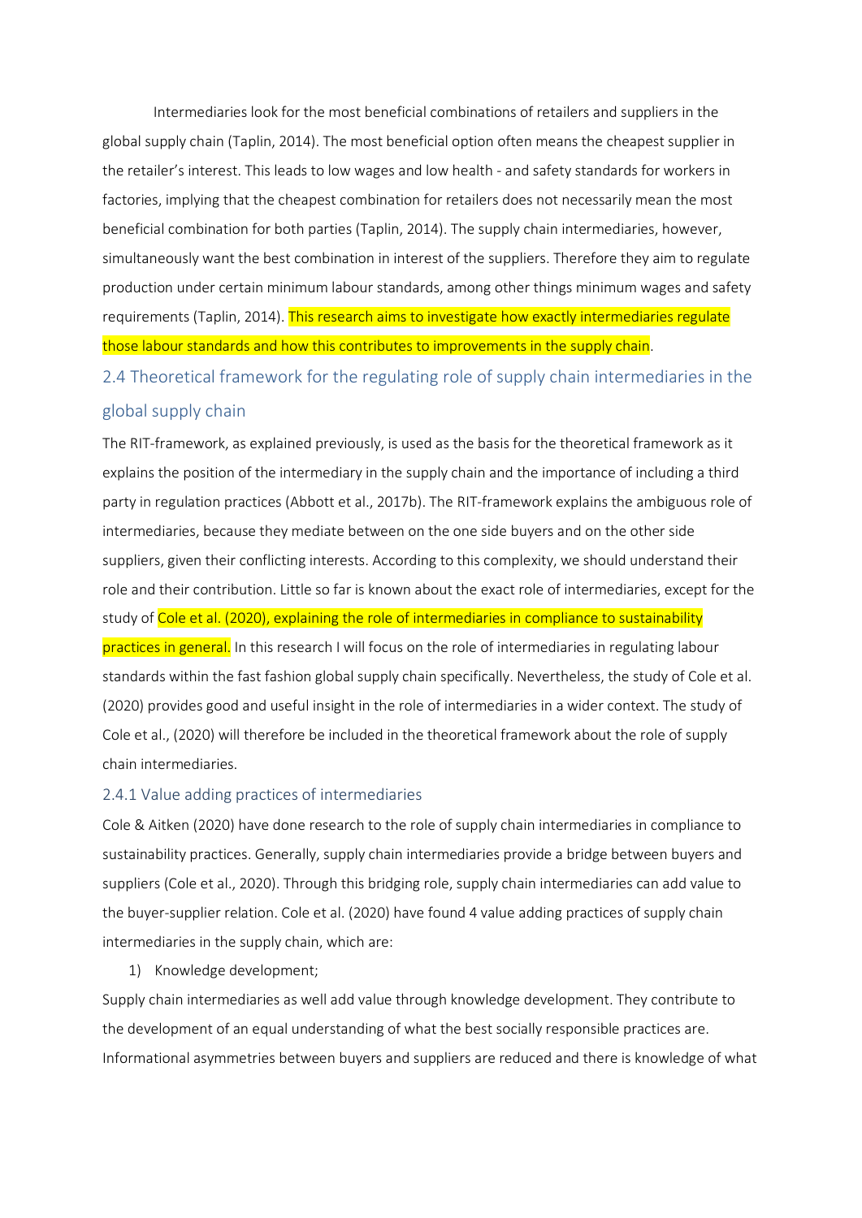Intermediaries look for the most beneficial combinations of retailers and suppliers in the global supply chain (Taplin, 2014). The most beneficial option often means the cheapest supplier in the retailer's interest. This leads to low wages and low health - and safety standards for workers in factories, implying that the cheapest combination for retailers does not necessarily mean the most beneficial combination for both parties (Taplin, 2014). The supply chain intermediaries, however, simultaneously want the best combination in interest of the suppliers. Therefore they aim to regulate production under certain minimum labour standards, among other things minimum wages and safety requirements (Taplin, 2014). This research aims to investigate how exactly intermediaries regulate those labour standards and how this contributes to improvements in the supply chain.

## 2.4 Theoretical framework for the regulating role of supply chain intermediaries in the global supply chain

The RIT-framework, as explained previously, is used as the basis for the theoretical framework as it explains the position of the intermediary in the supply chain and the importance of including a third party in regulation practices (Abbott et al., 2017b). The RIT-framework explains the ambiguous role of intermediaries, because they mediate between on the one side buyers and on the other side suppliers, given their conflicting interests. According to this complexity, we should understand their role and their contribution. Little so far is known about the exact role of intermediaries, except for the study of Cole et al. (2020), explaining the role of intermediaries in compliance to sustainability practices in general. In this research I will focus on the role of intermediaries in regulating labour standards within the fast fashion global supply chain specifically. Nevertheless, the study of Cole et al. (2020) provides good and useful insight in the role of intermediaries in a wider context. The study of Cole et al., (2020) will therefore be included in the theoretical framework about the role of supply chain intermediaries.

### 2.4.1 Value adding practices of intermediaries

Cole & Aitken (2020) have done research to the role of supply chain intermediaries in compliance to sustainability practices. Generally, supply chain intermediaries provide a bridge between buyers and suppliers (Cole et al., 2020). Through this bridging role, supply chain intermediaries can add value to the buyer-supplier relation. Cole et al. (2020) have found 4 value adding practices of supply chain intermediaries in the supply chain, which are:

1) Knowledge development;

Supply chain intermediaries as well add value through knowledge development. They contribute to the development of an equal understanding of what the best socially responsible practices are. Informational asymmetries between buyers and suppliers are reduced and there is knowledge of what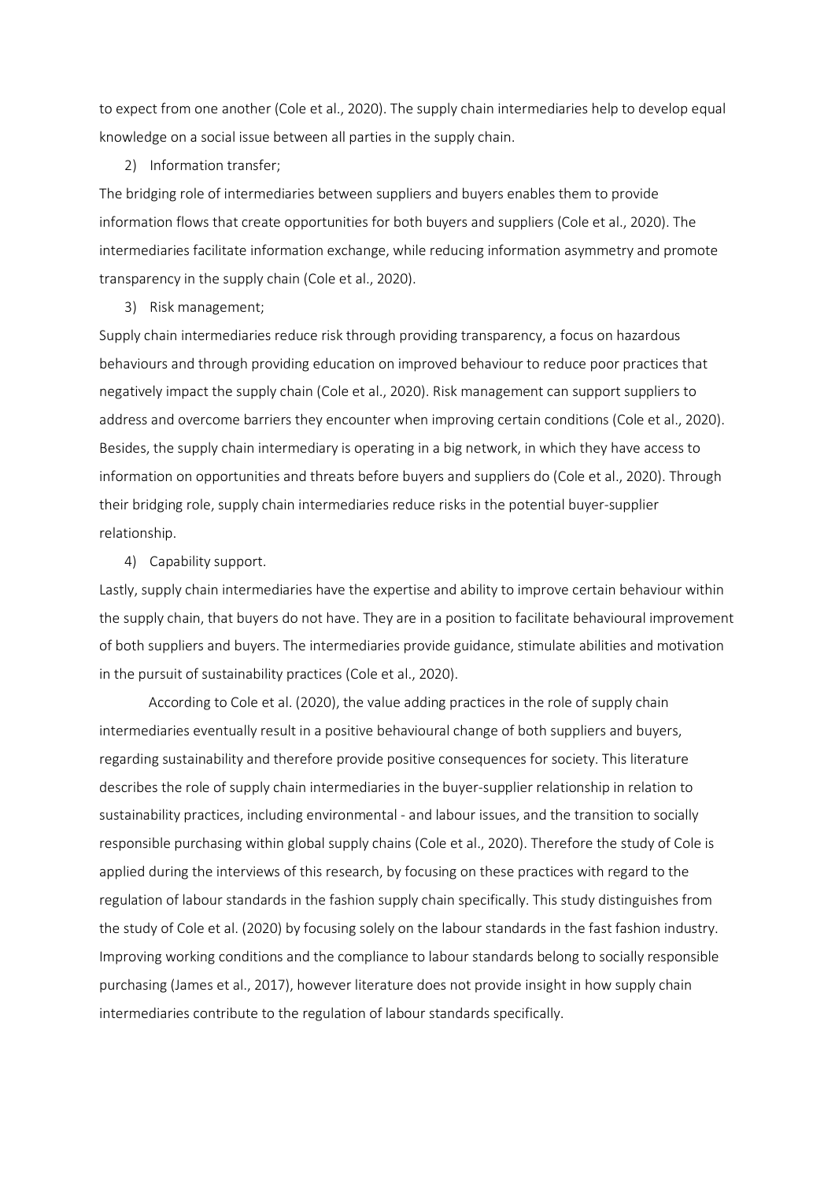to expect from one another (Cole et al., 2020). The supply chain intermediaries help to develop equal knowledge on a social issue between all parties in the supply chain.

2) Information transfer;

The bridging role of intermediaries between suppliers and buyers enables them to provide information flows that create opportunities for both buyers and suppliers (Cole et al., 2020). The intermediaries facilitate information exchange, while reducing information asymmetry and promote transparency in the supply chain (Cole et al., 2020).

3) Risk management;

Supply chain intermediaries reduce risk through providing transparency, a focus on hazardous behaviours and through providing education on improved behaviour to reduce poor practices that negatively impact the supply chain (Cole et al., 2020). Risk management can support suppliers to address and overcome barriers they encounter when improving certain conditions (Cole et al., 2020). Besides, the supply chain intermediary is operating in a big network, in which they have access to information on opportunities and threats before buyers and suppliers do (Cole et al., 2020). Through their bridging role, supply chain intermediaries reduce risks in the potential buyer-supplier relationship.

4) Capability support.

Lastly, supply chain intermediaries have the expertise and ability to improve certain behaviour within the supply chain, that buyers do not have. They are in a position to facilitate behavioural improvement of both suppliers and buyers. The intermediaries provide guidance, stimulate abilities and motivation in the pursuit of sustainability practices (Cole et al., 2020).

According to Cole et al. (2020), the value adding practices in the role of supply chain intermediaries eventually result in a positive behavioural change of both suppliers and buyers, regarding sustainability and therefore provide positive consequences for society. This literature describes the role of supply chain intermediaries in the buyer-supplier relationship in relation to sustainability practices, including environmental - and labour issues, and the transition to socially responsible purchasing within global supply chains (Cole et al., 2020). Therefore the study of Cole is applied during the interviews of this research, by focusing on these practices with regard to the regulation of labour standards in the fashion supply chain specifically. This study distinguishes from the study of Cole et al. (2020) by focusing solely on the labour standards in the fast fashion industry. Improving working conditions and the compliance to labour standards belong to socially responsible purchasing (James et al., 2017), however literature does not provide insight in how supply chain intermediaries contribute to the regulation of labour standards specifically.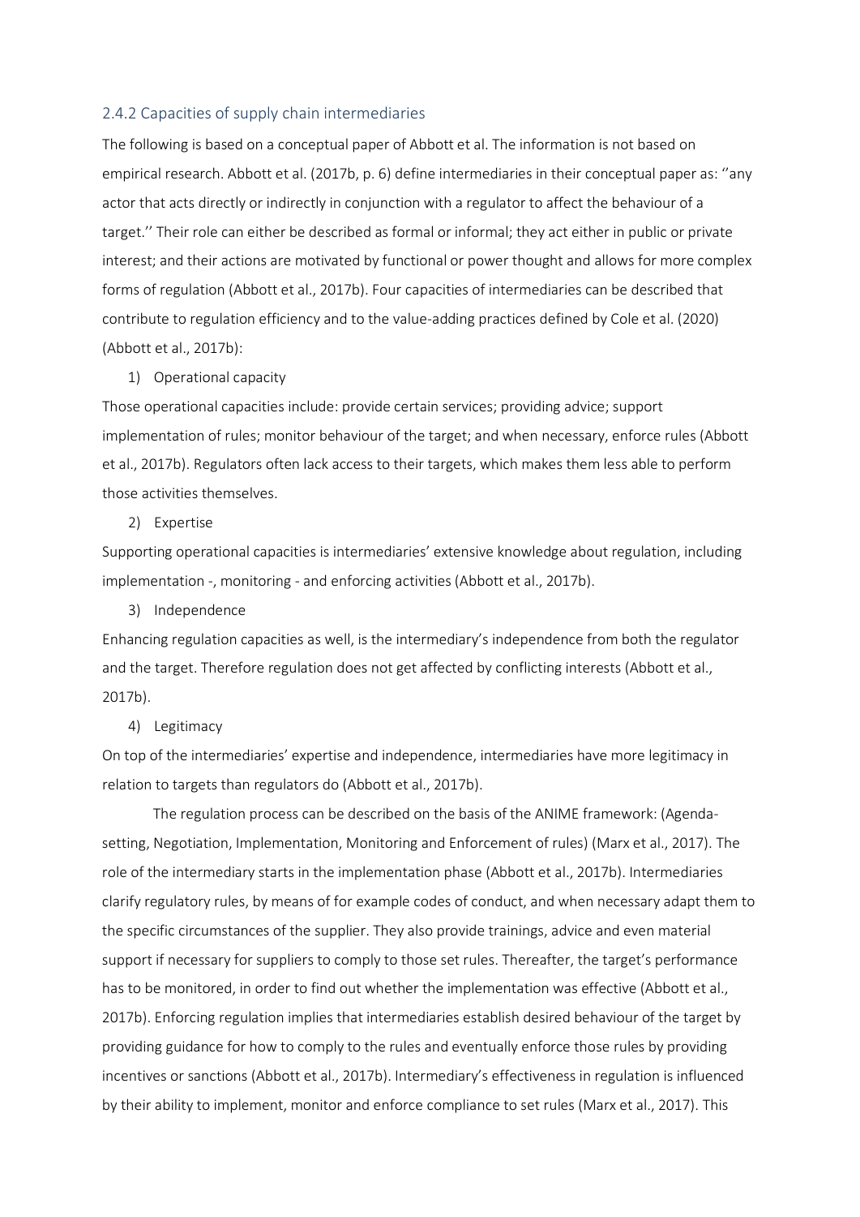### 2.4.2 Capacities of supply chain intermediaries

The following is based on a conceptual paper of Abbott et al. The information is not based on empirical research. Abbott et al. (2017b, p. 6) define intermediaries in their conceptual paper as: ''any actor that acts directly or indirectly in conjunction with a regulator to affect the behaviour of a target.'' Their role can either be described as formal or informal; they act either in public or private interest; and their actions are motivated by functional or power thought and allows for more complex forms of regulation (Abbott et al., 2017b). Four capacities of intermediaries can be described that contribute to regulation efficiency and to the value-adding practices defined by Cole et al. (2020) (Abbott et al., 2017b):

1) Operational capacity

Those operational capacities include: provide certain services; providing advice; support implementation of rules; monitor behaviour of the target; and when necessary, enforce rules (Abbott et al., 2017b). Regulators often lack access to their targets, which makes them less able to perform those activities themselves.

2) Expertise

Supporting operational capacities is intermediaries' extensive knowledge about regulation, including implementation -, monitoring - and enforcing activities (Abbott et al., 2017b).

3) Independence

Enhancing regulation capacities as well, is the intermediary's independence from both the regulator and the target. Therefore regulation does not get affected by conflicting interests (Abbott et al., 2017b).

4) Legitimacy

On top of the intermediaries' expertise and independence, intermediaries have more legitimacy in relation to targets than regulators do (Abbott et al., 2017b).

The regulation process can be described on the basis of the ANIME framework: (Agenda-setting, Negotiation, Implementation, Monitoring and Enforcement of rules) (Marx et al., 2017). The role of the intermediary starts in the implementation phase (Abbott et al., 2017b). Intermediaries clarify regulatory rules, by means of for example codes of conduct, and when necessary adapt them to the specific circumstances of the supplier. They also provide trainings, advice and even material support if necessary for suppliers to comply to those set rules. Thereafter, the target's performance has to be monitored, in order to find out whether the implementation was effective (Abbott et al., 2017b). Enforcing regulation implies that intermediaries establish desired behaviour of the target by providing guidance for how to comply to the rules and eventually enforce those rules by providing incentives or sanctions (Abbott et al., 2017b). Intermediary's effectiveness in regulation is influenced by their ability to implement, monitor and enforce compliance to set rules (Marx et al., 2017). This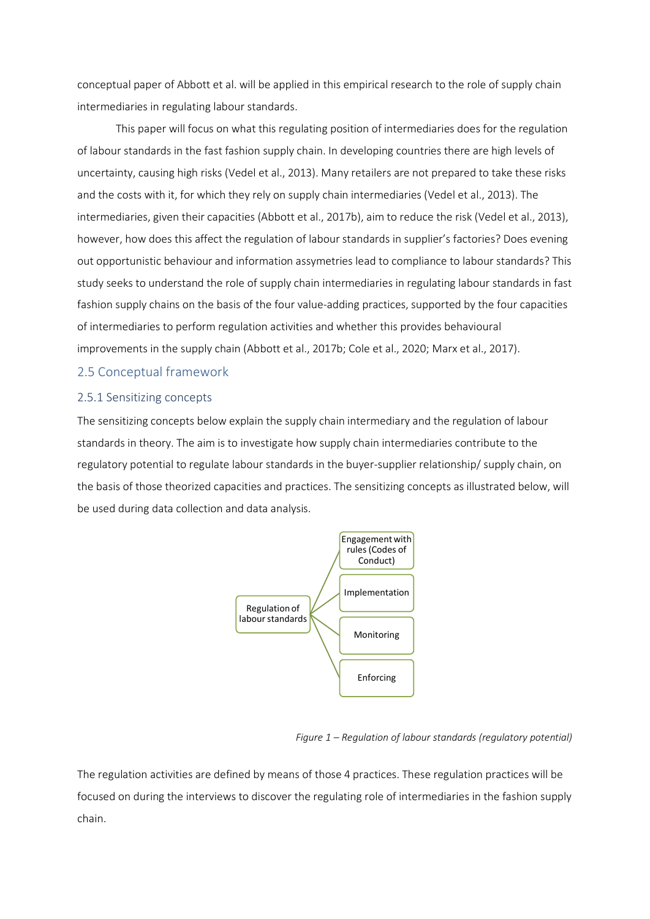conceptual paper of Abbott et al. will be applied in this empirical research to the role of supply chain intermediaries in regulating labour standards.

This paper will focus on what this regulating position of intermediaries does for the regulation of labour standards in the fast fashion supply chain. In developing countries there are high levels of uncertainty, causing high risks (Vedel et al., 2013). Many retailers are not prepared to take these risks and the costs with it, for which they rely on supply chain intermediaries (Vedel et al., 2013). The intermediaries, given their capacities (Abbott et al., 2017b), aim to reduce the risk (Vedel et al., 2013), however, how does this affect the regulation of labour standards in supplier's factories? Does evening out opportunistic behaviour and information assymetries lead to compliance to labour standards? This study seeks to understand the role of supply chain intermediaries in regulating labour standards in fast fashion supply chains on the basis of the four value-adding practices, supported by the four capacities of intermediaries to perform regulation activities and whether this provides behavioural improvements in the supply chain (Abbott et al., 2017b; Cole et al., 2020; Marx et al., 2017).

## 2.5 Conceptual framework

### 2.5.1 Sensitizing concepts

The sensitizing concepts below explain the supply chain intermediary and the regulation of labour standards in theory. The aim is to investigate how supply chain intermediaries contribute to the regulatory potential to regulate labour standards in the buyer-supplier relationship/ supply chain, on the basis of those theorized capacities and practices. The sensitizing concepts as illustrated below, will be used during data collection and data analysis.

Regulation of labour standards → Engagement with rules (Codes of Conduct); Implementation; Monitoring; Enforcing

*Figure 1 – Regulation of labour standards (regulatory potential)*

The regulation activities are defined by means of those 4 practices. These regulation practices will be focused on during the interviews to discover the regulating role of intermediaries in the fashion supply chain.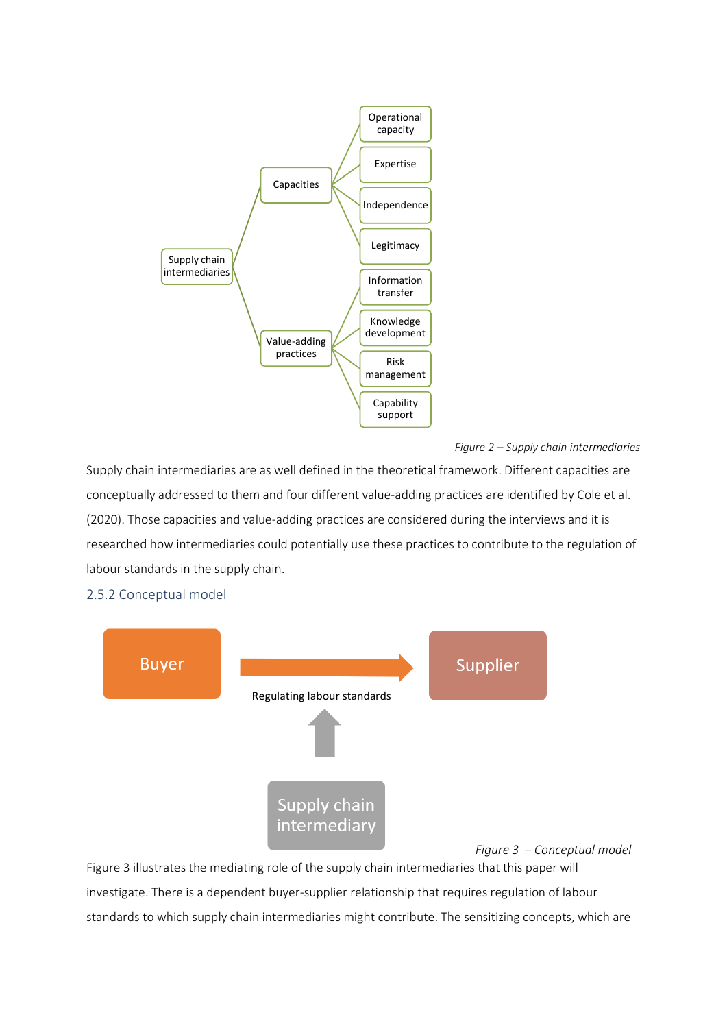Figure 2 – Supply chain intermediaries

Supply chain intermediaries are as well defined in the theoretical framework. Different capacities are conceptually addressed to them and four different value-adding practices are identified by Cole et al. (2020). Those capacities and value-adding practices are considered during the interviews and it is researched how intermediaries could potentially use these practices to contribute to the regulation of labour standards in the supply chain.

### 2.5.2 Conceptual model

Figure 3 – Conceptual model

Figure 3 illustrates the mediating role of the supply chain intermediaries that this paper will investigate. There is a dependent buyer-supplier relationship that requires regulation of labour standards to which supply chain intermediaries might contribute. The sensitizing concepts, which are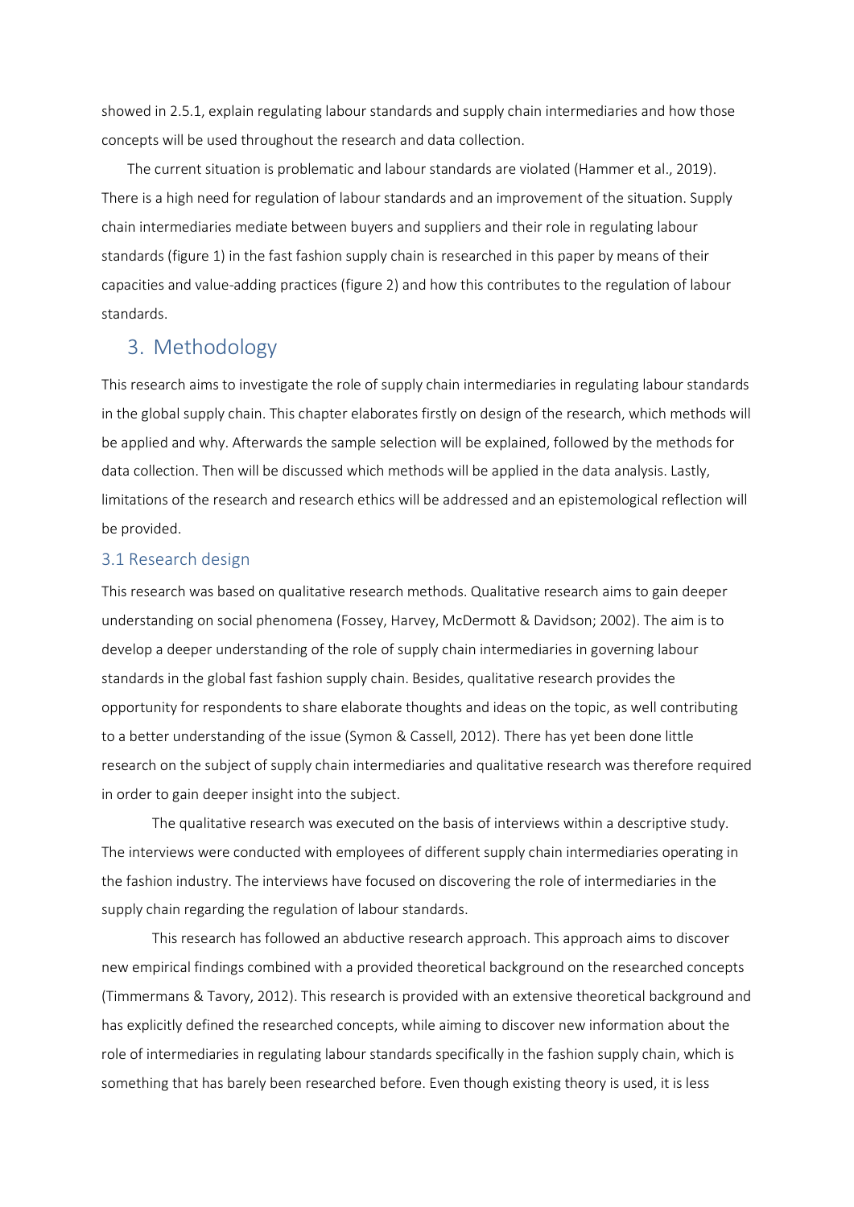showed in 2.5.1, explain regulating labour standards and supply chain intermediaries and how those concepts will be used throughout the research and data collection.

The current situation is problematic and labour standards are violated (Hammer et al., 2019). There is a high need for regulation of labour standards and an improvement of the situation. Supply chain intermediaries mediate between buyers and suppliers and their role in regulating labour standards (figure 1) in the fast fashion supply chain is researched in this paper by means of their capacities and value-adding practices (figure 2) and how this contributes to the regulation of labour standards.

# 3. Methodology

This research aims to investigate the role of supply chain intermediaries in regulating labour standards in the global supply chain. This chapter elaborates firstly on design of the research, which methods will be applied and why. Afterwards the sample selection will be explained, followed by the methods for data collection. Then will be discussed which methods will be applied in the data analysis. Lastly, limitations of the research and research ethics will be addressed and an epistemological reflection will be provided.

## 3.1 Research design

This research was based on qualitative research methods. Qualitative research aims to gain deeper understanding on social phenomena (Fossey, Harvey, McDermott & Davidson; 2002). The aim is to develop a deeper understanding of the role of supply chain intermediaries in governing labour standards in the global fast fashion supply chain. Besides, qualitative research provides the opportunity for respondents to share elaborate thoughts and ideas on the topic, as well contributing to a better understanding of the issue (Symon & Cassell, 2012). There has yet been done little research on the subject of supply chain intermediaries and qualitative research was therefore required in order to gain deeper insight into the subject.

The qualitative research was executed on the basis of interviews within a descriptive study. The interviews were conducted with employees of different supply chain intermediaries operating in the fashion industry. The interviews have focused on discovering the role of intermediaries in the supply chain regarding the regulation of labour standards.

This research has followed an abductive research approach. This approach aims to discover new empirical findings combined with a provided theoretical background on the researched concepts (Timmermans & Tavory, 2012). This research is provided with an extensive theoretical background and has explicitly defined the researched concepts, while aiming to discover new information about the role of intermediaries in regulating labour standards specifically in the fashion supply chain, which is something that has barely been researched before. Even though existing theory is used, it is less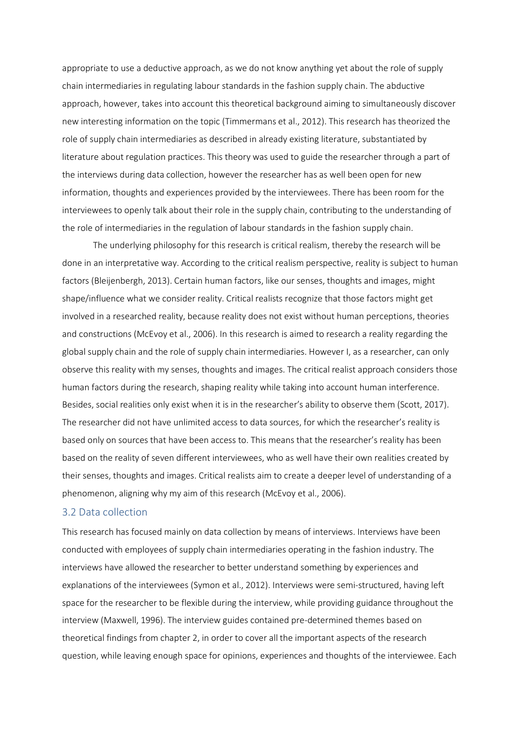appropriate to use a deductive approach, as we do not know anything yet about the role of supply chain intermediaries in regulating labour standards in the fashion supply chain. The abductive approach, however, takes into account this theoretical background aiming to simultaneously discover new interesting information on the topic (Timmermans et al., 2012). This research has theorized the role of supply chain intermediaries as described in already existing literature, substantiated by literature about regulation practices. This theory was used to guide the researcher through a part of the interviews during data collection, however the researcher has as well been open for new information, thoughts and experiences provided by the interviewees. There has been room for the interviewees to openly talk about their role in the supply chain, contributing to the understanding of the role of intermediaries in the regulation of labour standards in the fashion supply chain.

The underlying philosophy for this research is critical realism, thereby the research will be done in an interpretative way. According to the critical realism perspective, reality is subject to human factors (Bleijenbergh, 2013). Certain human factors, like our senses, thoughts and images, might shape/influence what we consider reality. Critical realists recognize that those factors might get involved in a researched reality, because reality does not exist without human perceptions, theories and constructions (McEvoy et al., 2006). In this research is aimed to research a reality regarding the global supply chain and the role of supply chain intermediaries. However I, as a researcher, can only observe this reality with my senses, thoughts and images. The critical realist approach considers those human factors during the research, shaping reality while taking into account human interference. Besides, social realities only exist when it is in the researcher's ability to observe them (Scott, 2017). The researcher did not have unlimited access to data sources, for which the researcher's reality is based only on sources that have been access to. This means that the researcher's reality has been based on the reality of seven different interviewees, who as well have their own realities created by their senses, thoughts and images. Critical realists aim to create a deeper level of understanding of a phenomenon, aligning why my aim of this research (McEvoy et al., 2006).

## 3.2 Data collection

This research has focused mainly on data collection by means of interviews. Interviews have been conducted with employees of supply chain intermediaries operating in the fashion industry. The interviews have allowed the researcher to better understand something by experiences and explanations of the interviewees (Symon et al., 2012). Interviews were semi-structured, having left space for the researcher to be flexible during the interview, while providing guidance throughout the interview (Maxwell, 1996). The interview guides contained pre-determined themes based on theoretical findings from chapter 2, in order to cover all the important aspects of the research question, while leaving enough space for opinions, experiences and thoughts of the interviewee. Each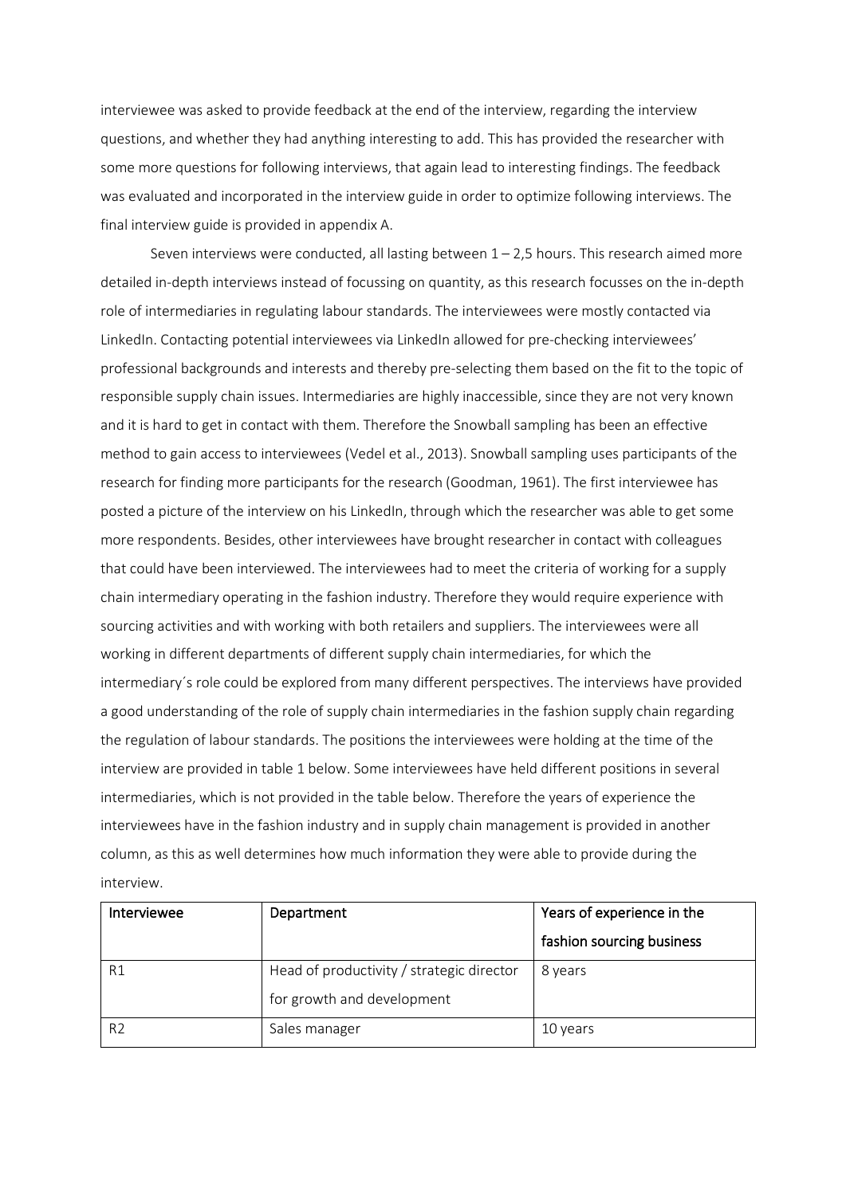interviewee was asked to provide feedback at the end of the interview, regarding the interview questions, and whether they had anything interesting to add. This has provided the researcher with some more questions for following interviews, that again lead to interesting findings. The feedback was evaluated and incorporated in the interview guide in order to optimize following interviews. The final interview guide is provided in appendix A.

Seven interviews were conducted, all lasting between 1 – 2,5 hours. This research aimed more detailed in-depth interviews instead of focussing on quantity, as this research focusses on the in-depth role of intermediaries in regulating labour standards. The interviewees were mostly contacted via LinkedIn. Contacting potential interviewees via LinkedIn allowed for pre-checking interviewees' professional backgrounds and interests and thereby pre-selecting them based on the fit to the topic of responsible supply chain issues. Intermediaries are highly inaccessible, since they are not very known and it is hard to get in contact with them. Therefore the Snowball sampling has been an effective method to gain access to interviewees (Vedel et al., 2013). Snowball sampling uses participants of the research for finding more participants for the research (Goodman, 1961). The first interviewee has posted a picture of the interview on his LinkedIn, through which the researcher was able to get some more respondents. Besides, other interviewees have brought researcher in contact with colleagues that could have been interviewed. The interviewees had to meet the criteria of working for a supply chain intermediary operating in the fashion industry. Therefore they would require experience with sourcing activities and with working with both retailers and suppliers. The interviewees were all working in different departments of different supply chain intermediaries, for which the intermediary´s role could be explored from many different perspectives. The interviews have provided a good understanding of the role of supply chain intermediaries in the fashion supply chain regarding the regulation of labour standards. The positions the interviewees were holding at the time of the interview are provided in table 1 below. Some interviewees have held different positions in several intermediaries, which is not provided in the table below. Therefore the years of experience the interviewees have in the fashion industry and in supply chain management is provided in another column, as this as well determines how much information they were able to provide during the interview.

| Interviewee | Department | Years of experience in the fashion sourcing business |
|---|---|---|
| R1 | Head of productivity / strategic director for growth and development | 8 years |
| R2 | Sales manager | 10 years |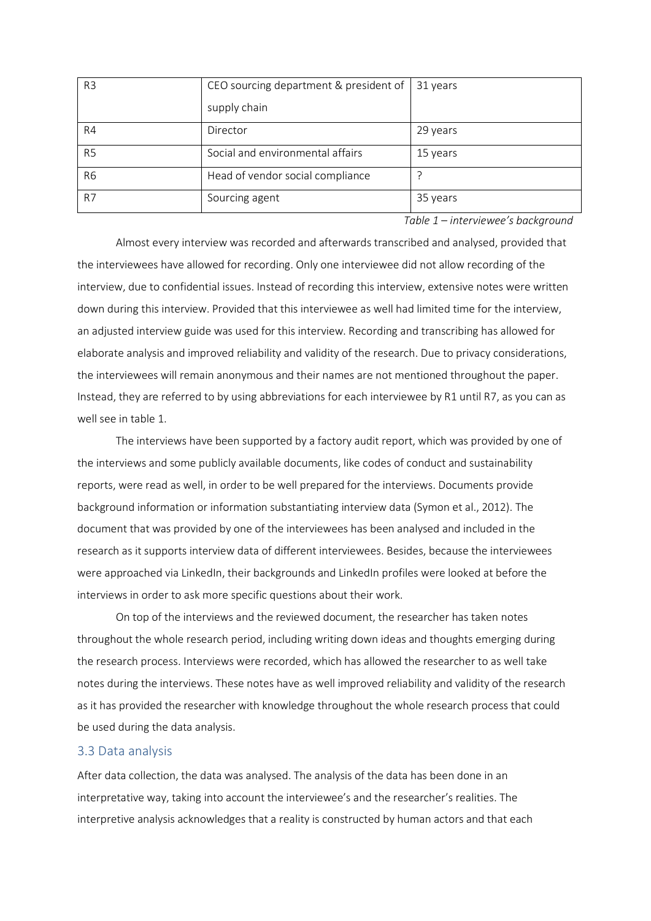| R3 | CEO sourcing department & president of supply chain | 31 years |
|---|---|---|
| R4 | Director | 29 years |
| R5 | Social and environmental affairs | 15 years |
| R6 | Head of vendor social compliance | ? |
| R7 | Sourcing agent | 35 years |

*Table 1 – interviewee's background*

Almost every interview was recorded and afterwards transcribed and analysed, provided that the interviewees have allowed for recording. Only one interviewee did not allow recording of the interview, due to confidential issues. Instead of recording this interview, extensive notes were written down during this interview. Provided that this interviewee as well had limited time for the interview, an adjusted interview guide was used for this interview. Recording and transcribing has allowed for elaborate analysis and improved reliability and validity of the research. Due to privacy considerations, the interviewees will remain anonymous and their names are not mentioned throughout the paper. Instead, they are referred to by using abbreviations for each interviewee by R1 until R7, as you can as well see in table 1.

The interviews have been supported by a factory audit report, which was provided by one of the interviews and some publicly available documents, like codes of conduct and sustainability reports, were read as well, in order to be well prepared for the interviews. Documents provide background information or information substantiating interview data (Symon et al., 2012). The document that was provided by one of the interviewees has been analysed and included in the research as it supports interview data of different interviewees. Besides, because the interviewees were approached via LinkedIn, their backgrounds and LinkedIn profiles were looked at before the interviews in order to ask more specific questions about their work.

On top of the interviews and the reviewed document, the researcher has taken notes throughout the whole research period, including writing down ideas and thoughts emerging during the research process. Interviews were recorded, which has allowed the researcher to as well take notes during the interviews. These notes have as well improved reliability and validity of the research as it has provided the researcher with knowledge throughout the whole research process that could be used during the data analysis.

## 3.3 Data analysis

After data collection, the data was analysed. The analysis of the data has been done in an interpretative way, taking into account the interviewee's and the researcher's realities. The interpretive analysis acknowledges that a reality is constructed by human actors and that each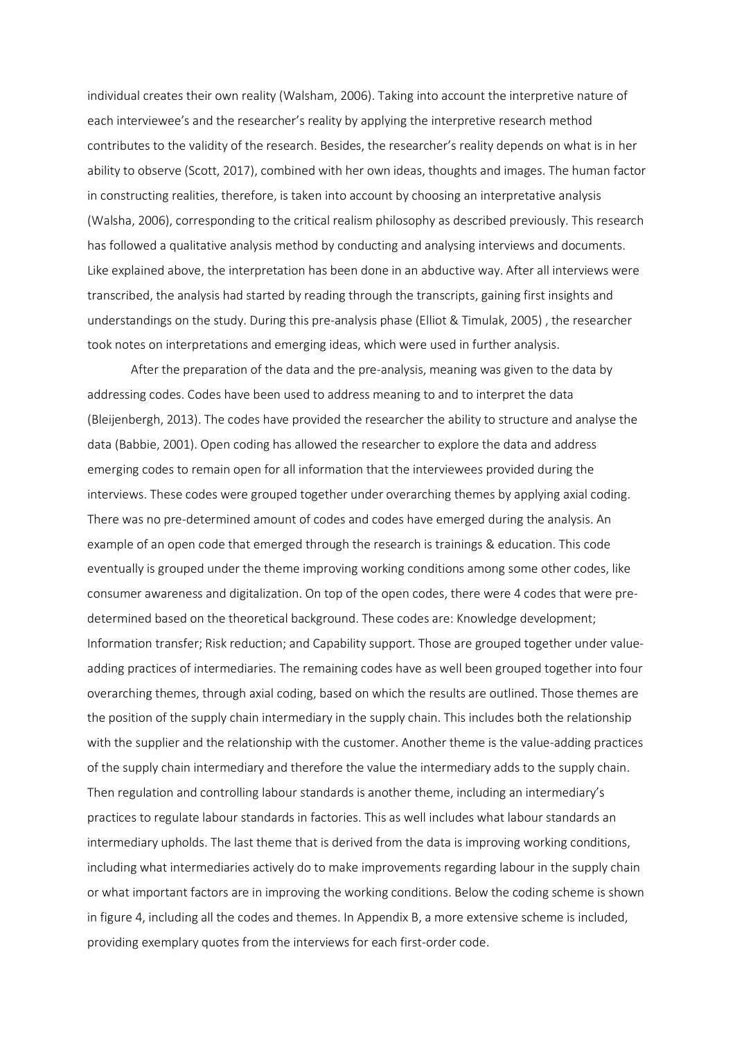individual creates their own reality (Walsham, 2006). Taking into account the interpretive nature of each interviewee's and the researcher's reality by applying the interpretive research method contributes to the validity of the research. Besides, the researcher's reality depends on what is in her ability to observe (Scott, 2017), combined with her own ideas, thoughts and images. The human factor in constructing realities, therefore, is taken into account by choosing an interpretative analysis (Walsha, 2006), corresponding to the critical realism philosophy as described previously. This research has followed a qualitative analysis method by conducting and analysing interviews and documents. Like explained above, the interpretation has been done in an abductive way. After all interviews were transcribed, the analysis had started by reading through the transcripts, gaining first insights and understandings on the study. During this pre-analysis phase (Elliot & Timulak, 2005) , the researcher took notes on interpretations and emerging ideas, which were used in further analysis.

After the preparation of the data and the pre-analysis, meaning was given to the data by addressing codes. Codes have been used to address meaning to and to interpret the data (Bleijenbergh, 2013). The codes have provided the researcher the ability to structure and analyse the data (Babbie, 2001). Open coding has allowed the researcher to explore the data and address emerging codes to remain open for all information that the interviewees provided during the interviews. These codes were grouped together under overarching themes by applying axial coding. There was no pre-determined amount of codes and codes have emerged during the analysis. An example of an open code that emerged through the research is trainings & education. This code eventually is grouped under the theme improving working conditions among some other codes, like consumer awareness and digitalization. On top of the open codes, there were 4 codes that were pre-determined based on the theoretical background. These codes are: Knowledge development; Information transfer; Risk reduction; and Capability support. Those are grouped together under value-adding practices of intermediaries. The remaining codes have as well been grouped together into four overarching themes, through axial coding, based on which the results are outlined. Those themes are the position of the supply chain intermediary in the supply chain. This includes both the relationship with the supplier and the relationship with the customer. Another theme is the value-adding practices of the supply chain intermediary and therefore the value the intermediary adds to the supply chain. Then regulation and controlling labour standards is another theme, including an intermediary's practices to regulate labour standards in factories. This as well includes what labour standards an intermediary upholds. The last theme that is derived from the data is improving working conditions, including what intermediaries actively do to make improvements regarding labour in the supply chain or what important factors are in improving the working conditions. Below the coding scheme is shown in figure 4, including all the codes and themes. In Appendix B, a more extensive scheme is included, providing exemplary quotes from the interviews for each first-order code.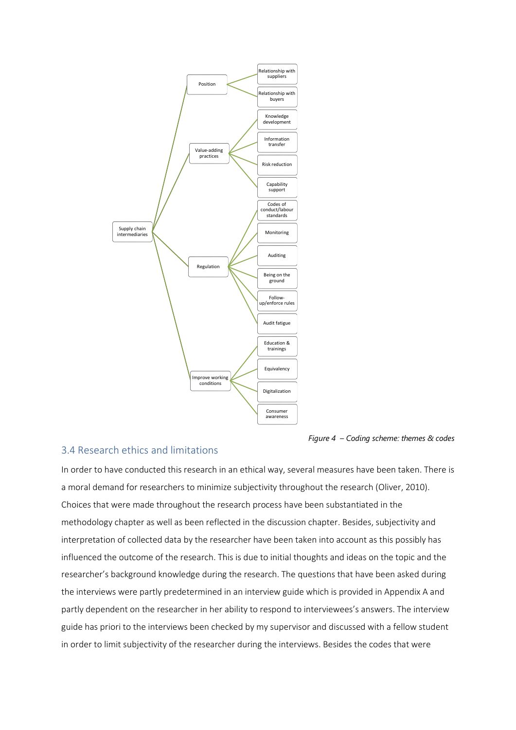- Supply chain intermediaries
  - Position
    - Relationship with suppliers
    - Relationship with buyers
  - Value-adding practices
    - Knowledge development
    - Information transfer
    - Risk reduction
    - Capability support
  - Regulation
    - Codes of conduct/labour standards
    - Monitoring
    - Auditing
    - Being on the ground
    - Follow-up/enforce rules
    - Audit fatigue
  - Improve working conditions
    - Education & trainings
    - Equivalency
    - Digitalization
    - Consumer awareness

*Figure 4 – Coding scheme: themes & codes*

## 3.4 Research ethics and limitations

In order to have conducted this research in an ethical way, several measures have been taken. There is a moral demand for researchers to minimize subjectivity throughout the research (Oliver, 2010). Choices that were made throughout the research process have been substantiated in the methodology chapter as well as been reflected in the discussion chapter. Besides, subjectivity and interpretation of collected data by the researcher have been taken into account as this possibly has influenced the outcome of the research. This is due to initial thoughts and ideas on the topic and the researcher's background knowledge during the research. The questions that have been asked during the interviews were partly predetermined in an interview guide which is provided in Appendix A and partly dependent on the researcher in her ability to respond to interviewees's answers. The interview guide has priori to the interviews been checked by my supervisor and discussed with a fellow student in order to limit subjectivity of the researcher during the interviews. Besides the codes that were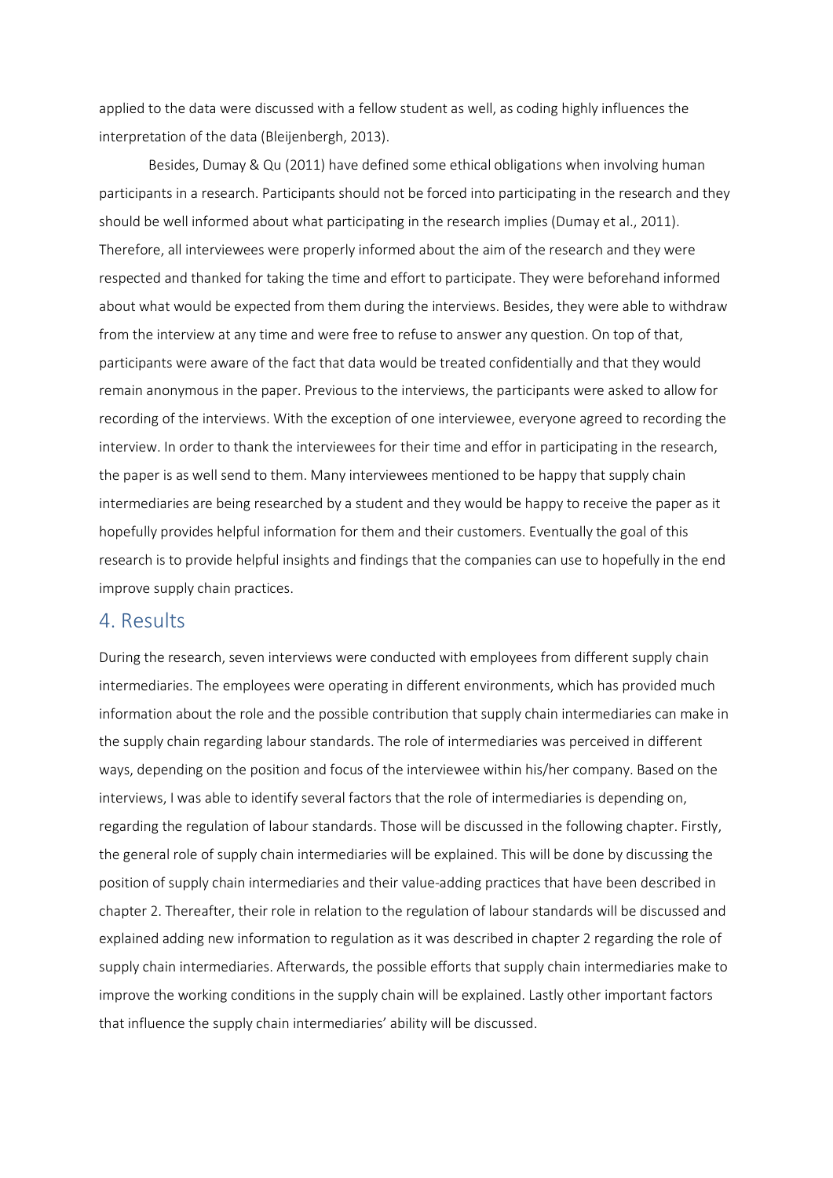applied to the data were discussed with a fellow student as well, as coding highly influences the interpretation of the data (Bleijenbergh, 2013).

Besides, Dumay & Qu (2011) have defined some ethical obligations when involving human participants in a research. Participants should not be forced into participating in the research and they should be well informed about what participating in the research implies (Dumay et al., 2011). Therefore, all interviewees were properly informed about the aim of the research and they were respected and thanked for taking the time and effort to participate. They were beforehand informed about what would be expected from them during the interviews. Besides, they were able to withdraw from the interview at any time and were free to refuse to answer any question. On top of that, participants were aware of the fact that data would be treated confidentially and that they would remain anonymous in the paper. Previous to the interviews, the participants were asked to allow for recording of the interviews. With the exception of one interviewee, everyone agreed to recording the interview. In order to thank the interviewees for their time and effor in participating in the research, the paper is as well send to them. Many interviewees mentioned to be happy that supply chain intermediaries are being researched by a student and they would be happy to receive the paper as it hopefully provides helpful information for them and their customers. Eventually the goal of this research is to provide helpful insights and findings that the companies can use to hopefully in the end improve supply chain practices.

# 4. Results

During the research, seven interviews were conducted with employees from different supply chain intermediaries. The employees were operating in different environments, which has provided much information about the role and the possible contribution that supply chain intermediaries can make in the supply chain regarding labour standards. The role of intermediaries was perceived in different ways, depending on the position and focus of the interviewee within his/her company. Based on the interviews, I was able to identify several factors that the role of intermediaries is depending on, regarding the regulation of labour standards. Those will be discussed in the following chapter. Firstly, the general role of supply chain intermediaries will be explained. This will be done by discussing the position of supply chain intermediaries and their value-adding practices that have been described in chapter 2. Thereafter, their role in relation to the regulation of labour standards will be discussed and explained adding new information to regulation as it was described in chapter 2 regarding the role of supply chain intermediaries. Afterwards, the possible efforts that supply chain intermediaries make to improve the working conditions in the supply chain will be explained. Lastly other important factors that influence the supply chain intermediaries' ability will be discussed.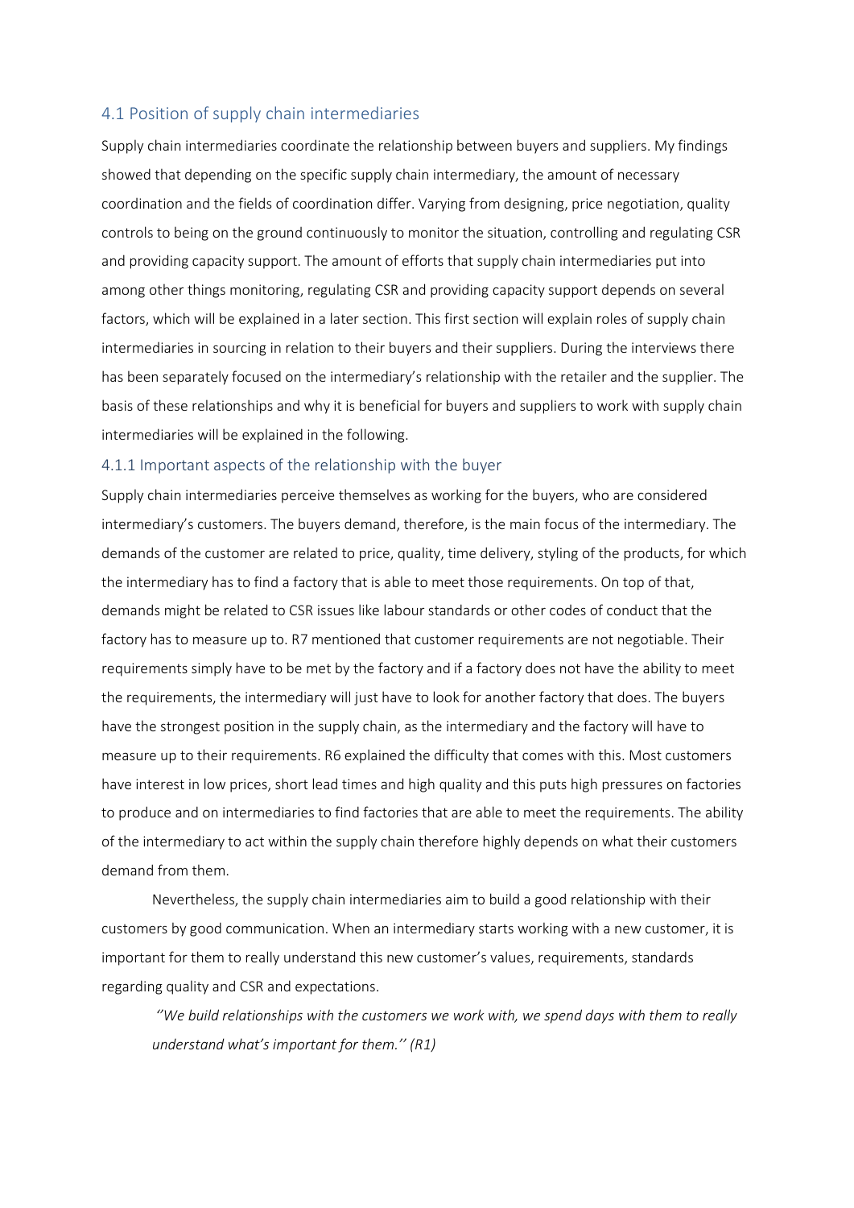## 4.1 Position of supply chain intermediaries

Supply chain intermediaries coordinate the relationship between buyers and suppliers. My findings showed that depending on the specific supply chain intermediary, the amount of necessary coordination and the fields of coordination differ. Varying from designing, price negotiation, quality controls to being on the ground continuously to monitor the situation, controlling and regulating CSR and providing capacity support. The amount of efforts that supply chain intermediaries put into among other things monitoring, regulating CSR and providing capacity support depends on several factors, which will be explained in a later section. This first section will explain roles of supply chain intermediaries in sourcing in relation to their buyers and their suppliers. During the interviews there has been separately focused on the intermediary's relationship with the retailer and the supplier. The basis of these relationships and why it is beneficial for buyers and suppliers to work with supply chain intermediaries will be explained in the following.

### 4.1.1 Important aspects of the relationship with the buyer

Supply chain intermediaries perceive themselves as working for the buyers, who are considered intermediary's customers. The buyers demand, therefore, is the main focus of the intermediary. The demands of the customer are related to price, quality, time delivery, styling of the products, for which the intermediary has to find a factory that is able to meet those requirements. On top of that, demands might be related to CSR issues like labour standards or other codes of conduct that the factory has to measure up to. R7 mentioned that customer requirements are not negotiable. Their requirements simply have to be met by the factory and if a factory does not have the ability to meet the requirements, the intermediary will just have to look for another factory that does. The buyers have the strongest position in the supply chain, as the intermediary and the factory will have to measure up to their requirements. R6 explained the difficulty that comes with this. Most customers have interest in low prices, short lead times and high quality and this puts high pressures on factories to produce and on intermediaries to find factories that are able to meet the requirements. The ability of the intermediary to act within the supply chain therefore highly depends on what their customers demand from them.

Nevertheless, the supply chain intermediaries aim to build a good relationship with their customers by good communication. When an intermediary starts working with a new customer, it is important for them to really understand this new customer's values, requirements, standards regarding quality and CSR and expectations.

> *''We build relationships with the customers we work with, we spend days with them to really understand what's important for them.'' (R1)*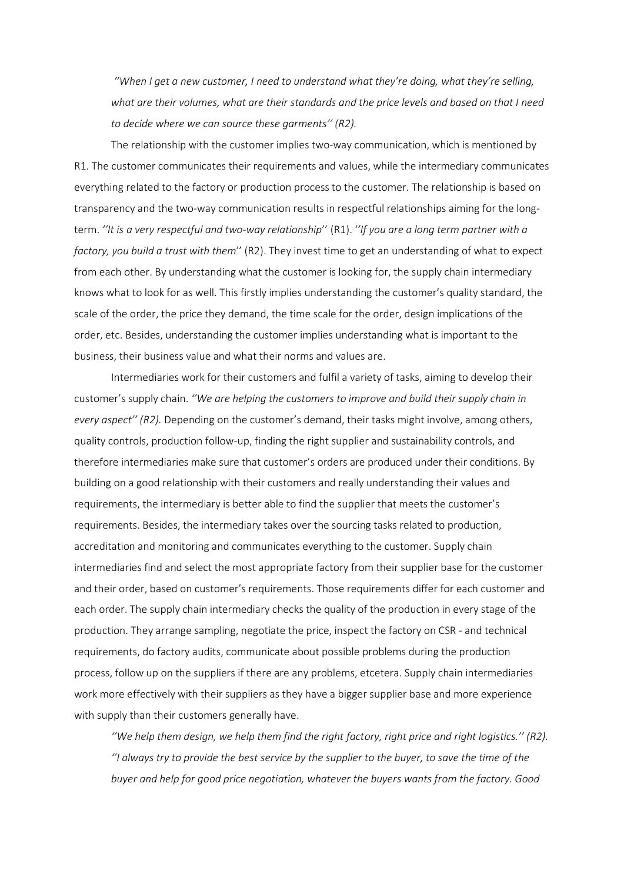*''When I get a new customer, I need to understand what they're doing, what they're selling, what are their volumes, what are their standards and the price levels and based on that I need to decide where we can source these garments'' (R2).*

The relationship with the customer implies two-way communication, which is mentioned by R1. The customer communicates their requirements and values, while the intermediary communicates everything related to the factory or production process to the customer. The relationship is based on transparency and the two-way communication results in respectful relationships aiming for the long-term. *''It is a very respectful and two-way relationship*'' (R1). *''If you are a long term partner with a factory, you build a trust with them*'' (R2). They invest time to get an understanding of what to expect from each other. By understanding what the customer is looking for, the supply chain intermediary knows what to look for as well. This firstly implies understanding the customer's quality standard, the scale of the order, the price they demand, the time scale for the order, design implications of the order, etc. Besides, understanding the customer implies understanding what is important to the business, their business value and what their norms and values are.

Intermediaries work for their customers and fulfil a variety of tasks, aiming to develop their customer's supply chain. *''We are helping the customers to improve and build their supply chain in every aspect'' (R2).* Depending on the customer's demand, their tasks might involve, among others, quality controls, production follow-up, finding the right supplier and sustainability controls, and therefore intermediaries make sure that customer's orders are produced under their conditions. By building on a good relationship with their customers and really understanding their values and requirements, the intermediary is better able to find the supplier that meets the customer's requirements. Besides, the intermediary takes over the sourcing tasks related to production, accreditation and monitoring and communicates everything to the customer. Supply chain intermediaries find and select the most appropriate factory from their supplier base for the customer and their order, based on customer's requirements. Those requirements differ for each customer and each order. The supply chain intermediary checks the quality of the production in every stage of the production. They arrange sampling, negotiate the price, inspect the factory on CSR - and technical requirements, do factory audits, communicate about possible problems during the production process, follow up on the suppliers if there are any problems, etcetera. Supply chain intermediaries work more effectively with their suppliers as they have a bigger supplier base and more experience with supply than their customers generally have.

*''We help them design, we help them find the right factory, right price and right logistics.'' (R2). ''I always try to provide the best service by the supplier to the buyer, to save the time of the buyer and help for good price negotiation, whatever the buyers wants from the factory. Good*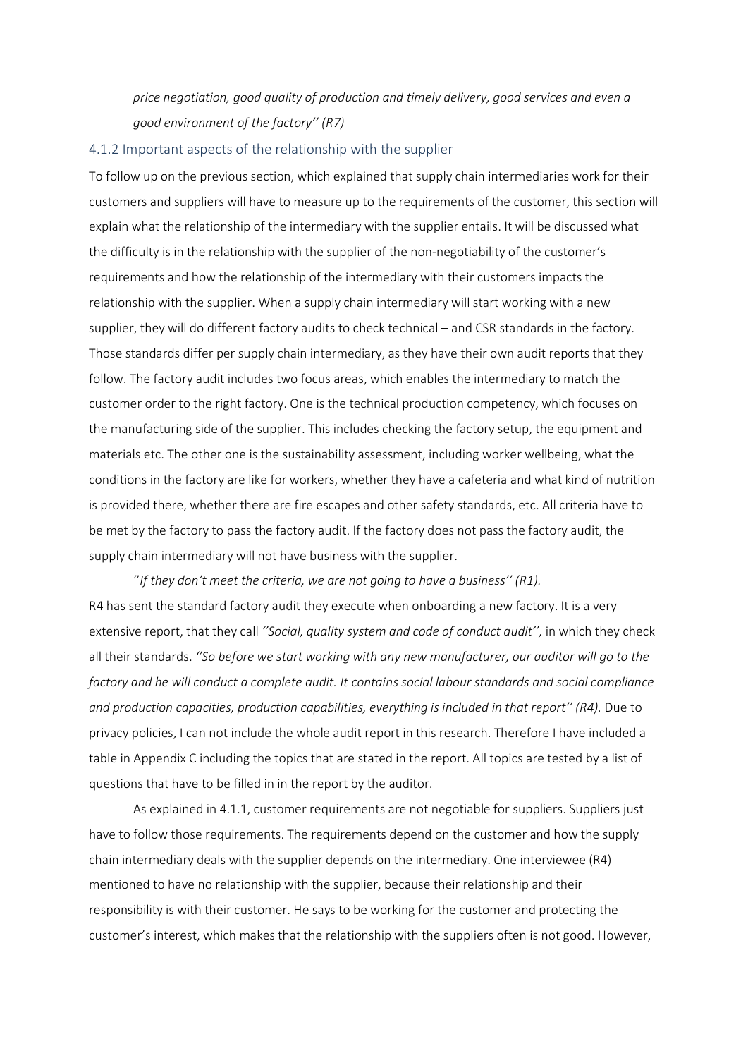*price negotiation, good quality of production and timely delivery, good services and even a good environment of the factory'' (R7)*

### 4.1.2 Important aspects of the relationship with the supplier

To follow up on the previous section, which explained that supply chain intermediaries work for their customers and suppliers will have to measure up to the requirements of the customer, this section will explain what the relationship of the intermediary with the supplier entails. It will be discussed what the difficulty is in the relationship with the supplier of the non-negotiability of the customer's requirements and how the relationship of the intermediary with their customers impacts the relationship with the supplier. When a supply chain intermediary will start working with a new supplier, they will do different factory audits to check technical – and CSR standards in the factory. Those standards differ per supply chain intermediary, as they have their own audit reports that they follow. The factory audit includes two focus areas, which enables the intermediary to match the customer order to the right factory. One is the technical production competency, which focuses on the manufacturing side of the supplier. This includes checking the factory setup, the equipment and materials etc. The other one is the sustainability assessment, including worker wellbeing, what the conditions in the factory are like for workers, whether they have a cafeteria and what kind of nutrition is provided there, whether there are fire escapes and other safety standards, etc. All criteria have to be met by the factory to pass the factory audit. If the factory does not pass the factory audit, the supply chain intermediary will not have business with the supplier.

''*If they don't meet the criteria, we are not going to have a business'' (R1).*

R4 has sent the standard factory audit they execute when onboarding a new factory. It is a very extensive report, that they call *''Social, quality system and code of conduct audit'',* in which they check all their standards. *''So before we start working with any new manufacturer, our auditor will go to the factory and he will conduct a complete audit. It contains social labour standards and social compliance and production capacities, production capabilities, everything is included in that report'' (R4).* Due to privacy policies, I can not include the whole audit report in this research. Therefore I have included a table in Appendix C including the topics that are stated in the report. All topics are tested by a list of questions that have to be filled in in the report by the auditor.

As explained in 4.1.1, customer requirements are not negotiable for suppliers. Suppliers just have to follow those requirements. The requirements depend on the customer and how the supply chain intermediary deals with the supplier depends on the intermediary. One interviewee (R4) mentioned to have no relationship with the supplier, because their relationship and their responsibility is with their customer. He says to be working for the customer and protecting the customer's interest, which makes that the relationship with the suppliers often is not good. However,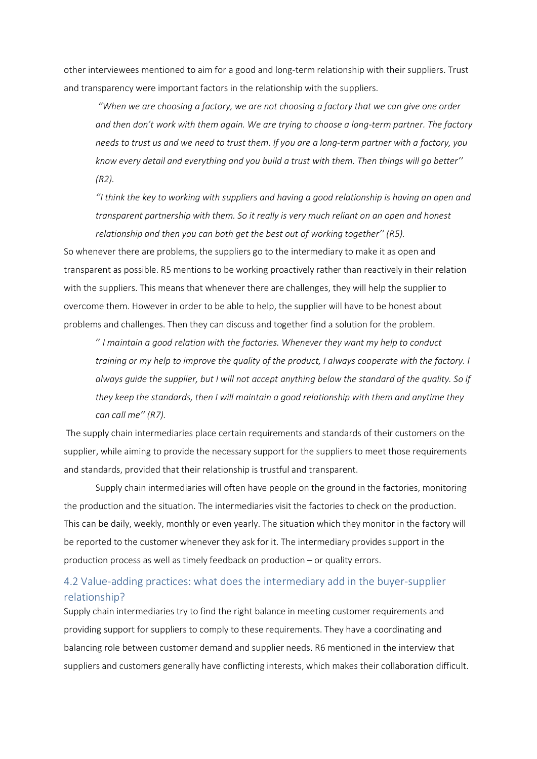other interviewees mentioned to aim for a good and long-term relationship with their suppliers. Trust and transparency were important factors in the relationship with the suppliers.

> *''When we are choosing a factory, we are not choosing a factory that we can give one order and then don't work with them again. We are trying to choose a long-term partner. The factory needs to trust us and we need to trust them. If you are a long-term partner with a factory, you know every detail and everything and you build a trust with them. Then things will go better'' (R2).*

> *''I think the key to working with suppliers and having a good relationship is having an open and transparent partnership with them. So it really is very much reliant on an open and honest relationship and then you can both get the best out of working together'' (R5).*

So whenever there are problems, the suppliers go to the intermediary to make it as open and transparent as possible. R5 mentions to be working proactively rather than reactively in their relation with the suppliers. This means that whenever there are challenges, they will help the supplier to overcome them. However in order to be able to help, the supplier will have to be honest about problems and challenges. Then they can discuss and together find a solution for the problem.

> '' *I maintain a good relation with the factories. Whenever they want my help to conduct training or my help to improve the quality of the product, I always cooperate with the factory. I always guide the supplier, but I will not accept anything below the standard of the quality. So if they keep the standards, then I will maintain a good relationship with them and anytime they can call me'' (R7).*

The supply chain intermediaries place certain requirements and standards of their customers on the supplier, while aiming to provide the necessary support for the suppliers to meet those requirements and standards, provided that their relationship is trustful and transparent.

Supply chain intermediaries will often have people on the ground in the factories, monitoring the production and the situation. The intermediaries visit the factories to check on the production. This can be daily, weekly, monthly or even yearly. The situation which they monitor in the factory will be reported to the customer whenever they ask for it. The intermediary provides support in the production process as well as timely feedback on production – or quality errors.

### 4.2 Value-adding practices: what does the intermediary add in the buyer-supplier relationship?

Supply chain intermediaries try to find the right balance in meeting customer requirements and providing support for suppliers to comply to these requirements. They have a coordinating and balancing role between customer demand and supplier needs. R6 mentioned in the interview that suppliers and customers generally have conflicting interests, which makes their collaboration difficult.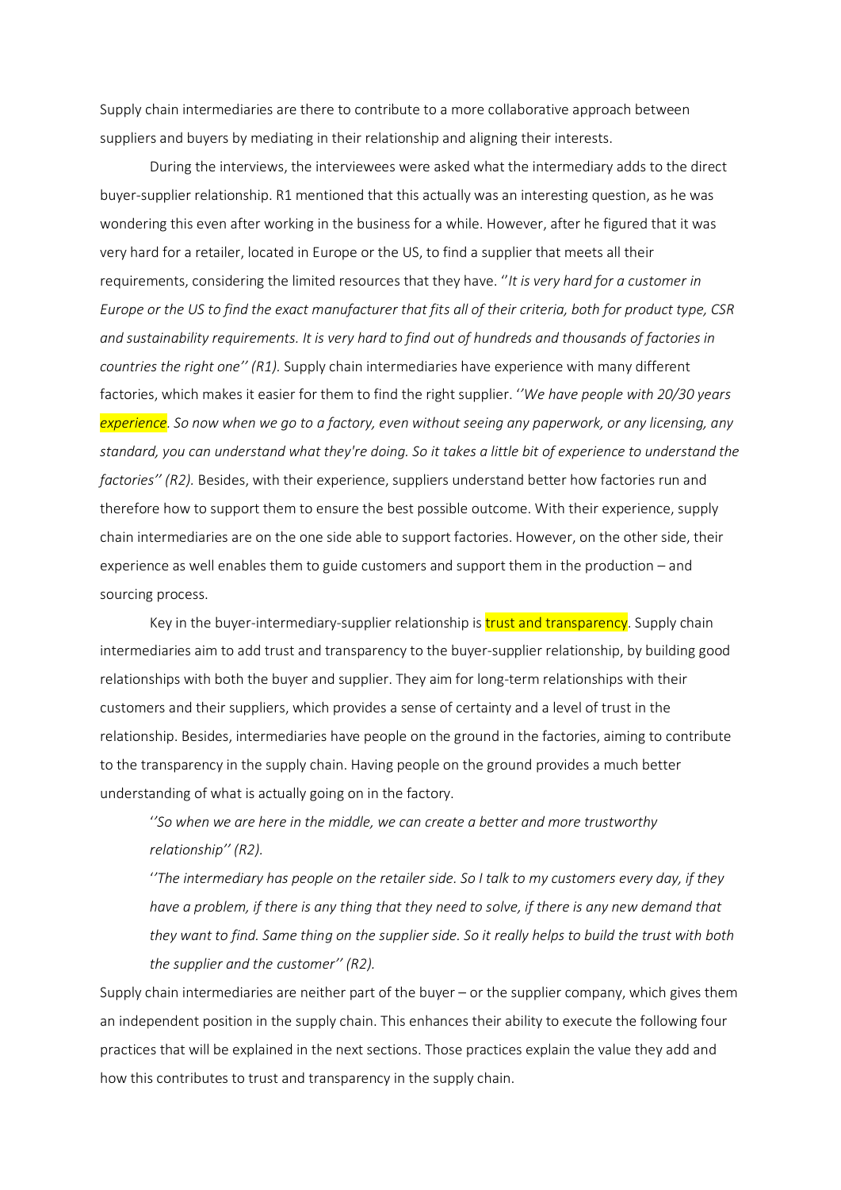Supply chain intermediaries are there to contribute to a more collaborative approach between suppliers and buyers by mediating in their relationship and aligning their interests.

During the interviews, the interviewees were asked what the intermediary adds to the direct buyer-supplier relationship. R1 mentioned that this actually was an interesting question, as he was wondering this even after working in the business for a while. However, after he figured that it was very hard for a retailer, located in Europe or the US, to find a supplier that meets all their requirements, considering the limited resources that they have. ''*It is very hard for a customer in Europe or the US to find the exact manufacturer that fits all of their criteria, both for product type, CSR and sustainability requirements. It is very hard to find out of hundreds and thousands of factories in countries the right one'' (R1).* Supply chain intermediaries have experience with many different factories, which makes it easier for them to find the right supplier. ''*We have people with 20/30 years experience. So now when we go to a factory, even without seeing any paperwork, or any licensing, any standard, you can understand what they're doing. So it takes a little bit of experience to understand the factories'' (R2).* Besides, with their experience, suppliers understand better how factories run and therefore how to support them to ensure the best possible outcome. With their experience, supply chain intermediaries are on the one side able to support factories. However, on the other side, their experience as well enables them to guide customers and support them in the production – and sourcing process.

Key in the buyer-intermediary-supplier relationship is trust and transparency. Supply chain intermediaries aim to add trust and transparency to the buyer-supplier relationship, by building good relationships with both the buyer and supplier. They aim for long-term relationships with their customers and their suppliers, which provides a sense of certainty and a level of trust in the relationship. Besides, intermediaries have people on the ground in the factories, aiming to contribute to the transparency in the supply chain. Having people on the ground provides a much better understanding of what is actually going on in the factory.

> ''*So when we are here in the middle, we can create a better and more trustworthy relationship'' (R2).*
>
> ''*The intermediary has people on the retailer side. So I talk to my customers every day, if they have a problem, if there is any thing that they need to solve, if there is any new demand that they want to find. Same thing on the supplier side. So it really helps to build the trust with both the supplier and the customer'' (R2).*

Supply chain intermediaries are neither part of the buyer – or the supplier company, which gives them an independent position in the supply chain. This enhances their ability to execute the following four practices that will be explained in the next sections. Those practices explain the value they add and how this contributes to trust and transparency in the supply chain.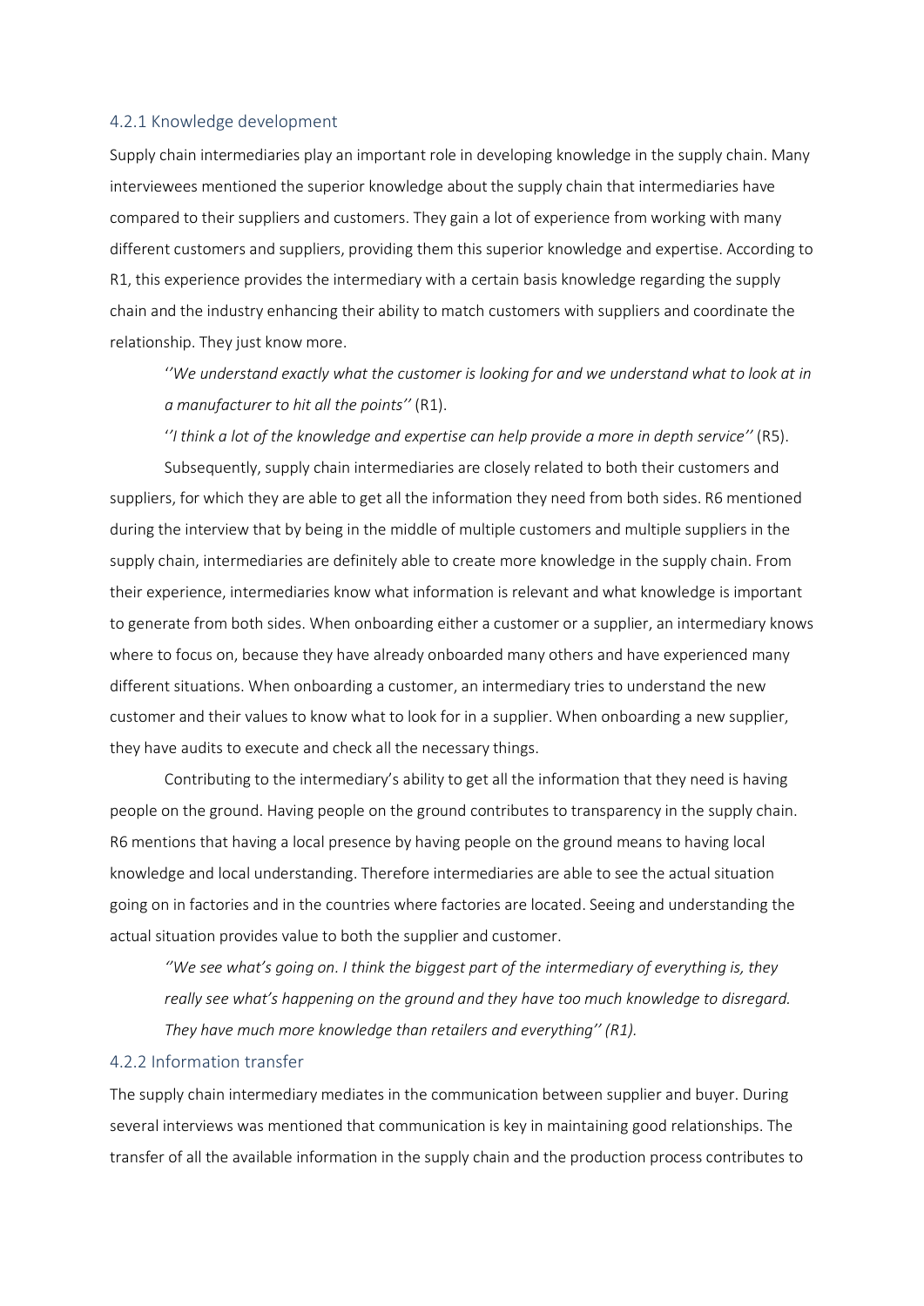### 4.2.1 Knowledge development

Supply chain intermediaries play an important role in developing knowledge in the supply chain. Many interviewees mentioned the superior knowledge about the supply chain that intermediaries have compared to their suppliers and customers. They gain a lot of experience from working with many different customers and suppliers, providing them this superior knowledge and expertise. According to R1, this experience provides the intermediary with a certain basis knowledge regarding the supply chain and the industry enhancing their ability to match customers with suppliers and coordinate the relationship. They just know more.

> ''*We understand exactly what the customer is looking for and we understand what to look at in a manufacturer to hit all the points''* (R1).

> ''*I think a lot of the knowledge and expertise can help provide a more in depth service''* (R5).

Subsequently, supply chain intermediaries are closely related to both their customers and suppliers, for which they are able to get all the information they need from both sides. R6 mentioned during the interview that by being in the middle of multiple customers and multiple suppliers in the supply chain, intermediaries are definitely able to create more knowledge in the supply chain. From their experience, intermediaries know what information is relevant and what knowledge is important to generate from both sides. When onboarding either a customer or a supplier, an intermediary knows where to focus on, because they have already onboarded many others and have experienced many different situations. When onboarding a customer, an intermediary tries to understand the new customer and their values to know what to look for in a supplier. When onboarding a new supplier, they have audits to execute and check all the necessary things.

Contributing to the intermediary's ability to get all the information that they need is having people on the ground. Having people on the ground contributes to transparency in the supply chain. R6 mentions that having a local presence by having people on the ground means to having local knowledge and local understanding. Therefore intermediaries are able to see the actual situation going on in factories and in the countries where factories are located. Seeing and understanding the actual situation provides value to both the supplier and customer.

> *''We see what's going on. I think the biggest part of the intermediary of everything is, they really see what's happening on the ground and they have too much knowledge to disregard. They have much more knowledge than retailers and everything'' (R1).*

### 4.2.2 Information transfer

The supply chain intermediary mediates in the communication between supplier and buyer. During several interviews was mentioned that communication is key in maintaining good relationships. The transfer of all the available information in the supply chain and the production process contributes to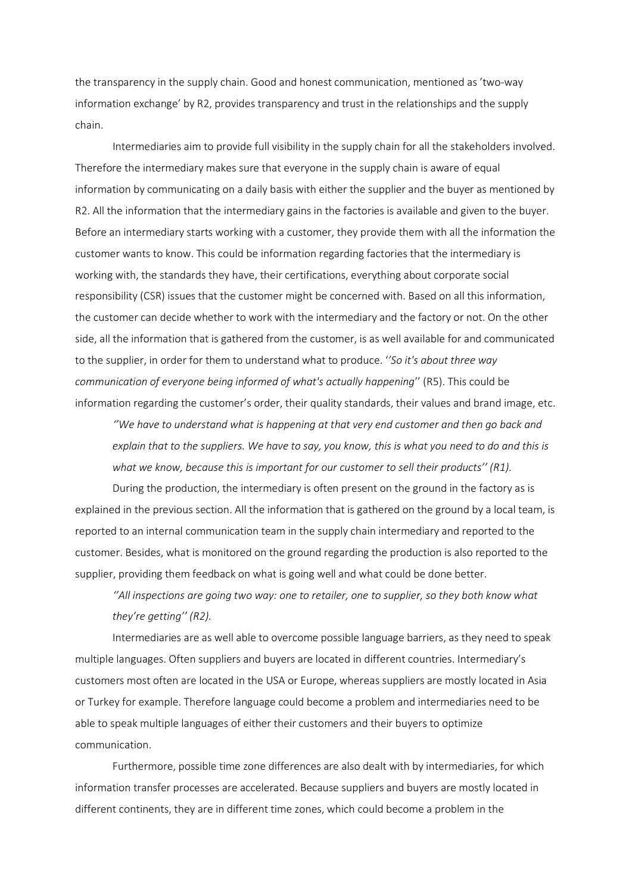the transparency in the supply chain. Good and honest communication, mentioned as 'two-way information exchange' by R2, provides transparency and trust in the relationships and the supply chain.

Intermediaries aim to provide full visibility in the supply chain for all the stakeholders involved. Therefore the intermediary makes sure that everyone in the supply chain is aware of equal information by communicating on a daily basis with either the supplier and the buyer as mentioned by R2. All the information that the intermediary gains in the factories is available and given to the buyer. Before an intermediary starts working with a customer, they provide them with all the information the customer wants to know. This could be information regarding factories that the intermediary is working with, the standards they have, their certifications, everything about corporate social responsibility (CSR) issues that the customer might be concerned with. Based on all this information, the customer can decide whether to work with the intermediary and the factory or not. On the other side, all the information that is gathered from the customer, is as well available for and communicated to the supplier, in order for them to understand what to produce. ''*So it's about three way communication of everyone being informed of what's actually happening*'' (R5). This could be information regarding the customer's order, their quality standards, their values and brand image, etc.

> *''We have to understand what is happening at that very end customer and then go back and explain that to the suppliers. We have to say, you know, this is what you need to do and this is what we know, because this is important for our customer to sell their products'' (R1).*

During the production, the intermediary is often present on the ground in the factory as is explained in the previous section. All the information that is gathered on the ground by a local team, is reported to an internal communication team in the supply chain intermediary and reported to the customer. Besides, what is monitored on the ground regarding the production is also reported to the supplier, providing them feedback on what is going well and what could be done better.

> *''All inspections are going two way: one to retailer, one to supplier, so they both know what they're getting'' (R2).*

Intermediaries are as well able to overcome possible language barriers, as they need to speak multiple languages. Often suppliers and buyers are located in different countries. Intermediary's customers most often are located in the USA or Europe, whereas suppliers are mostly located in Asia or Turkey for example. Therefore language could become a problem and intermediaries need to be able to speak multiple languages of either their customers and their buyers to optimize communication.

Furthermore, possible time zone differences are also dealt with by intermediaries, for which information transfer processes are accelerated. Because suppliers and buyers are mostly located in different continents, they are in different time zones, which could become a problem in the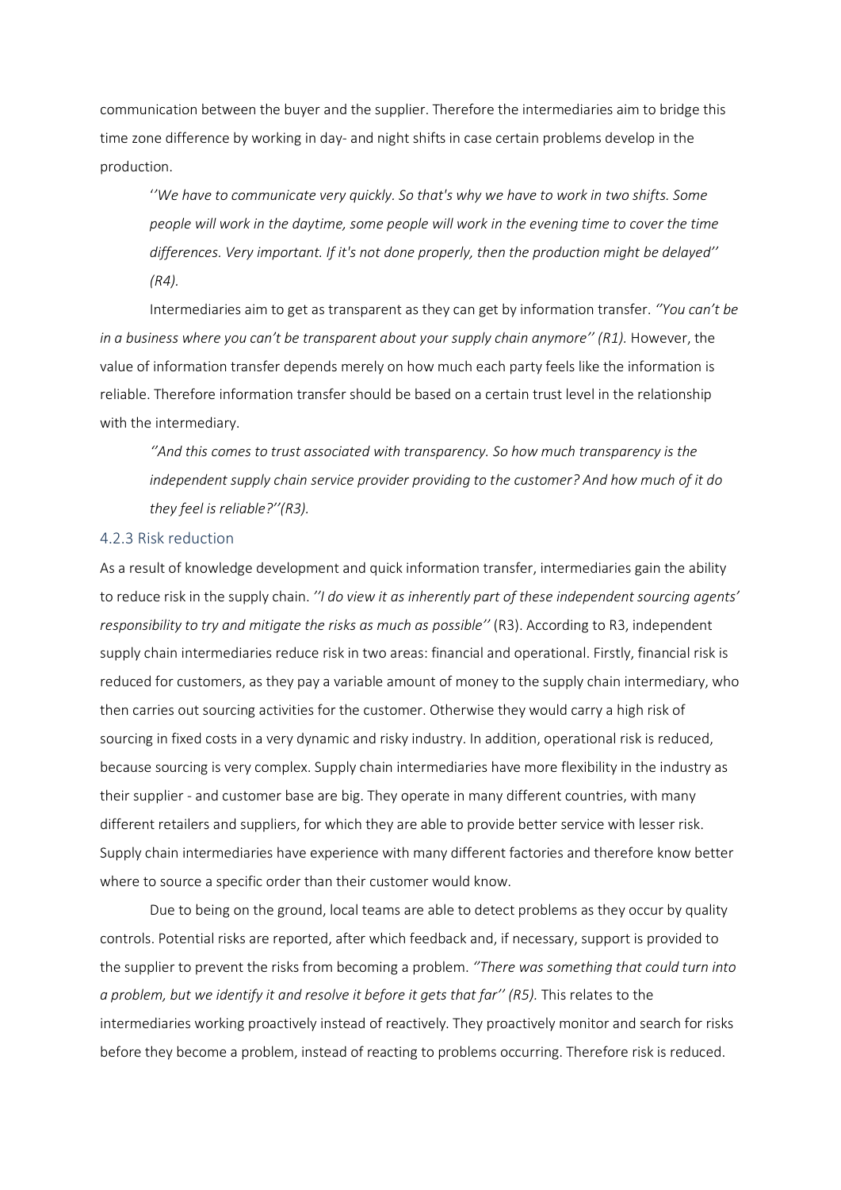communication between the buyer and the supplier. Therefore the intermediaries aim to bridge this time zone difference by working in day- and night shifts in case certain problems develop in the production.

> *''We have to communicate very quickly. So that's why we have to work in two shifts. Some people will work in the daytime, some people will work in the evening time to cover the time differences. Very important. If it's not done properly, then the production might be delayed'' (R4).*

Intermediaries aim to get as transparent as they can get by information transfer. *''You can't be in a business where you can't be transparent about your supply chain anymore'' (R1).* However, the value of information transfer depends merely on how much each party feels like the information is reliable. Therefore information transfer should be based on a certain trust level in the relationship with the intermediary.

> *''And this comes to trust associated with transparency. So how much transparency is the independent supply chain service provider providing to the customer? And how much of it do they feel is reliable?''(R3).*

### 4.2.3 Risk reduction

As a result of knowledge development and quick information transfer, intermediaries gain the ability to reduce risk in the supply chain. *''I do view it as inherently part of these independent sourcing agents' responsibility to try and mitigate the risks as much as possible''* (R3). According to R3, independent supply chain intermediaries reduce risk in two areas: financial and operational. Firstly, financial risk is reduced for customers, as they pay a variable amount of money to the supply chain intermediary, who then carries out sourcing activities for the customer. Otherwise they would carry a high risk of sourcing in fixed costs in a very dynamic and risky industry. In addition, operational risk is reduced, because sourcing is very complex. Supply chain intermediaries have more flexibility in the industry as their supplier - and customer base are big. They operate in many different countries, with many different retailers and suppliers, for which they are able to provide better service with lesser risk. Supply chain intermediaries have experience with many different factories and therefore know better where to source a specific order than their customer would know.

Due to being on the ground, local teams are able to detect problems as they occur by quality controls. Potential risks are reported, after which feedback and, if necessary, support is provided to the supplier to prevent the risks from becoming a problem. *''There was something that could turn into a problem, but we identify it and resolve it before it gets that far'' (R5).* This relates to the intermediaries working proactively instead of reactively. They proactively monitor and search for risks before they become a problem, instead of reacting to problems occurring. Therefore risk is reduced.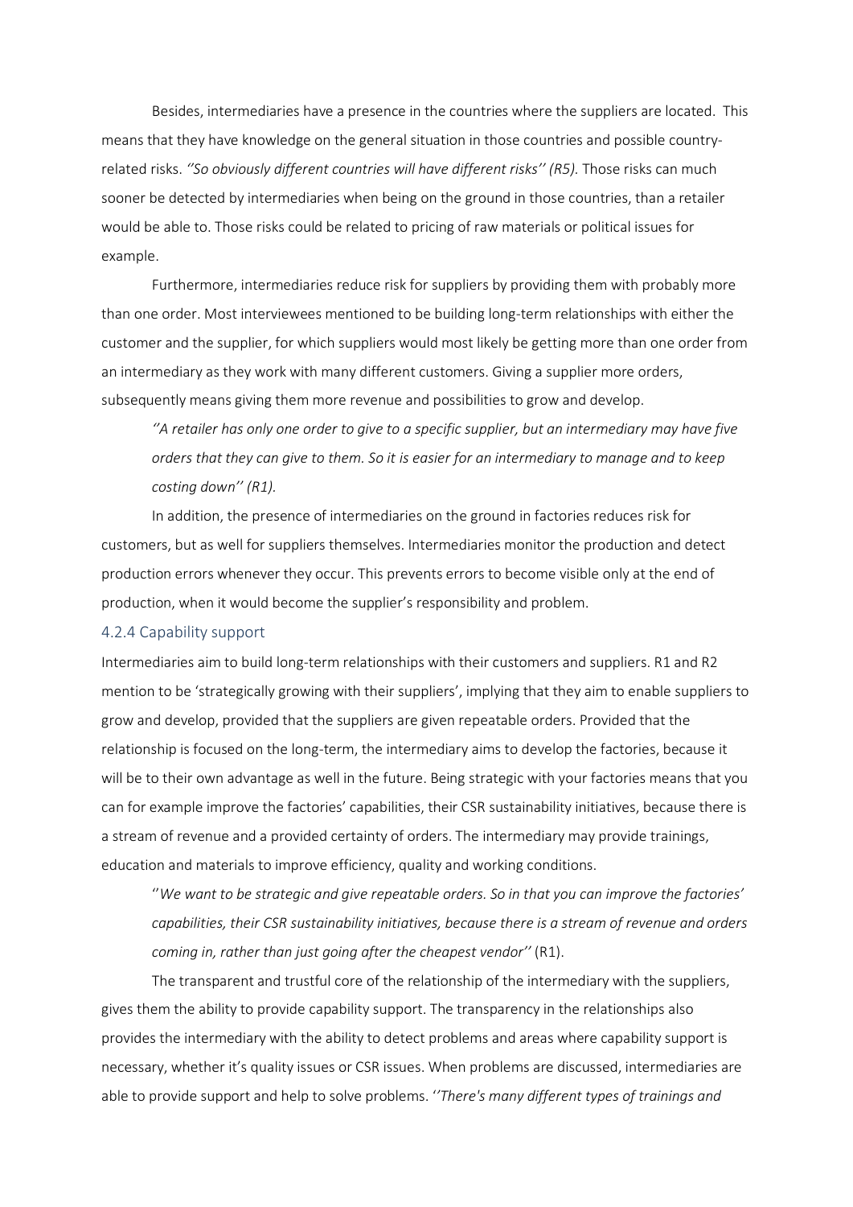Besides, intermediaries have a presence in the countries where the suppliers are located. This means that they have knowledge on the general situation in those countries and possible country-related risks. *''So obviously different countries will have different risks'' (R5).* Those risks can much sooner be detected by intermediaries when being on the ground in those countries, than a retailer would be able to. Those risks could be related to pricing of raw materials or political issues for example.

Furthermore, intermediaries reduce risk for suppliers by providing them with probably more than one order. Most interviewees mentioned to be building long-term relationships with either the customer and the supplier, for which suppliers would most likely be getting more than one order from an intermediary as they work with many different customers. Giving a supplier more orders, subsequently means giving them more revenue and possibilities to grow and develop.

> *''A retailer has only one order to give to a specific supplier, but an intermediary may have five orders that they can give to them. So it is easier for an intermediary to manage and to keep costing down'' (R1).*

In addition, the presence of intermediaries on the ground in factories reduces risk for customers, but as well for suppliers themselves. Intermediaries monitor the production and detect production errors whenever they occur. This prevents errors to become visible only at the end of production, when it would become the supplier's responsibility and problem.

### 4.2.4 Capability support

Intermediaries aim to build long-term relationships with their customers and suppliers. R1 and R2 mention to be 'strategically growing with their suppliers', implying that they aim to enable suppliers to grow and develop, provided that the suppliers are given repeatable orders. Provided that the relationship is focused on the long-term, the intermediary aims to develop the factories, because it will be to their own advantage as well in the future. Being strategic with your factories means that you can for example improve the factories' capabilities, their CSR sustainability initiatives, because there is a stream of revenue and a provided certainty of orders. The intermediary may provide trainings, education and materials to improve efficiency, quality and working conditions.

> ''*We want to be strategic and give repeatable orders. So in that you can improve the factories' capabilities, their CSR sustainability initiatives, because there is a stream of revenue and orders coming in, rather than just going after the cheapest vendor''* (R1).

The transparent and trustful core of the relationship of the intermediary with the suppliers, gives them the ability to provide capability support. The transparency in the relationships also provides the intermediary with the ability to detect problems and areas where capability support is necessary, whether it's quality issues or CSR issues. When problems are discussed, intermediaries are able to provide support and help to solve problems. *''There's many different types of trainings and*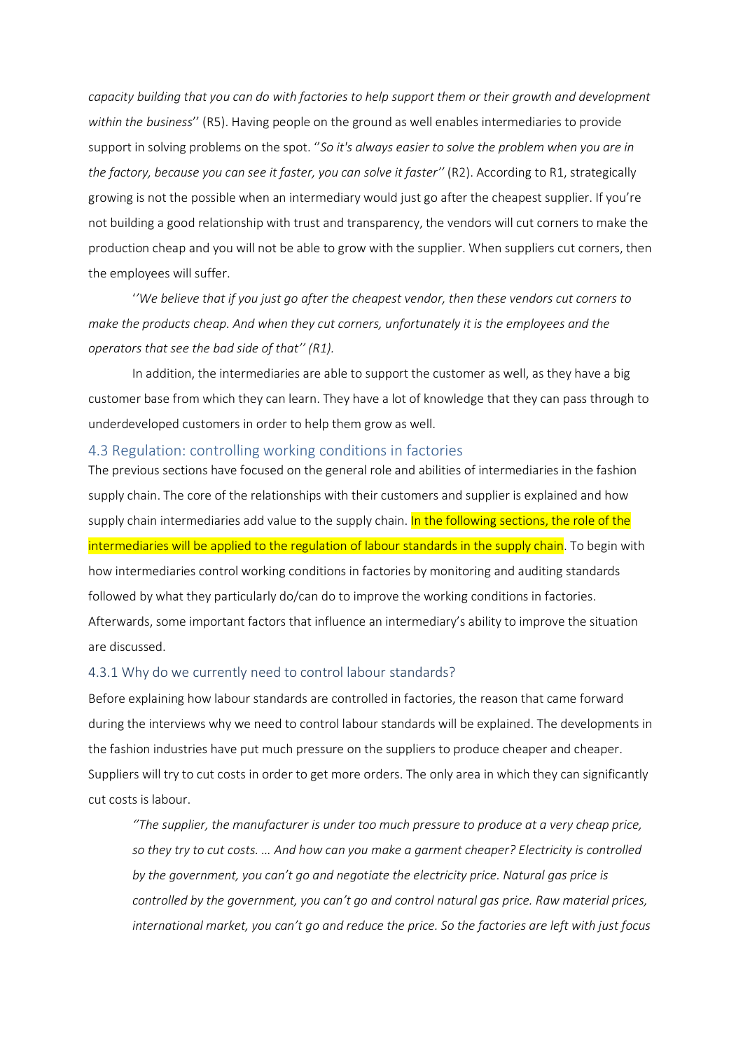*capacity building that you can do with factories to help support them or their growth and development within the business*'' (R5). Having people on the ground as well enables intermediaries to provide support in solving problems on the spot. ''*So it's always easier to solve the problem when you are in the factory, because you can see it faster, you can solve it faster*'' (R2). According to R1, strategically growing is not the possible when an intermediary would just go after the cheapest supplier. If you're not building a good relationship with trust and transparency, the vendors will cut corners to make the production cheap and you will not be able to grow with the supplier. When suppliers cut corners, then the employees will suffer.

''*We believe that if you just go after the cheapest vendor, then these vendors cut corners to make the products cheap. And when they cut corners, unfortunately it is the employees and the operators that see the bad side of that'' (R1).*

In addition, the intermediaries are able to support the customer as well, as they have a big customer base from which they can learn. They have a lot of knowledge that they can pass through to underdeveloped customers in order to help them grow as well.

## 4.3 Regulation: controlling working conditions in factories

The previous sections have focused on the general role and abilities of intermediaries in the fashion supply chain. The core of the relationships with their customers and supplier is explained and how supply chain intermediaries add value to the supply chain. In the following sections, the role of the intermediaries will be applied to the regulation of labour standards in the supply chain. To begin with how intermediaries control working conditions in factories by monitoring and auditing standards followed by what they particularly do/can do to improve the working conditions in factories. Afterwards, some important factors that influence an intermediary's ability to improve the situation are discussed.

### 4.3.1 Why do we currently need to control labour standards?

Before explaining how labour standards are controlled in factories, the reason that came forward during the interviews why we need to control labour standards will be explained. The developments in the fashion industries have put much pressure on the suppliers to produce cheaper and cheaper. Suppliers will try to cut costs in order to get more orders. The only area in which they can significantly cut costs is labour.

> *''The supplier, the manufacturer is under too much pressure to produce at a very cheap price, so they try to cut costs. … And how can you make a garment cheaper? Electricity is controlled by the government, you can't go and negotiate the electricity price. Natural gas price is controlled by the government, you can't go and control natural gas price. Raw material prices, international market, you can't go and reduce the price. So the factories are left with just focus*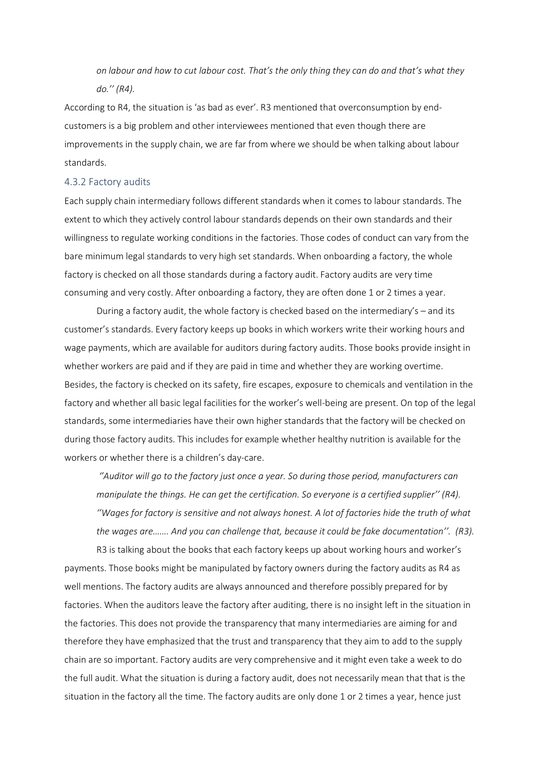*on labour and how to cut labour cost. That's the only thing they can do and that's what they do.'' (R4).*

According to R4, the situation is 'as bad as ever'. R3 mentioned that overconsumption by end-customers is a big problem and other interviewees mentioned that even though there are improvements in the supply chain, we are far from where we should be when talking about labour standards.

### 4.3.2 Factory audits

Each supply chain intermediary follows different standards when it comes to labour standards. The extent to which they actively control labour standards depends on their own standards and their willingness to regulate working conditions in the factories. Those codes of conduct can vary from the bare minimum legal standards to very high set standards. When onboarding a factory, the whole factory is checked on all those standards during a factory audit. Factory audits are very time consuming and very costly. After onboarding a factory, they are often done 1 or 2 times a year.

During a factory audit, the whole factory is checked based on the intermediary's – and its customer's standards. Every factory keeps up books in which workers write their working hours and wage payments, which are available for auditors during factory audits. Those books provide insight in whether workers are paid and if they are paid in time and whether they are working overtime. Besides, the factory is checked on its safety, fire escapes, exposure to chemicals and ventilation in the factory and whether all basic legal facilities for the worker's well-being are present. On top of the legal standards, some intermediaries have their own higher standards that the factory will be checked on during those factory audits. This includes for example whether healthy nutrition is available for the workers or whether there is a children's day-care.

*''Auditor will go to the factory just once a year. So during those period, manufacturers can manipulate the things. He can get the certification. So everyone is a certified supplier'' (R4).*

*''Wages for factory is sensitive and not always honest. A lot of factories hide the truth of what the wages are……. And you can challenge that, because it could be fake documentation''. (R3).*

R3 is talking about the books that each factory keeps up about working hours and worker's payments. Those books might be manipulated by factory owners during the factory audits as R4 as well mentions. The factory audits are always announced and therefore possibly prepared for by factories. When the auditors leave the factory after auditing, there is no insight left in the situation in the factories. This does not provide the transparency that many intermediaries are aiming for and therefore they have emphasized that the trust and transparency that they aim to add to the supply chain are so important. Factory audits are very comprehensive and it might even take a week to do the full audit. What the situation is during a factory audit, does not necessarily mean that that is the situation in the factory all the time. The factory audits are only done 1 or 2 times a year, hence just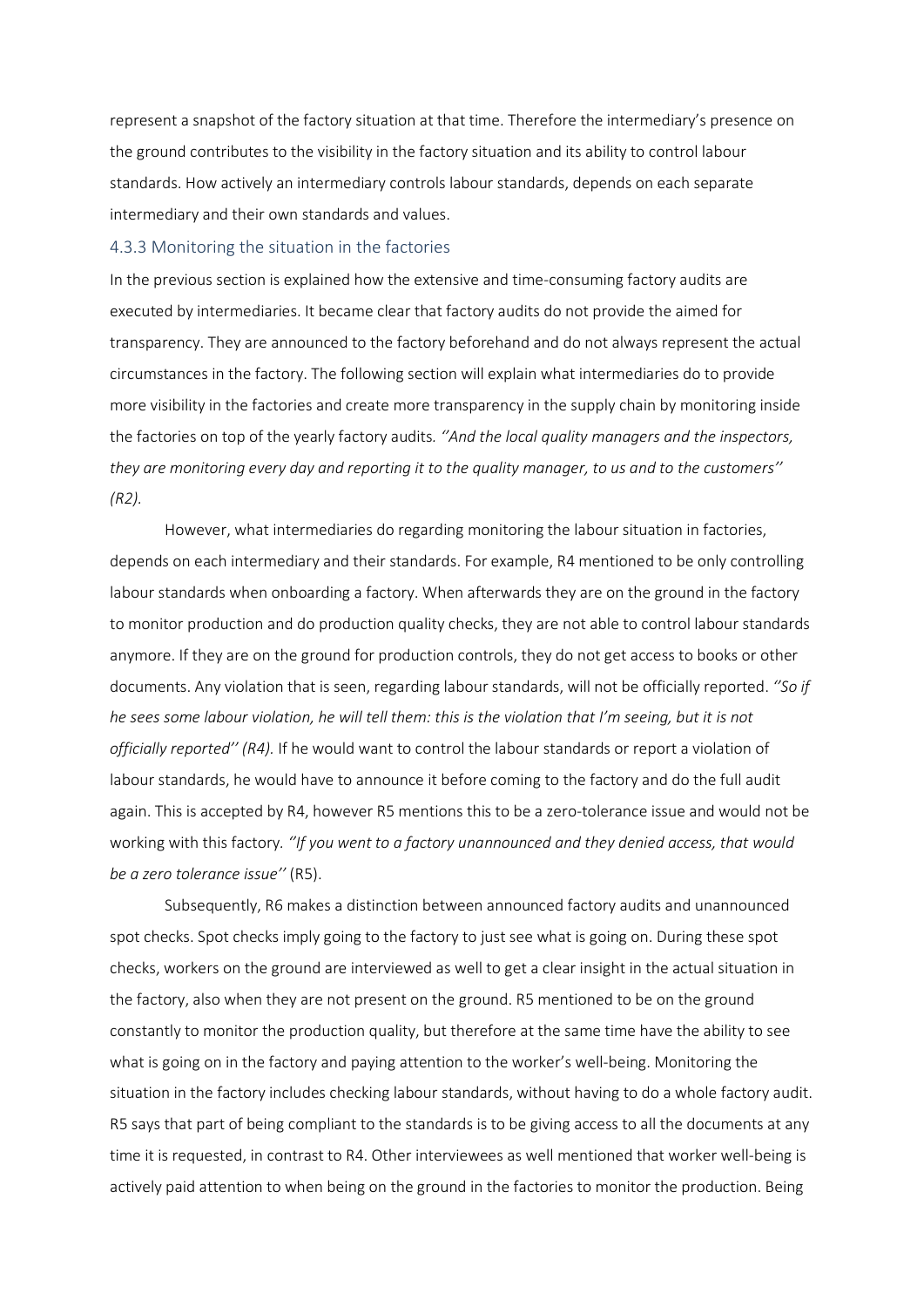represent a snapshot of the factory situation at that time. Therefore the intermediary's presence on the ground contributes to the visibility in the factory situation and its ability to control labour standards. How actively an intermediary controls labour standards, depends on each separate intermediary and their own standards and values.

### 4.3.3 Monitoring the situation in the factories

In the previous section is explained how the extensive and time-consuming factory audits are executed by intermediaries. It became clear that factory audits do not provide the aimed for transparency. They are announced to the factory beforehand and do not always represent the actual circumstances in the factory. The following section will explain what intermediaries do to provide more visibility in the factories and create more transparency in the supply chain by monitoring inside the factories on top of the yearly factory audits. *''And the local quality managers and the inspectors, they are monitoring every day and reporting it to the quality manager, to us and to the customers'' (R2).*

However, what intermediaries do regarding monitoring the labour situation in factories, depends on each intermediary and their standards. For example, R4 mentioned to be only controlling labour standards when onboarding a factory. When afterwards they are on the ground in the factory to monitor production and do production quality checks, they are not able to control labour standards anymore. If they are on the ground for production controls, they do not get access to books or other documents. Any violation that is seen, regarding labour standards, will not be officially reported. *''So if he sees some labour violation, he will tell them: this is the violation that I'm seeing, but it is not officially reported'' (R4).* If he would want to control the labour standards or report a violation of labour standards, he would have to announce it before coming to the factory and do the full audit again. This is accepted by R4, however R5 mentions this to be a zero-tolerance issue and would not be working with this factory. *''If you went to a factory unannounced and they denied access, that would be a zero tolerance issue''* (R5).

Subsequently, R6 makes a distinction between announced factory audits and unannounced spot checks. Spot checks imply going to the factory to just see what is going on. During these spot checks, workers on the ground are interviewed as well to get a clear insight in the actual situation in the factory, also when they are not present on the ground. R5 mentioned to be on the ground constantly to monitor the production quality, but therefore at the same time have the ability to see what is going on in the factory and paying attention to the worker's well-being. Monitoring the situation in the factory includes checking labour standards, without having to do a whole factory audit. R5 says that part of being compliant to the standards is to be giving access to all the documents at any time it is requested, in contrast to R4. Other interviewees as well mentioned that worker well-being is actively paid attention to when being on the ground in the factories to monitor the production. Being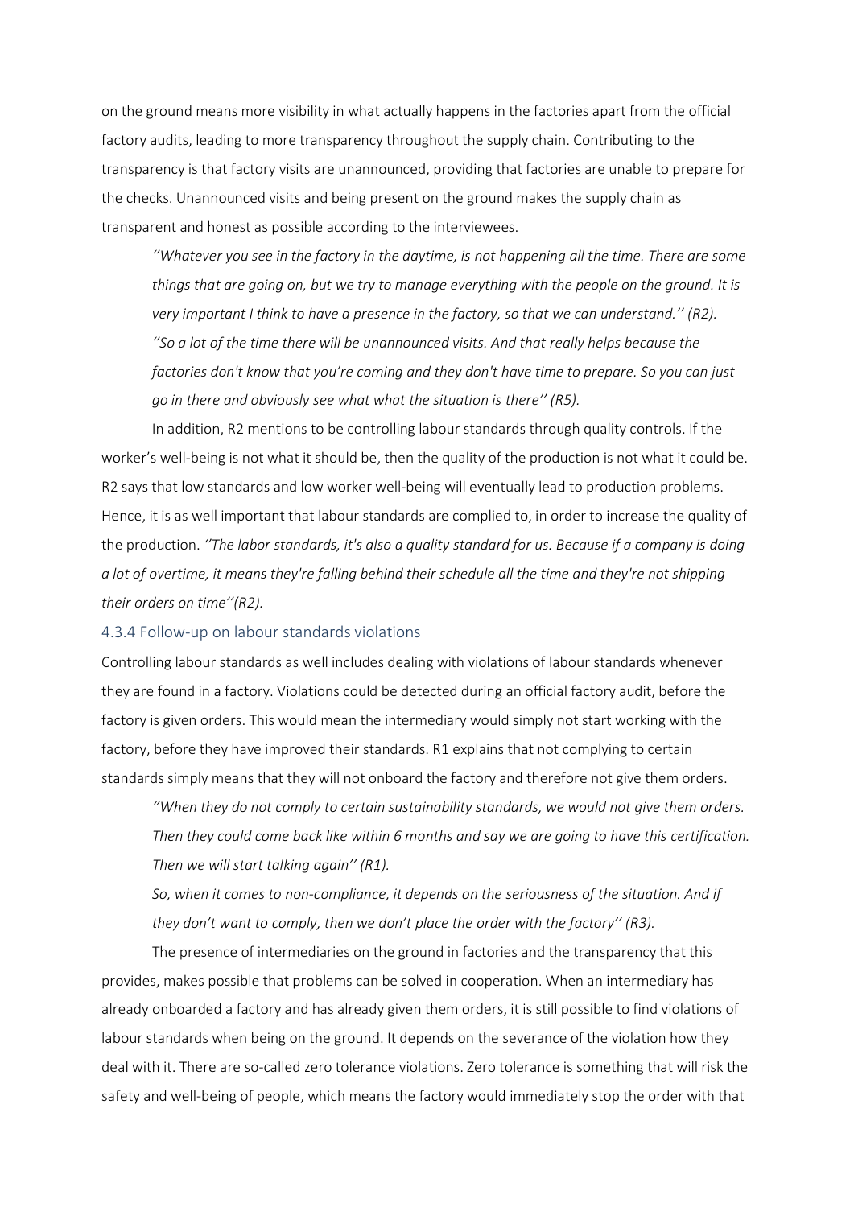on the ground means more visibility in what actually happens in the factories apart from the official factory audits, leading to more transparency throughout the supply chain. Contributing to the transparency is that factory visits are unannounced, providing that factories are unable to prepare for the checks. Unannounced visits and being present on the ground makes the supply chain as transparent and honest as possible according to the interviewees.

> *''Whatever you see in the factory in the daytime, is not happening all the time. There are some things that are going on, but we try to manage everything with the people on the ground. It is very important I think to have a presence in the factory, so that we can understand.'' (R2).*
>
> *''So a lot of the time there will be unannounced visits. And that really helps because the factories don't know that you're coming and they don't have time to prepare. So you can just go in there and obviously see what what the situation is there'' (R5).*

In addition, R2 mentions to be controlling labour standards through quality controls. If the worker's well-being is not what it should be, then the quality of the production is not what it could be. R2 says that low standards and low worker well-being will eventually lead to production problems. Hence, it is as well important that labour standards are complied to, in order to increase the quality of the production. *''The labor standards, it's also a quality standard for us. Because if a company is doing a lot of overtime, it means they're falling behind their schedule all the time and they're not shipping their orders on time''(R2).*

### 4.3.4 Follow-up on labour standards violations

Controlling labour standards as well includes dealing with violations of labour standards whenever they are found in a factory. Violations could be detected during an official factory audit, before the factory is given orders. This would mean the intermediary would simply not start working with the factory, before they have improved their standards. R1 explains that not complying to certain standards simply means that they will not onboard the factory and therefore not give them orders.

> *''When they do not comply to certain sustainability standards, we would not give them orders. Then they could come back like within 6 months and say we are going to have this certification. Then we will start talking again'' (R1).*
>
> *So, when it comes to non-compliance, it depends on the seriousness of the situation. And if they don't want to comply, then we don't place the order with the factory'' (R3).*

The presence of intermediaries on the ground in factories and the transparency that this provides, makes possible that problems can be solved in cooperation. When an intermediary has already onboarded a factory and has already given them orders, it is still possible to find violations of labour standards when being on the ground. It depends on the severance of the violation how they deal with it. There are so-called zero tolerance violations. Zero tolerance is something that will risk the safety and well-being of people, which means the factory would immediately stop the order with that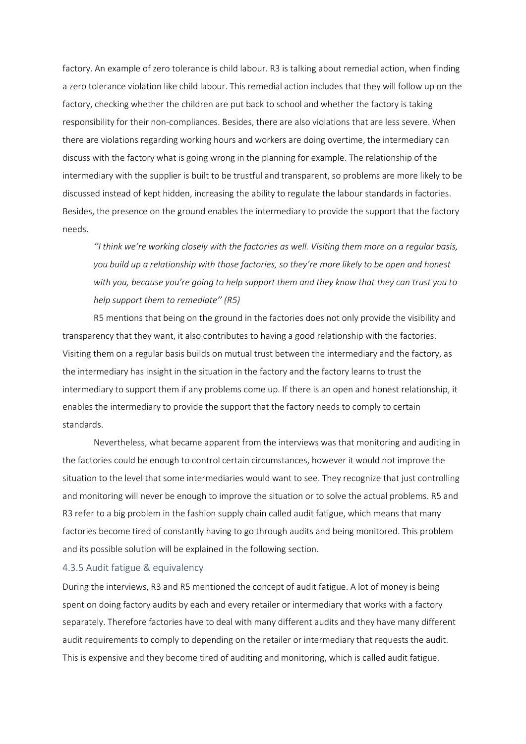factory. An example of zero tolerance is child labour. R3 is talking about remedial action, when finding a zero tolerance violation like child labour. This remedial action includes that they will follow up on the factory, checking whether the children are put back to school and whether the factory is taking responsibility for their non-compliances. Besides, there are also violations that are less severe. When there are violations regarding working hours and workers are doing overtime, the intermediary can discuss with the factory what is going wrong in the planning for example. The relationship of the intermediary with the supplier is built to be trustful and transparent, so problems are more likely to be discussed instead of kept hidden, increasing the ability to regulate the labour standards in factories. Besides, the presence on the ground enables the intermediary to provide the support that the factory needs.

> *''I think we're working closely with the factories as well. Visiting them more on a regular basis, you build up a relationship with those factories, so they're more likely to be open and honest with you, because you're going to help support them and they know that they can trust you to help support them to remediate'' (R5)*

R5 mentions that being on the ground in the factories does not only provide the visibility and transparency that they want, it also contributes to having a good relationship with the factories. Visiting them on a regular basis builds on mutual trust between the intermediary and the factory, as the intermediary has insight in the situation in the factory and the factory learns to trust the intermediary to support them if any problems come up. If there is an open and honest relationship, it enables the intermediary to provide the support that the factory needs to comply to certain standards.

Nevertheless, what became apparent from the interviews was that monitoring and auditing in the factories could be enough to control certain circumstances, however it would not improve the situation to the level that some intermediaries would want to see. They recognize that just controlling and monitoring will never be enough to improve the situation or to solve the actual problems. R5 and R3 refer to a big problem in the fashion supply chain called audit fatigue, which means that many factories become tired of constantly having to go through audits and being monitored. This problem and its possible solution will be explained in the following section.

### 4.3.5 Audit fatigue & equivalency

During the interviews, R3 and R5 mentioned the concept of audit fatigue. A lot of money is being spent on doing factory audits by each and every retailer or intermediary that works with a factory separately. Therefore factories have to deal with many different audits and they have many different audit requirements to comply to depending on the retailer or intermediary that requests the audit. This is expensive and they become tired of auditing and monitoring, which is called audit fatigue.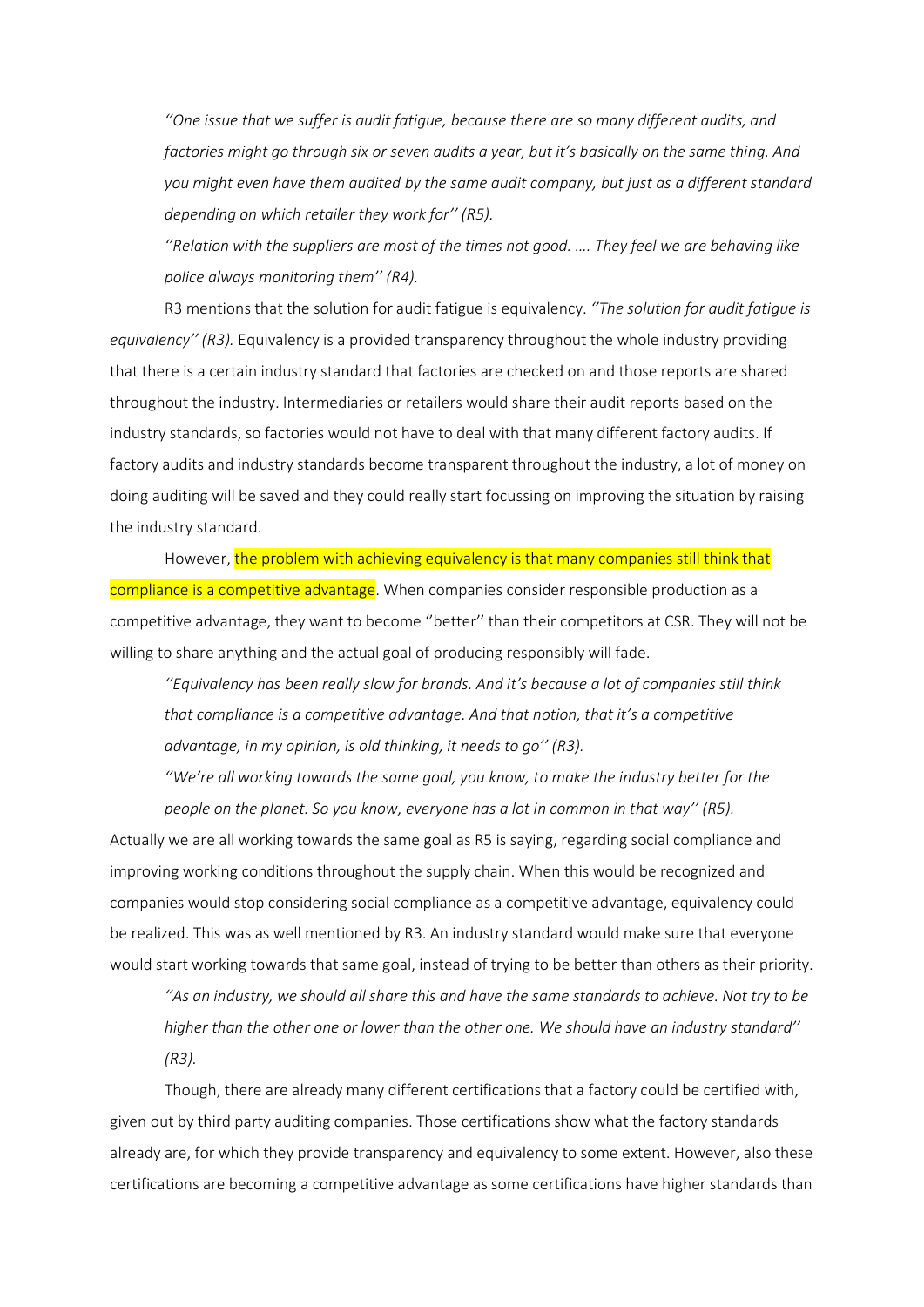*''One issue that we suffer is audit fatigue, because there are so many different audits, and factories might go through six or seven audits a year, but it's basically on the same thing. And you might even have them audited by the same audit company, but just as a different standard depending on which retailer they work for'' (R5).*

*''Relation with the suppliers are most of the times not good. …. They feel we are behaving like police always monitoring them'' (R4).*

R3 mentions that the solution for audit fatigue is equivalency. *''The solution for audit fatigue is equivalency'' (R3).* Equivalency is a provided transparency throughout the whole industry providing that there is a certain industry standard that factories are checked on and those reports are shared throughout the industry. Intermediaries or retailers would share their audit reports based on the industry standards, so factories would not have to deal with that many different factory audits. If factory audits and industry standards become transparent throughout the industry, a lot of money on doing auditing will be saved and they could really start focussing on improving the situation by raising the industry standard.

However, the problem with achieving equivalency is that many companies still think that compliance is a competitive advantage. When companies consider responsible production as a competitive advantage, they want to become ''better'' than their competitors at CSR. They will not be willing to share anything and the actual goal of producing responsibly will fade.

*''Equivalency has been really slow for brands. And it's because a lot of companies still think that compliance is a competitive advantage. And that notion, that it's a competitive advantage, in my opinion, is old thinking, it needs to go'' (R3).*

*''We're all working towards the same goal, you know, to make the industry better for the people on the planet. So you know, everyone has a lot in common in that way'' (R5).*

Actually we are all working towards the same goal as R5 is saying, regarding social compliance and improving working conditions throughout the supply chain. When this would be recognized and companies would stop considering social compliance as a competitive advantage, equivalency could be realized. This was as well mentioned by R3. An industry standard would make sure that everyone would start working towards that same goal, instead of trying to be better than others as their priority.

*''As an industry, we should all share this and have the same standards to achieve. Not try to be higher than the other one or lower than the other one. We should have an industry standard'' (R3).*

Though, there are already many different certifications that a factory could be certified with, given out by third party auditing companies. Those certifications show what the factory standards already are, for which they provide transparency and equivalency to some extent. However, also these certifications are becoming a competitive advantage as some certifications have higher standards than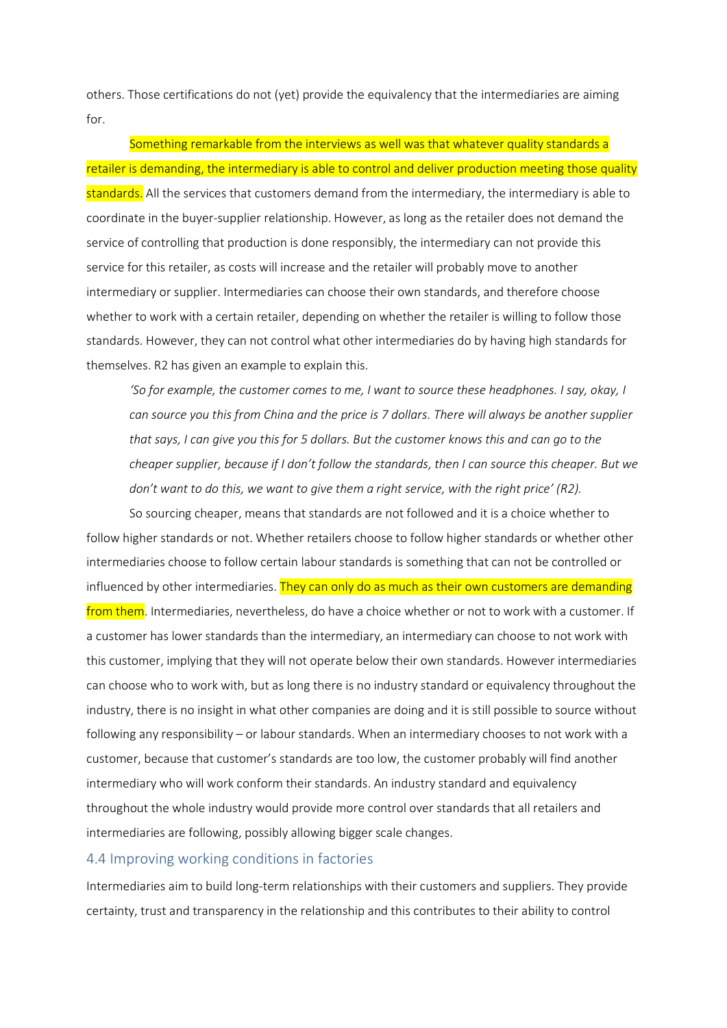others. Those certifications do not (yet) provide the equivalency that the intermediaries are aiming for.

Something remarkable from the interviews as well was that whatever quality standards a retailer is demanding, the intermediary is able to control and deliver production meeting those quality standards. All the services that customers demand from the intermediary, the intermediary is able to coordinate in the buyer-supplier relationship. However, as long as the retailer does not demand the service of controlling that production is done responsibly, the intermediary can not provide this service for this retailer, as costs will increase and the retailer will probably move to another intermediary or supplier. Intermediaries can choose their own standards, and therefore choose whether to work with a certain retailer, depending on whether the retailer is willing to follow those standards. However, they can not control what other intermediaries do by having high standards for themselves. R2 has given an example to explain this.

> *'So for example, the customer comes to me, I want to source these headphones. I say, okay, I can source you this from China and the price is 7 dollars. There will always be another supplier that says, I can give you this for 5 dollars. But the customer knows this and can go to the cheaper supplier, because if I don't follow the standards, then I can source this cheaper. But we don't want to do this, we want to give them a right service, with the right price' (R2).*

So sourcing cheaper, means that standards are not followed and it is a choice whether to follow higher standards or not. Whether retailers choose to follow higher standards or whether other intermediaries choose to follow certain labour standards is something that can not be controlled or influenced by other intermediaries. They can only do as much as their own customers are demanding from them. Intermediaries, nevertheless, do have a choice whether or not to work with a customer. If a customer has lower standards than the intermediary, an intermediary can choose to not work with this customer, implying that they will not operate below their own standards. However intermediaries can choose who to work with, but as long there is no industry standard or equivalency throughout the industry, there is no insight in what other companies are doing and it is still possible to source without following any responsibility – or labour standards. When an intermediary chooses to not work with a customer, because that customer's standards are too low, the customer probably will find another intermediary who will work conform their standards. An industry standard and equivalency throughout the whole industry would provide more control over standards that all retailers and intermediaries are following, possibly allowing bigger scale changes.

## 4.4 Improving working conditions in factories

Intermediaries aim to build long-term relationships with their customers and suppliers. They provide certainty, trust and transparency in the relationship and this contributes to their ability to control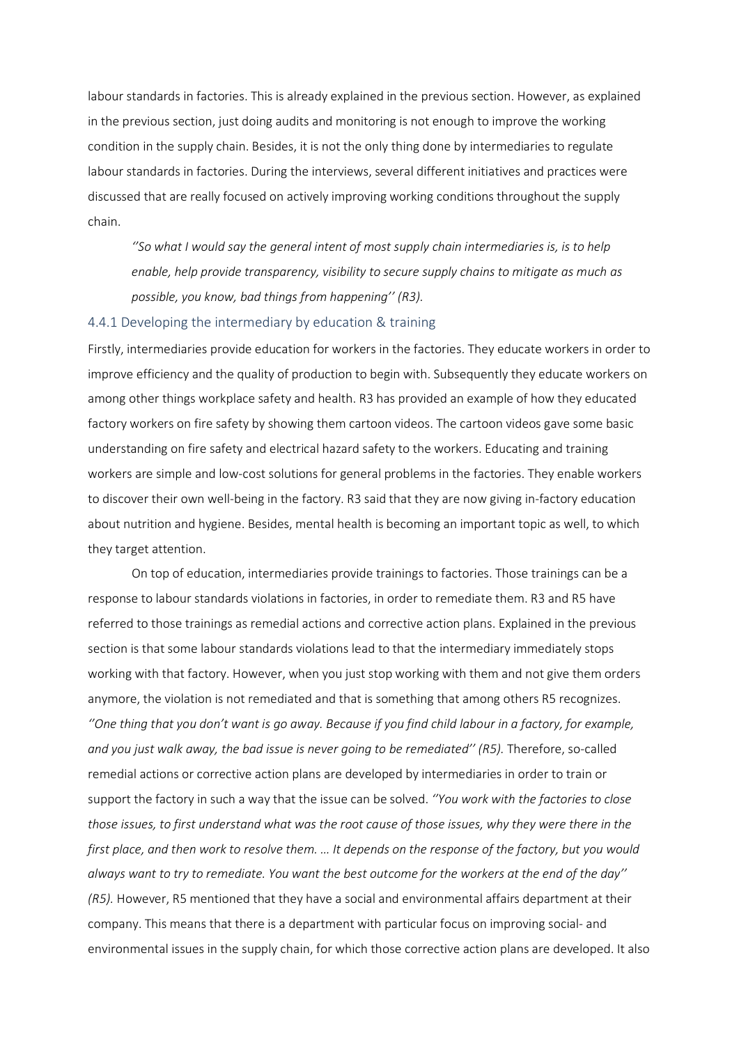labour standards in factories. This is already explained in the previous section. However, as explained in the previous section, just doing audits and monitoring is not enough to improve the working condition in the supply chain. Besides, it is not the only thing done by intermediaries to regulate labour standards in factories. During the interviews, several different initiatives and practices were discussed that are really focused on actively improving working conditions throughout the supply chain.

> *''So what I would say the general intent of most supply chain intermediaries is, is to help enable, help provide transparency, visibility to secure supply chains to mitigate as much as possible, you know, bad things from happening'' (R3).*

### 4.4.1 Developing the intermediary by education & training

Firstly, intermediaries provide education for workers in the factories. They educate workers in order to improve efficiency and the quality of production to begin with. Subsequently they educate workers on among other things workplace safety and health. R3 has provided an example of how they educated factory workers on fire safety by showing them cartoon videos. The cartoon videos gave some basic understanding on fire safety and electrical hazard safety to the workers. Educating and training workers are simple and low-cost solutions for general problems in the factories. They enable workers to discover their own well-being in the factory. R3 said that they are now giving in-factory education about nutrition and hygiene. Besides, mental health is becoming an important topic as well, to which they target attention.

On top of education, intermediaries provide trainings to factories. Those trainings can be a response to labour standards violations in factories, in order to remediate them. R3 and R5 have referred to those trainings as remedial actions and corrective action plans. Explained in the previous section is that some labour standards violations lead to that the intermediary immediately stops working with that factory. However, when you just stop working with them and not give them orders anymore, the violation is not remediated and that is something that among others R5 recognizes. *''One thing that you don't want is go away. Because if you find child labour in a factory, for example, and you just walk away, the bad issue is never going to be remediated'' (R5).* Therefore, so-called remedial actions or corrective action plans are developed by intermediaries in order to train or support the factory in such a way that the issue can be solved. *''You work with the factories to close those issues, to first understand what was the root cause of those issues, why they were there in the first place, and then work to resolve them. … It depends on the response of the factory, but you would always want to try to remediate. You want the best outcome for the workers at the end of the day'' (R5).* However, R5 mentioned that they have a social and environmental affairs department at their company. This means that there is a department with particular focus on improving social- and environmental issues in the supply chain, for which those corrective action plans are developed. It also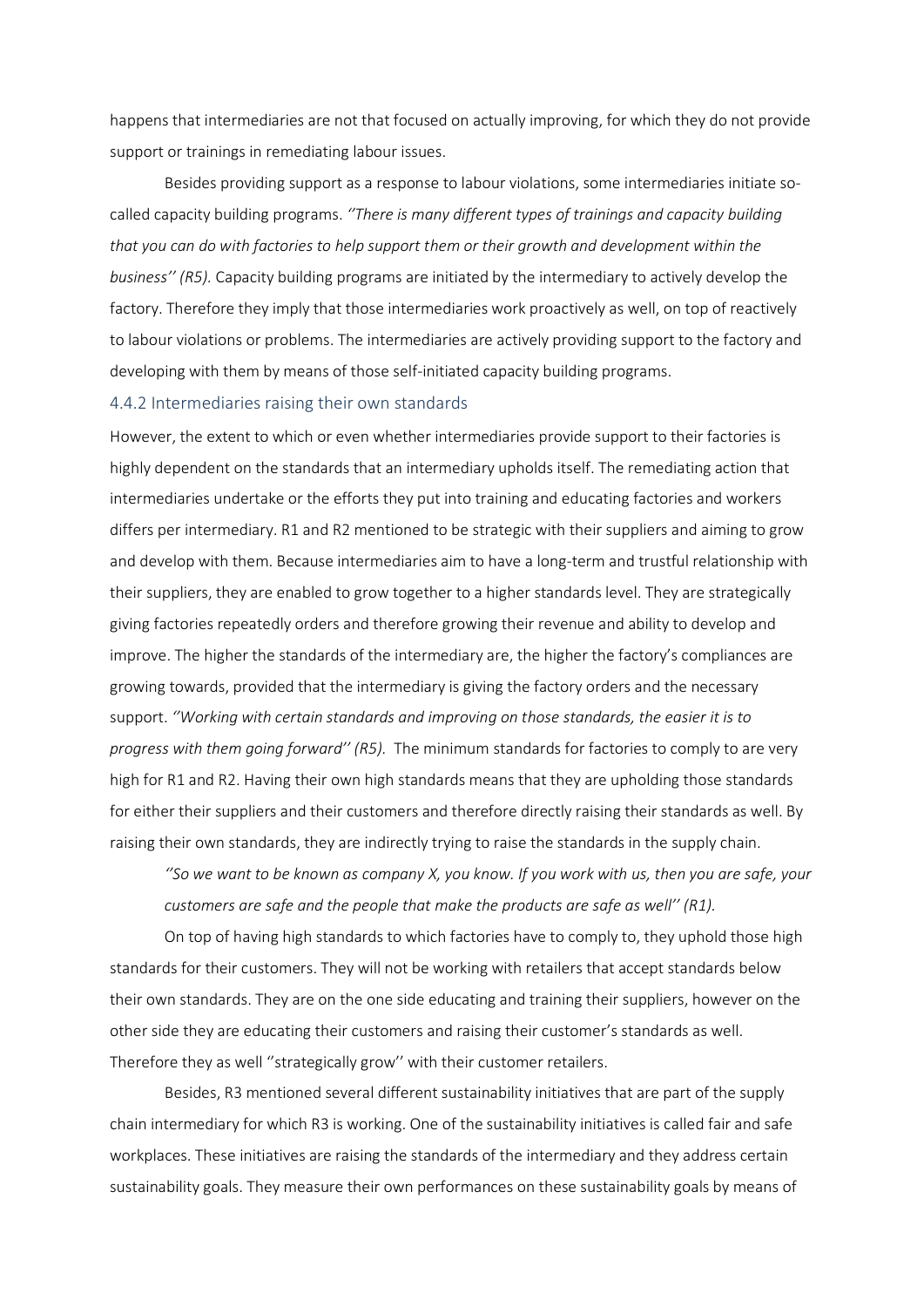happens that intermediaries are not that focused on actually improving, for which they do not provide support or trainings in remediating labour issues.

Besides providing support as a response to labour violations, some intermediaries initiate so-called capacity building programs. *''There is many different types of trainings and capacity building that you can do with factories to help support them or their growth and development within the business'' (R5).* Capacity building programs are initiated by the intermediary to actively develop the factory. Therefore they imply that those intermediaries work proactively as well, on top of reactively to labour violations or problems. The intermediaries are actively providing support to the factory and developing with them by means of those self-initiated capacity building programs.

### 4.4.2 Intermediaries raising their own standards

However, the extent to which or even whether intermediaries provide support to their factories is highly dependent on the standards that an intermediary upholds itself. The remediating action that intermediaries undertake or the efforts they put into training and educating factories and workers differs per intermediary. R1 and R2 mentioned to be strategic with their suppliers and aiming to grow and develop with them. Because intermediaries aim to have a long-term and trustful relationship with their suppliers, they are enabled to grow together to a higher standards level. They are strategically giving factories repeatedly orders and therefore growing their revenue and ability to develop and improve. The higher the standards of the intermediary are, the higher the factory's compliances are growing towards, provided that the intermediary is giving the factory orders and the necessary support. *''Working with certain standards and improving on those standards, the easier it is to progress with them going forward'' (R5).* The minimum standards for factories to comply to are very high for R1 and R2. Having their own high standards means that they are upholding those standards for either their suppliers and their customers and therefore directly raising their standards as well. By raising their own standards, they are indirectly trying to raise the standards in the supply chain.

> *''So we want to be known as company X, you know. If you work with us, then you are safe, your customers are safe and the people that make the products are safe as well'' (R1).*

On top of having high standards to which factories have to comply to, they uphold those high standards for their customers. They will not be working with retailers that accept standards below their own standards. They are on the one side educating and training their suppliers, however on the other side they are educating their customers and raising their customer's standards as well. Therefore they as well ''strategically grow'' with their customer retailers.

Besides, R3 mentioned several different sustainability initiatives that are part of the supply chain intermediary for which R3 is working. One of the sustainability initiatives is called fair and safe workplaces. These initiatives are raising the standards of the intermediary and they address certain sustainability goals. They measure their own performances on these sustainability goals by means of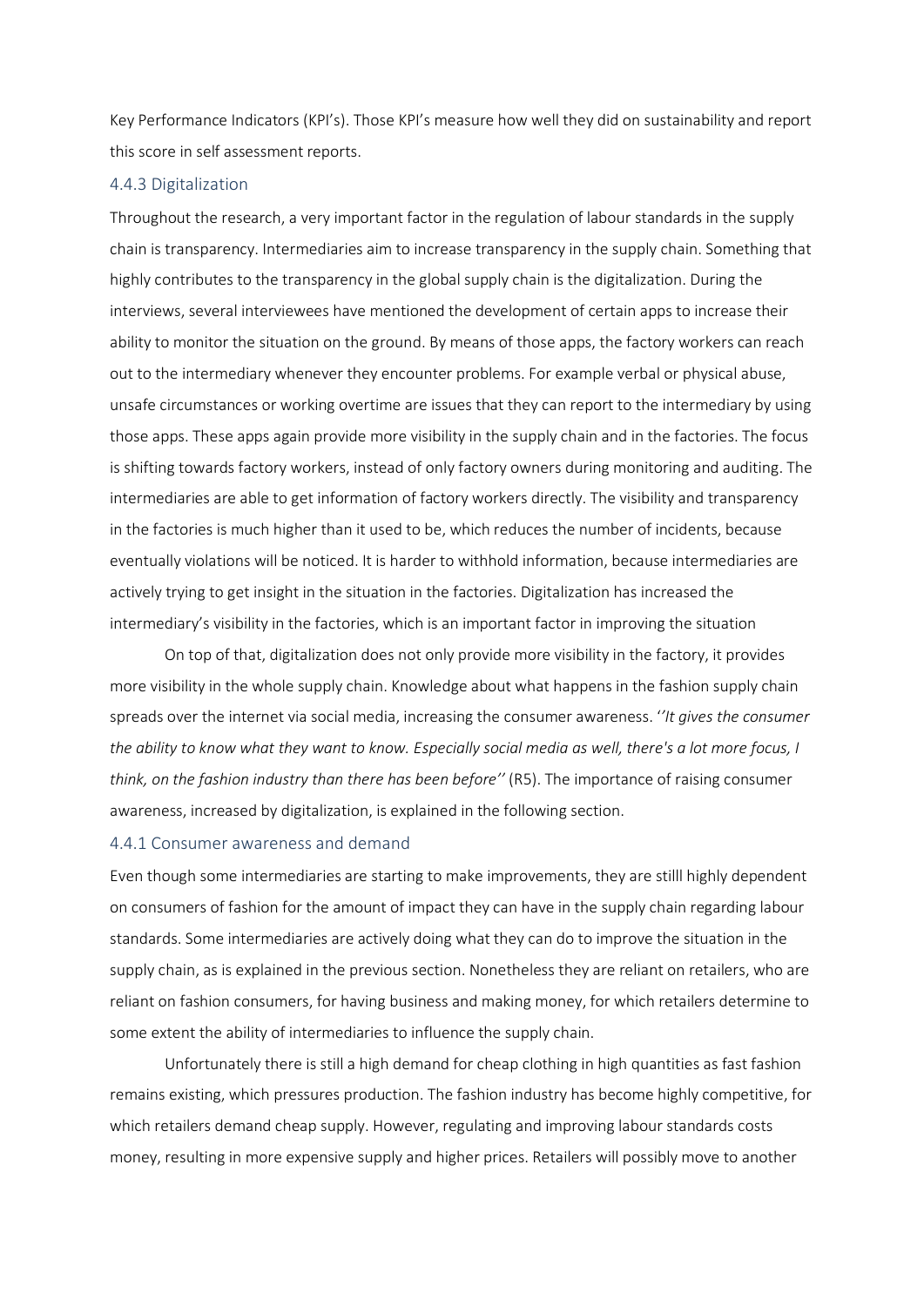Key Performance Indicators (KPI's). Those KPI's measure how well they did on sustainability and report this score in self assessment reports.

### 4.4.3 Digitalization

Throughout the research, a very important factor in the regulation of labour standards in the supply chain is transparency. Intermediaries aim to increase transparency in the supply chain. Something that highly contributes to the transparency in the global supply chain is the digitalization. During the interviews, several interviewees have mentioned the development of certain apps to increase their ability to monitor the situation on the ground. By means of those apps, the factory workers can reach out to the intermediary whenever they encounter problems. For example verbal or physical abuse, unsafe circumstances or working overtime are issues that they can report to the intermediary by using those apps. These apps again provide more visibility in the supply chain and in the factories. The focus is shifting towards factory workers, instead of only factory owners during monitoring and auditing. The intermediaries are able to get information of factory workers directly. The visibility and transparency in the factories is much higher than it used to be, which reduces the number of incidents, because eventually violations will be noticed. It is harder to withhold information, because intermediaries are actively trying to get insight in the situation in the factories. Digitalization has increased the intermediary's visibility in the factories, which is an important factor in improving the situation

On top of that, digitalization does not only provide more visibility in the factory, it provides more visibility in the whole supply chain. Knowledge about what happens in the fashion supply chain spreads over the internet via social media, increasing the consumer awareness. *''It gives the consumer the ability to know what they want to know. Especially social media as well, there's a lot more focus, I think, on the fashion industry than there has been before''* (R5). The importance of raising consumer awareness, increased by digitalization, is explained in the following section.

### 4.4.1 Consumer awareness and demand

Even though some intermediaries are starting to make improvements, they are stilll highly dependent on consumers of fashion for the amount of impact they can have in the supply chain regarding labour standards. Some intermediaries are actively doing what they can do to improve the situation in the supply chain, as is explained in the previous section. Nonetheless they are reliant on retailers, who are reliant on fashion consumers, for having business and making money, for which retailers determine to some extent the ability of intermediaries to influence the supply chain.

Unfortunately there is still a high demand for cheap clothing in high quantities as fast fashion remains existing, which pressures production. The fashion industry has become highly competitive, for which retailers demand cheap supply. However, regulating and improving labour standards costs money, resulting in more expensive supply and higher prices. Retailers will possibly move to another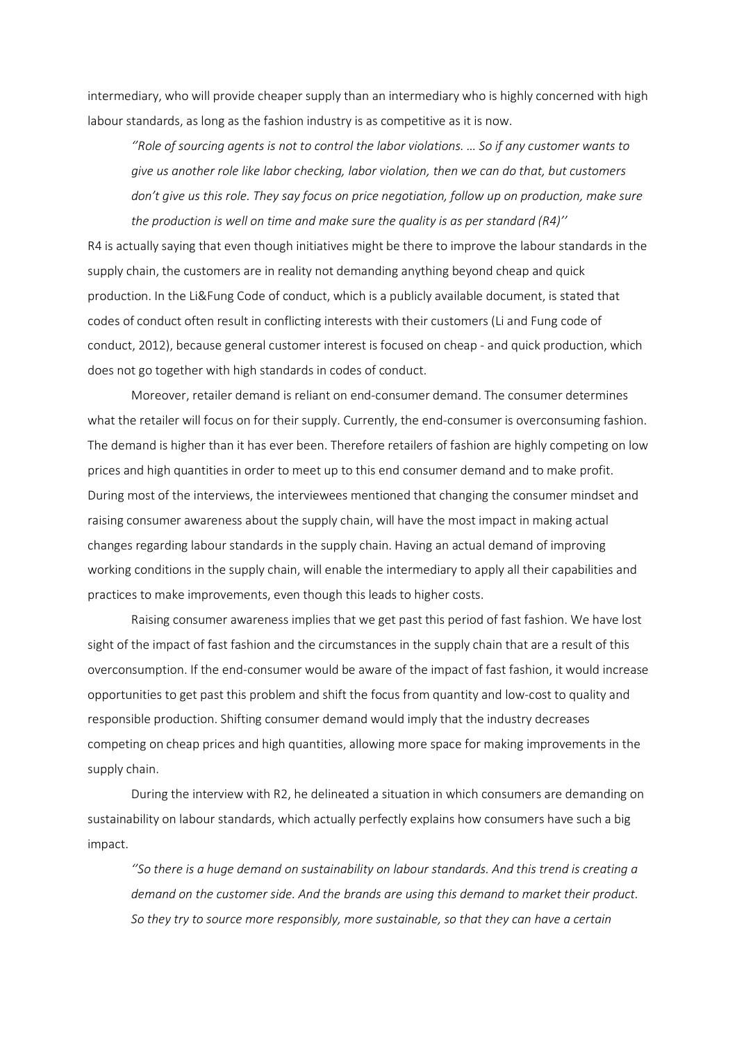intermediary, who will provide cheaper supply than an intermediary who is highly concerned with high labour standards, as long as the fashion industry is as competitive as it is now.

> *''Role of sourcing agents is not to control the labor violations. … So if any customer wants to give us another role like labor checking, labor violation, then we can do that, but customers don't give us this role. They say focus on price negotiation, follow up on production, make sure the production is well on time and make sure the quality is as per standard (R4)''*

R4 is actually saying that even though initiatives might be there to improve the labour standards in the supply chain, the customers are in reality not demanding anything beyond cheap and quick production. In the Li&Fung Code of conduct, which is a publicly available document, is stated that codes of conduct often result in conflicting interests with their customers (Li and Fung code of conduct, 2012), because general customer interest is focused on cheap - and quick production, which does not go together with high standards in codes of conduct.

Moreover, retailer demand is reliant on end-consumer demand. The consumer determines what the retailer will focus on for their supply. Currently, the end-consumer is overconsuming fashion. The demand is higher than it has ever been. Therefore retailers of fashion are highly competing on low prices and high quantities in order to meet up to this end consumer demand and to make profit. During most of the interviews, the interviewees mentioned that changing the consumer mindset and raising consumer awareness about the supply chain, will have the most impact in making actual changes regarding labour standards in the supply chain. Having an actual demand of improving working conditions in the supply chain, will enable the intermediary to apply all their capabilities and practices to make improvements, even though this leads to higher costs.

Raising consumer awareness implies that we get past this period of fast fashion. We have lost sight of the impact of fast fashion and the circumstances in the supply chain that are a result of this overconsumption. If the end-consumer would be aware of the impact of fast fashion, it would increase opportunities to get past this problem and shift the focus from quantity and low-cost to quality and responsible production. Shifting consumer demand would imply that the industry decreases competing on cheap prices and high quantities, allowing more space for making improvements in the supply chain.

During the interview with R2, he delineated a situation in which consumers are demanding on sustainability on labour standards, which actually perfectly explains how consumers have such a big impact.

> *''So there is a huge demand on sustainability on labour standards. And this trend is creating a demand on the customer side. And the brands are using this demand to market their product. So they try to source more responsibly, more sustainable, so that they can have a certain*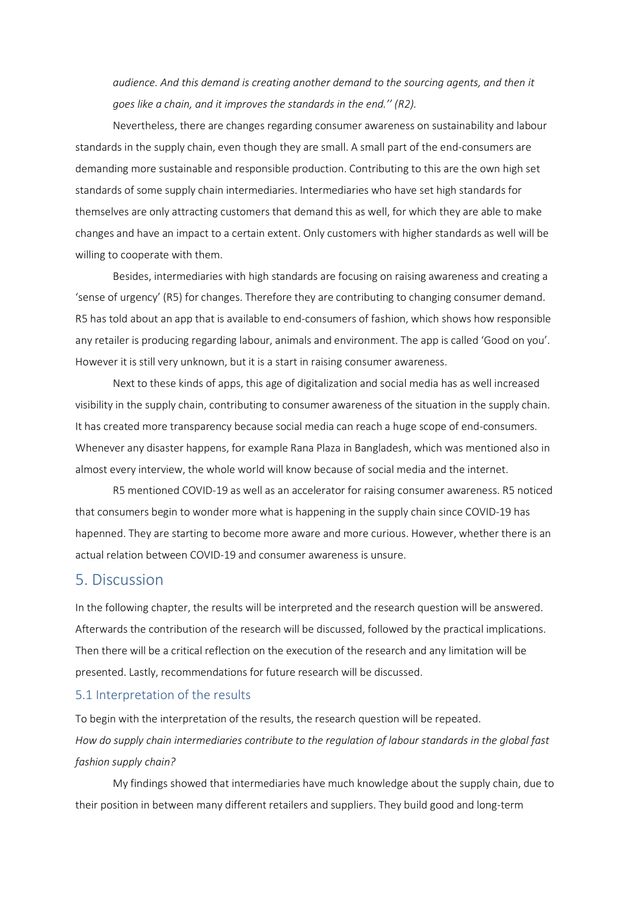*audience. And this demand is creating another demand to the sourcing agents, and then it goes like a chain, and it improves the standards in the end.'' (R2).*

Nevertheless, there are changes regarding consumer awareness on sustainability and labour standards in the supply chain, even though they are small. A small part of the end-consumers are demanding more sustainable and responsible production. Contributing to this are the own high set standards of some supply chain intermediaries. Intermediaries who have set high standards for themselves are only attracting customers that demand this as well, for which they are able to make changes and have an impact to a certain extent. Only customers with higher standards as well will be willing to cooperate with them.

Besides, intermediaries with high standards are focusing on raising awareness and creating a 'sense of urgency' (R5) for changes. Therefore they are contributing to changing consumer demand. R5 has told about an app that is available to end-consumers of fashion, which shows how responsible any retailer is producing regarding labour, animals and environment. The app is called 'Good on you'. However it is still very unknown, but it is a start in raising consumer awareness.

Next to these kinds of apps, this age of digitalization and social media has as well increased visibility in the supply chain, contributing to consumer awareness of the situation in the supply chain. It has created more transparency because social media can reach a huge scope of end-consumers. Whenever any disaster happens, for example Rana Plaza in Bangladesh, which was mentioned also in almost every interview, the whole world will know because of social media and the internet.

R5 mentioned COVID-19 as well as an accelerator for raising consumer awareness. R5 noticed that consumers begin to wonder more what is happening in the supply chain since COVID-19 has hapenned. They are starting to become more aware and more curious. However, whether there is an actual relation between COVID-19 and consumer awareness is unsure.

# 5. Discussion

In the following chapter, the results will be interpreted and the research question will be answered. Afterwards the contribution of the research will be discussed, followed by the practical implications. Then there will be a critical reflection on the execution of the research and any limitation will be presented. Lastly, recommendations for future research will be discussed.

## 5.1 Interpretation of the results

To begin with the interpretation of the results, the research question will be repeated.
*How do supply chain intermediaries contribute to the regulation of labour standards in the global fast fashion supply chain?*

My findings showed that intermediaries have much knowledge about the supply chain, due to their position in between many different retailers and suppliers. They build good and long-term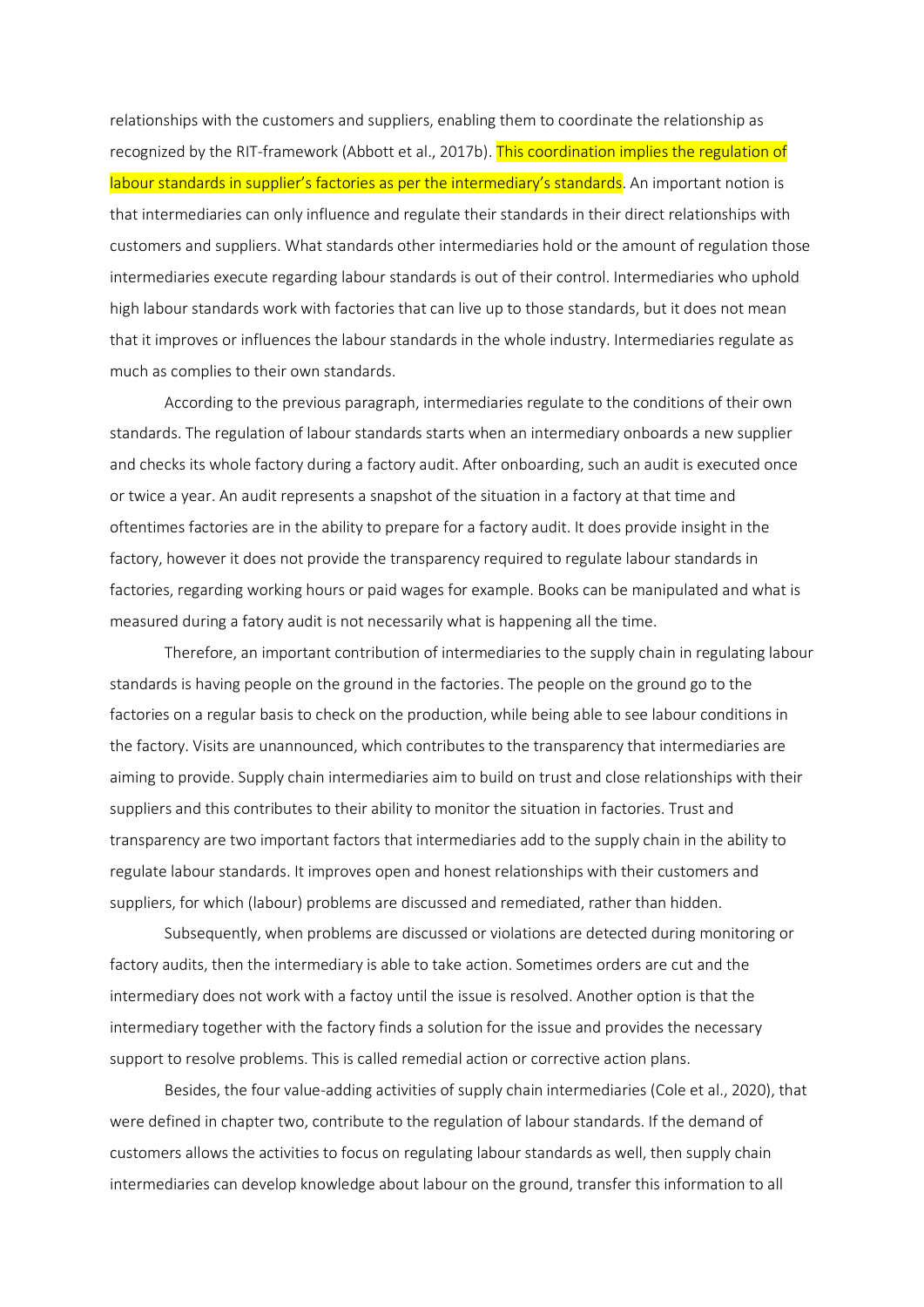relationships with the customers and suppliers, enabling them to coordinate the relationship as recognized by the RIT-framework (Abbott et al., 2017b). This coordination implies the regulation of labour standards in supplier's factories as per the intermediary's standards. An important notion is that intermediaries can only influence and regulate their standards in their direct relationships with customers and suppliers. What standards other intermediaries hold or the amount of regulation those intermediaries execute regarding labour standards is out of their control. Intermediaries who uphold high labour standards work with factories that can live up to those standards, but it does not mean that it improves or influences the labour standards in the whole industry. Intermediaries regulate as much as complies to their own standards.

According to the previous paragraph, intermediaries regulate to the conditions of their own standards. The regulation of labour standards starts when an intermediary onboards a new supplier and checks its whole factory during a factory audit. After onboarding, such an audit is executed once or twice a year. An audit represents a snapshot of the situation in a factory at that time and oftentimes factories are in the ability to prepare for a factory audit. It does provide insight in the factory, however it does not provide the transparency required to regulate labour standards in factories, regarding working hours or paid wages for example. Books can be manipulated and what is measured during a fatory audit is not necessarily what is happening all the time.

Therefore, an important contribution of intermediaries to the supply chain in regulating labour standards is having people on the ground in the factories. The people on the ground go to the factories on a regular basis to check on the production, while being able to see labour conditions in the factory. Visits are unannounced, which contributes to the transparency that intermediaries are aiming to provide. Supply chain intermediaries aim to build on trust and close relationships with their suppliers and this contributes to their ability to monitor the situation in factories. Trust and transparency are two important factors that intermediaries add to the supply chain in the ability to regulate labour standards. It improves open and honest relationships with their customers and suppliers, for which (labour) problems are discussed and remediated, rather than hidden.

Subsequently, when problems are discussed or violations are detected during monitoring or factory audits, then the intermediary is able to take action. Sometimes orders are cut and the intermediary does not work with a factoy until the issue is resolved. Another option is that the intermediary together with the factory finds a solution for the issue and provides the necessary support to resolve problems. This is called remedial action or corrective action plans.

Besides, the four value-adding activities of supply chain intermediaries (Cole et al., 2020), that were defined in chapter two, contribute to the regulation of labour standards. If the demand of customers allows the activities to focus on regulating labour standards as well, then supply chain intermediaries can develop knowledge about labour on the ground, transfer this information to all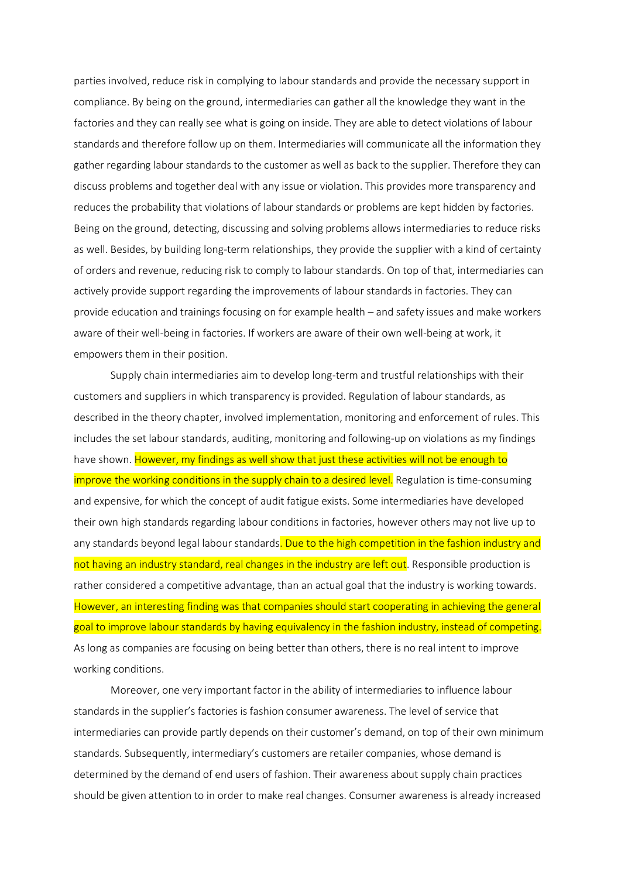parties involved, reduce risk in complying to labour standards and provide the necessary support in compliance. By being on the ground, intermediaries can gather all the knowledge they want in the factories and they can really see what is going on inside. They are able to detect violations of labour standards and therefore follow up on them. Intermediaries will communicate all the information they gather regarding labour standards to the customer as well as back to the supplier. Therefore they can discuss problems and together deal with any issue or violation. This provides more transparency and reduces the probability that violations of labour standards or problems are kept hidden by factories. Being on the ground, detecting, discussing and solving problems allows intermediaries to reduce risks as well. Besides, by building long-term relationships, they provide the supplier with a kind of certainty of orders and revenue, reducing risk to comply to labour standards. On top of that, intermediaries can actively provide support regarding the improvements of labour standards in factories. They can provide education and trainings focusing on for example health – and safety issues and make workers aware of their well-being in factories. If workers are aware of their own well-being at work, it empowers them in their position.

Supply chain intermediaries aim to develop long-term and trustful relationships with their customers and suppliers in which transparency is provided. Regulation of labour standards, as described in the theory chapter, involved implementation, monitoring and enforcement of rules. This includes the set labour standards, auditing, monitoring and following-up on violations as my findings have shown. However, my findings as well show that just these activities will not be enough to improve the working conditions in the supply chain to a desired level. Regulation is time-consuming and expensive, for which the concept of audit fatigue exists. Some intermediaries have developed their own high standards regarding labour conditions in factories, however others may not live up to any standards beyond legal labour standards. Due to the high competition in the fashion industry and not having an industry standard, real changes in the industry are left out. Responsible production is rather considered a competitive advantage, than an actual goal that the industry is working towards. However, an interesting finding was that companies should start cooperating in achieving the general goal to improve labour standards by having equivalency in the fashion industry, instead of competing. As long as companies are focusing on being better than others, there is no real intent to improve working conditions.

Moreover, one very important factor in the ability of intermediaries to influence labour standards in the supplier's factories is fashion consumer awareness. The level of service that intermediaries can provide partly depends on their customer's demand, on top of their own minimum standards. Subsequently, intermediary's customers are retailer companies, whose demand is determined by the demand of end users of fashion. Their awareness about supply chain practices should be given attention to in order to make real changes. Consumer awareness is already increased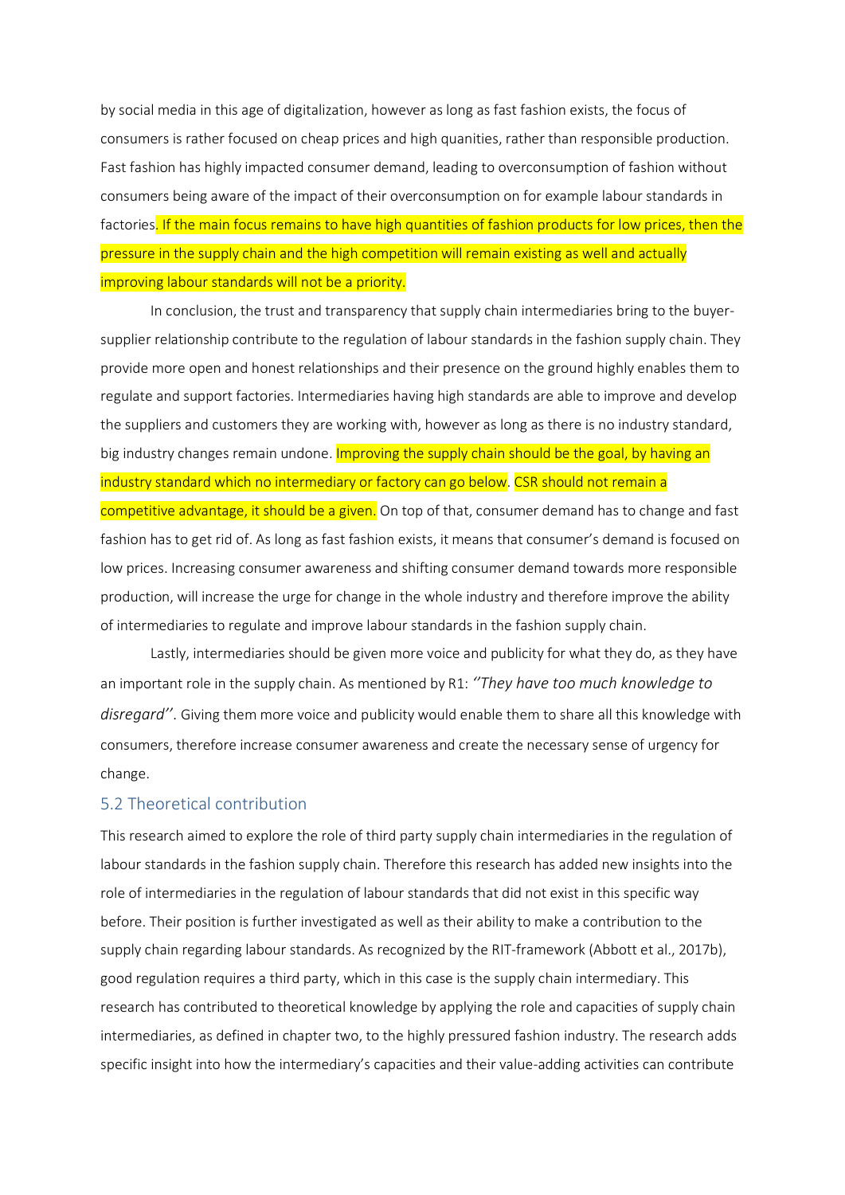by social media in this age of digitalization, however as long as fast fashion exists, the focus of consumers is rather focused on cheap prices and high quanities, rather than responsible production. Fast fashion has highly impacted consumer demand, leading to overconsumption of fashion without consumers being aware of the impact of their overconsumption on for example labour standards in factories. If the main focus remains to have high quantities of fashion products for low prices, then the pressure in the supply chain and the high competition will remain existing as well and actually improving labour standards will not be a priority.

In conclusion, the trust and transparency that supply chain intermediaries bring to the buyer-supplier relationship contribute to the regulation of labour standards in the fashion supply chain. They provide more open and honest relationships and their presence on the ground highly enables them to regulate and support factories. Intermediaries having high standards are able to improve and develop the suppliers and customers they are working with, however as long as there is no industry standard, big industry changes remain undone. Improving the supply chain should be the goal, by having an industry standard which no intermediary or factory can go below. CSR should not remain a competitive advantage, it should be a given. On top of that, consumer demand has to change and fast fashion has to get rid of. As long as fast fashion exists, it means that consumer's demand is focused on low prices. Increasing consumer awareness and shifting consumer demand towards more responsible production, will increase the urge for change in the whole industry and therefore improve the ability of intermediaries to regulate and improve labour standards in the fashion supply chain.

Lastly, intermediaries should be given more voice and publicity for what they do, as they have an important role in the supply chain. As mentioned by R1: *''They have too much knowledge to disregard''*. Giving them more voice and publicity would enable them to share all this knowledge with consumers, therefore increase consumer awareness and create the necessary sense of urgency for change.

## 5.2 Theoretical contribution

This research aimed to explore the role of third party supply chain intermediaries in the regulation of labour standards in the fashion supply chain. Therefore this research has added new insights into the role of intermediaries in the regulation of labour standards that did not exist in this specific way before. Their position is further investigated as well as their ability to make a contribution to the supply chain regarding labour standards. As recognized by the RIT-framework (Abbott et al., 2017b), good regulation requires a third party, which in this case is the supply chain intermediary. This research has contributed to theoretical knowledge by applying the role and capacities of supply chain intermediaries, as defined in chapter two, to the highly pressured fashion industry. The research adds specific insight into how the intermediary's capacities and their value-adding activities can contribute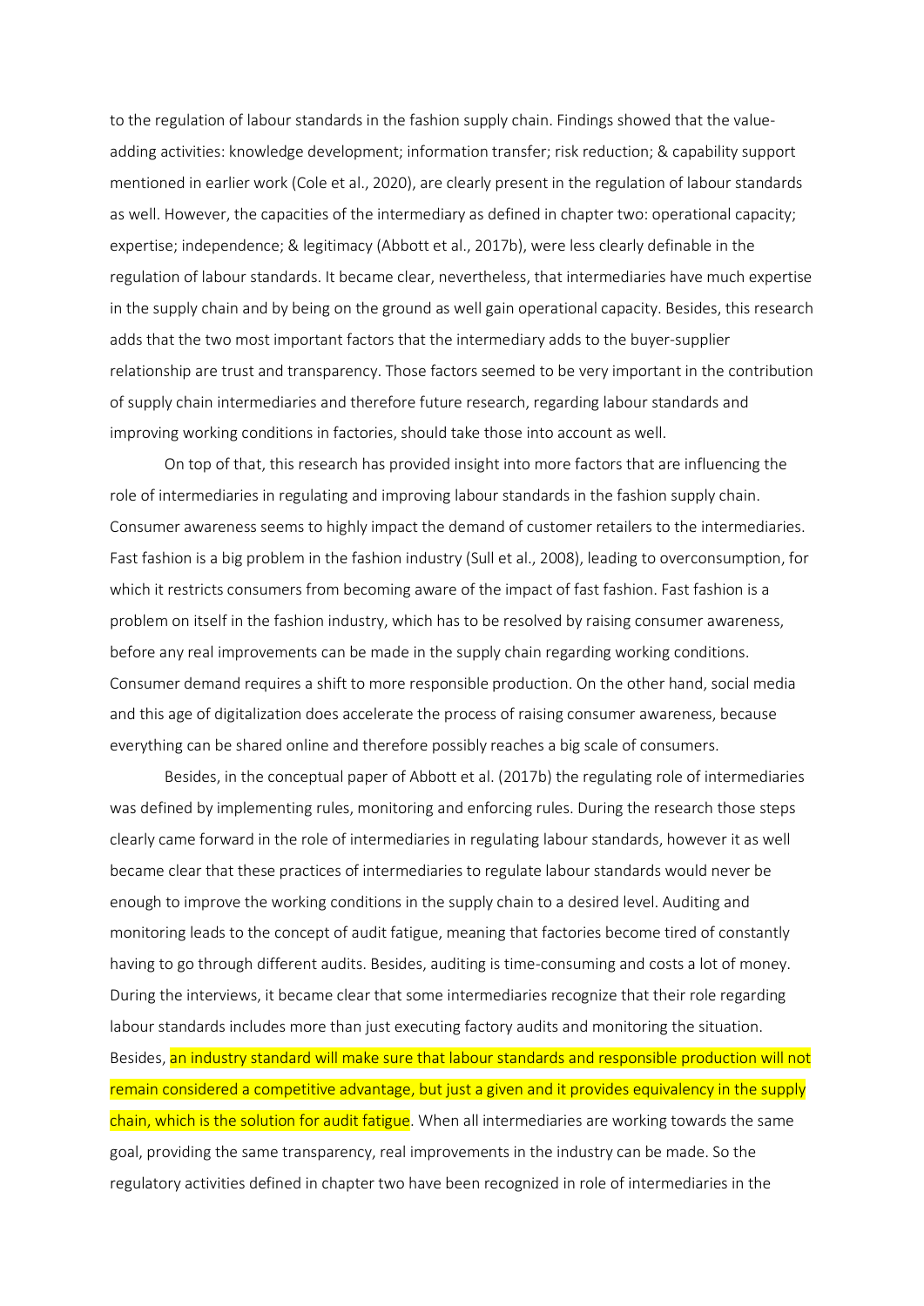to the regulation of labour standards in the fashion supply chain. Findings showed that the value-adding activities: knowledge development; information transfer; risk reduction; & capability support mentioned in earlier work (Cole et al., 2020), are clearly present in the regulation of labour standards as well. However, the capacities of the intermediary as defined in chapter two: operational capacity; expertise; independence; & legitimacy (Abbott et al., 2017b), were less clearly definable in the regulation of labour standards. It became clear, nevertheless, that intermediaries have much expertise in the supply chain and by being on the ground as well gain operational capacity. Besides, this research adds that the two most important factors that the intermediary adds to the buyer-supplier relationship are trust and transparency. Those factors seemed to be very important in the contribution of supply chain intermediaries and therefore future research, regarding labour standards and improving working conditions in factories, should take those into account as well.

On top of that, this research has provided insight into more factors that are influencing the role of intermediaries in regulating and improving labour standards in the fashion supply chain. Consumer awareness seems to highly impact the demand of customer retailers to the intermediaries. Fast fashion is a big problem in the fashion industry (Sull et al., 2008), leading to overconsumption, for which it restricts consumers from becoming aware of the impact of fast fashion. Fast fashion is a problem on itself in the fashion industry, which has to be resolved by raising consumer awareness, before any real improvements can be made in the supply chain regarding working conditions. Consumer demand requires a shift to more responsible production. On the other hand, social media and this age of digitalization does accelerate the process of raising consumer awareness, because everything can be shared online and therefore possibly reaches a big scale of consumers.

Besides, in the conceptual paper of Abbott et al. (2017b) the regulating role of intermediaries was defined by implementing rules, monitoring and enforcing rules. During the research those steps clearly came forward in the role of intermediaries in regulating labour standards, however it as well became clear that these practices of intermediaries to regulate labour standards would never be enough to improve the working conditions in the supply chain to a desired level. Auditing and monitoring leads to the concept of audit fatigue, meaning that factories become tired of constantly having to go through different audits. Besides, auditing is time-consuming and costs a lot of money. During the interviews, it became clear that some intermediaries recognize that their role regarding labour standards includes more than just executing factory audits and monitoring the situation. Besides, an industry standard will make sure that labour standards and responsible production will not remain considered a competitive advantage, but just a given and it provides equivalency in the supply chain, which is the solution for audit fatigue. When all intermediaries are working towards the same goal, providing the same transparency, real improvements in the industry can be made. So the regulatory activities defined in chapter two have been recognized in role of intermediaries in the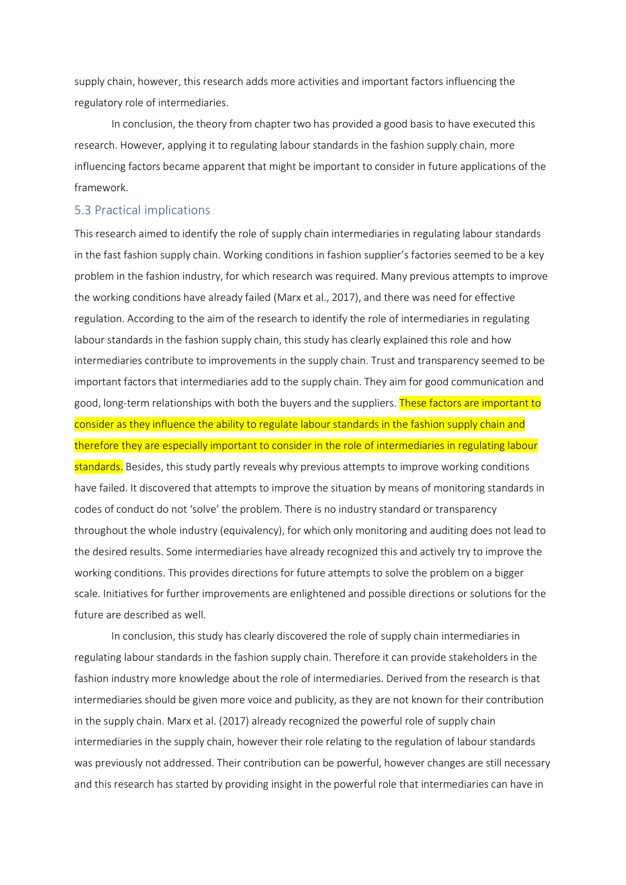supply chain, however, this research adds more activities and important factors influencing the regulatory role of intermediaries.

In conclusion, the theory from chapter two has provided a good basis to have executed this research. However, applying it to regulating labour standards in the fashion supply chain, more influencing factors became apparent that might be important to consider in future applications of the framework.

## 5.3 Practical implications

This research aimed to identify the role of supply chain intermediaries in regulating labour standards in the fast fashion supply chain. Working conditions in fashion supplier's factories seemed to be a key problem in the fashion industry, for which research was required. Many previous attempts to improve the working conditions have already failed (Marx et al., 2017), and there was need for effective regulation. According to the aim of the research to identify the role of intermediaries in regulating labour standards in the fashion supply chain, this study has clearly explained this role and how intermediaries contribute to improvements in the supply chain. Trust and transparency seemed to be important factors that intermediaries add to the supply chain. They aim for good communication and good, long-term relationships with both the buyers and the suppliers. These factors are important to consider as they influence the ability to regulate labour standards in the fashion supply chain and therefore they are especially important to consider in the role of intermediaries in regulating labour standards. Besides, this study partly reveals why previous attempts to improve working conditions have failed. It discovered that attempts to improve the situation by means of monitoring standards in codes of conduct do not 'solve' the problem. There is no industry standard or transparency throughout the whole industry (equivalency), for which only monitoring and auditing does not lead to the desired results. Some intermediaries have already recognized this and actively try to improve the working conditions. This provides directions for future attempts to solve the problem on a bigger scale. Initiatives for further improvements are enlightened and possible directions or solutions for the future are described as well.

In conclusion, this study has clearly discovered the role of supply chain intermediaries in regulating labour standards in the fashion supply chain. Therefore it can provide stakeholders in the fashion industry more knowledge about the role of intermediaries. Derived from the research is that intermediaries should be given more voice and publicity, as they are not known for their contribution in the supply chain. Marx et al. (2017) already recognized the powerful role of supply chain intermediaries in the supply chain, however their role relating to the regulation of labour standards was previously not addressed. Their contribution can be powerful, however changes are still necessary and this research has started by providing insight in the powerful role that intermediaries can have in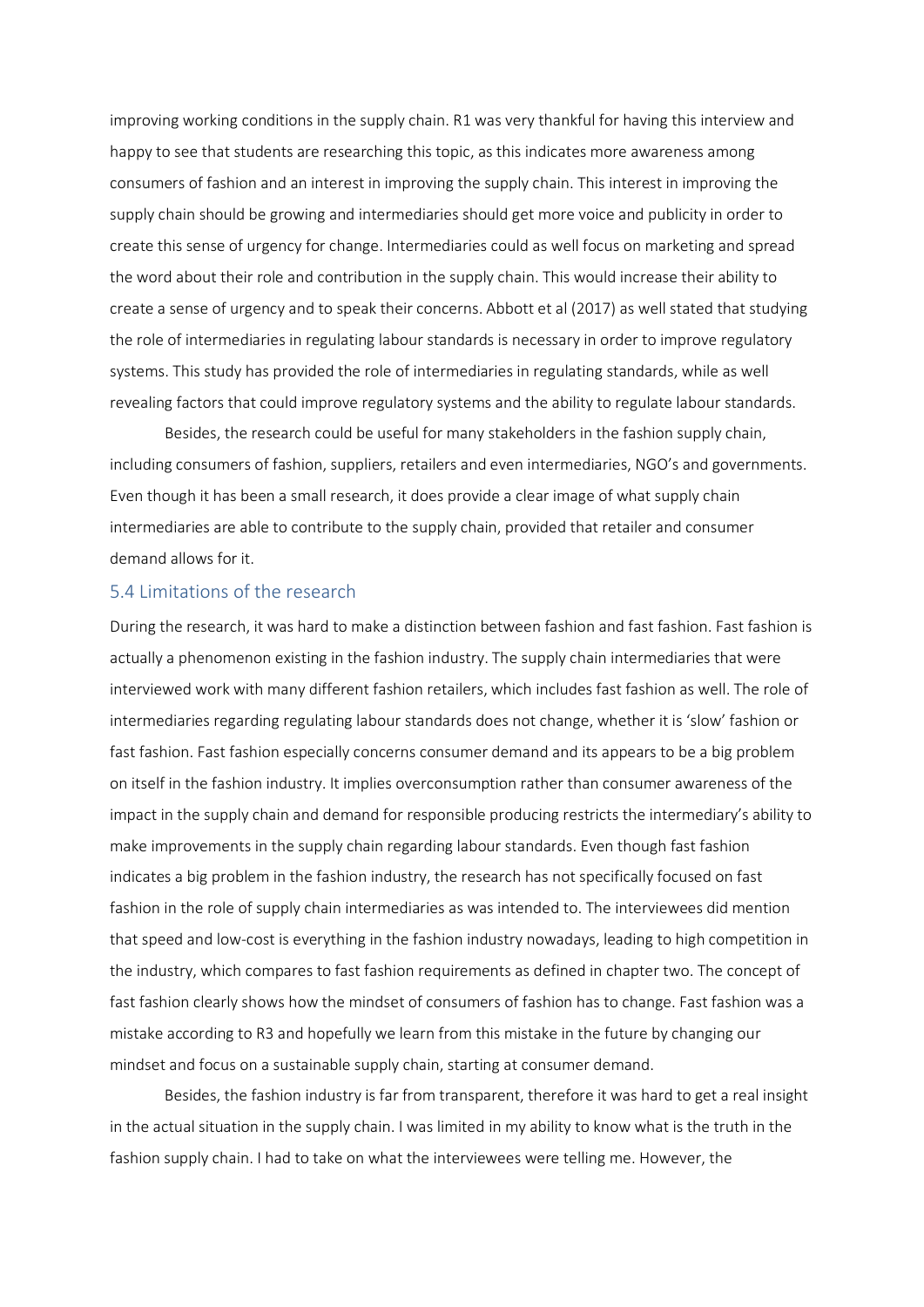improving working conditions in the supply chain. R1 was very thankful for having this interview and happy to see that students are researching this topic, as this indicates more awareness among consumers of fashion and an interest in improving the supply chain. This interest in improving the supply chain should be growing and intermediaries should get more voice and publicity in order to create this sense of urgency for change. Intermediaries could as well focus on marketing and spread the word about their role and contribution in the supply chain. This would increase their ability to create a sense of urgency and to speak their concerns. Abbott et al (2017) as well stated that studying the role of intermediaries in regulating labour standards is necessary in order to improve regulatory systems. This study has provided the role of intermediaries in regulating standards, while as well revealing factors that could improve regulatory systems and the ability to regulate labour standards.

Besides, the research could be useful for many stakeholders in the fashion supply chain, including consumers of fashion, suppliers, retailers and even intermediaries, NGO's and governments. Even though it has been a small research, it does provide a clear image of what supply chain intermediaries are able to contribute to the supply chain, provided that retailer and consumer demand allows for it.

## 5.4 Limitations of the research

During the research, it was hard to make a distinction between fashion and fast fashion. Fast fashion is actually a phenomenon existing in the fashion industry. The supply chain intermediaries that were interviewed work with many different fashion retailers, which includes fast fashion as well. The role of intermediaries regarding regulating labour standards does not change, whether it is 'slow' fashion or fast fashion. Fast fashion especially concerns consumer demand and its appears to be a big problem on itself in the fashion industry. It implies overconsumption rather than consumer awareness of the impact in the supply chain and demand for responsible producing restricts the intermediary's ability to make improvements in the supply chain regarding labour standards. Even though fast fashion indicates a big problem in the fashion industry, the research has not specifically focused on fast fashion in the role of supply chain intermediaries as was intended to. The interviewees did mention that speed and low-cost is everything in the fashion industry nowadays, leading to high competition in the industry, which compares to fast fashion requirements as defined in chapter two. The concept of fast fashion clearly shows how the mindset of consumers of fashion has to change. Fast fashion was a mistake according to R3 and hopefully we learn from this mistake in the future by changing our mindset and focus on a sustainable supply chain, starting at consumer demand.

Besides, the fashion industry is far from transparent, therefore it was hard to get a real insight in the actual situation in the supply chain. I was limited in my ability to know what is the truth in the fashion supply chain. I had to take on what the interviewees were telling me. However, the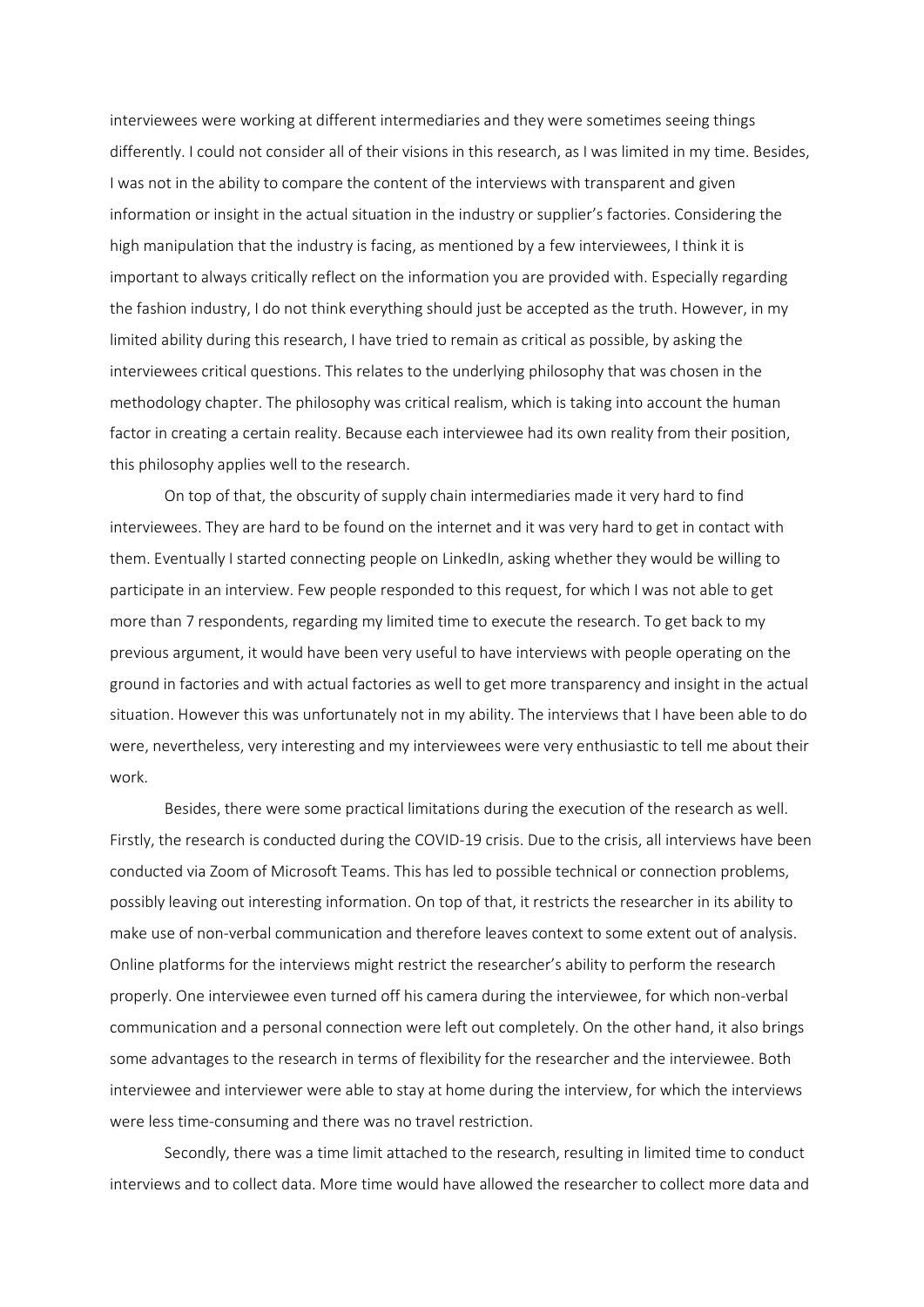interviewees were working at different intermediaries and they were sometimes seeing things differently. I could not consider all of their visions in this research, as I was limited in my time. Besides, I was not in the ability to compare the content of the interviews with transparent and given information or insight in the actual situation in the industry or supplier's factories. Considering the high manipulation that the industry is facing, as mentioned by a few interviewees, I think it is important to always critically reflect on the information you are provided with. Especially regarding the fashion industry, I do not think everything should just be accepted as the truth. However, in my limited ability during this research, I have tried to remain as critical as possible, by asking the interviewees critical questions. This relates to the underlying philosophy that was chosen in the methodology chapter. The philosophy was critical realism, which is taking into account the human factor in creating a certain reality. Because each interviewee had its own reality from their position, this philosophy applies well to the research.

On top of that, the obscurity of supply chain intermediaries made it very hard to find interviewees. They are hard to be found on the internet and it was very hard to get in contact with them. Eventually I started connecting people on LinkedIn, asking whether they would be willing to participate in an interview. Few people responded to this request, for which I was not able to get more than 7 respondents, regarding my limited time to execute the research. To get back to my previous argument, it would have been very useful to have interviews with people operating on the ground in factories and with actual factories as well to get more transparency and insight in the actual situation. However this was unfortunately not in my ability. The interviews that I have been able to do were, nevertheless, very interesting and my interviewees were very enthusiastic to tell me about their work.

Besides, there were some practical limitations during the execution of the research as well. Firstly, the research is conducted during the COVID-19 crisis. Due to the crisis, all interviews have been conducted via Zoom of Microsoft Teams. This has led to possible technical or connection problems, possibly leaving out interesting information. On top of that, it restricts the researcher in its ability to make use of non-verbal communication and therefore leaves context to some extent out of analysis. Online platforms for the interviews might restrict the researcher's ability to perform the research properly. One interviewee even turned off his camera during the interviewee, for which non-verbal communication and a personal connection were left out completely. On the other hand, it also brings some advantages to the research in terms of flexibility for the researcher and the interviewee. Both interviewee and interviewer were able to stay at home during the interview, for which the interviews were less time-consuming and there was no travel restriction.

Secondly, there was a time limit attached to the research, resulting in limited time to conduct interviews and to collect data. More time would have allowed the researcher to collect more data and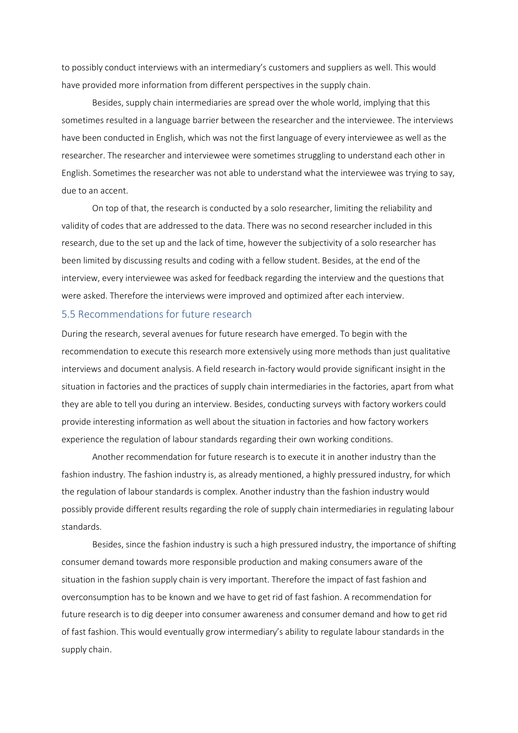to possibly conduct interviews with an intermediary's customers and suppliers as well. This would have provided more information from different perspectives in the supply chain.

Besides, supply chain intermediaries are spread over the whole world, implying that this sometimes resulted in a language barrier between the researcher and the interviewee. The interviews have been conducted in English, which was not the first language of every interviewee as well as the researcher. The researcher and interviewee were sometimes struggling to understand each other in English. Sometimes the researcher was not able to understand what the interviewee was trying to say, due to an accent.

On top of that, the research is conducted by a solo researcher, limiting the reliability and validity of codes that are addressed to the data. There was no second researcher included in this research, due to the set up and the lack of time, however the subjectivity of a solo researcher has been limited by discussing results and coding with a fellow student. Besides, at the end of the interview, every interviewee was asked for feedback regarding the interview and the questions that were asked. Therefore the interviews were improved and optimized after each interview.

## 5.5 Recommendations for future research

During the research, several avenues for future research have emerged. To begin with the recommendation to execute this research more extensively using more methods than just qualitative interviews and document analysis. A field research in-factory would provide significant insight in the situation in factories and the practices of supply chain intermediaries in the factories, apart from what they are able to tell you during an interview. Besides, conducting surveys with factory workers could provide interesting information as well about the situation in factories and how factory workers experience the regulation of labour standards regarding their own working conditions.

Another recommendation for future research is to execute it in another industry than the fashion industry. The fashion industry is, as already mentioned, a highly pressured industry, for which the regulation of labour standards is complex. Another industry than the fashion industry would possibly provide different results regarding the role of supply chain intermediaries in regulating labour standards.

Besides, since the fashion industry is such a high pressured industry, the importance of shifting consumer demand towards more responsible production and making consumers aware of the situation in the fashion supply chain is very important. Therefore the impact of fast fashion and overconsumption has to be known and we have to get rid of fast fashion. A recommendation for future research is to dig deeper into consumer awareness and consumer demand and how to get rid of fast fashion. This would eventually grow intermediary's ability to regulate labour standards in the supply chain.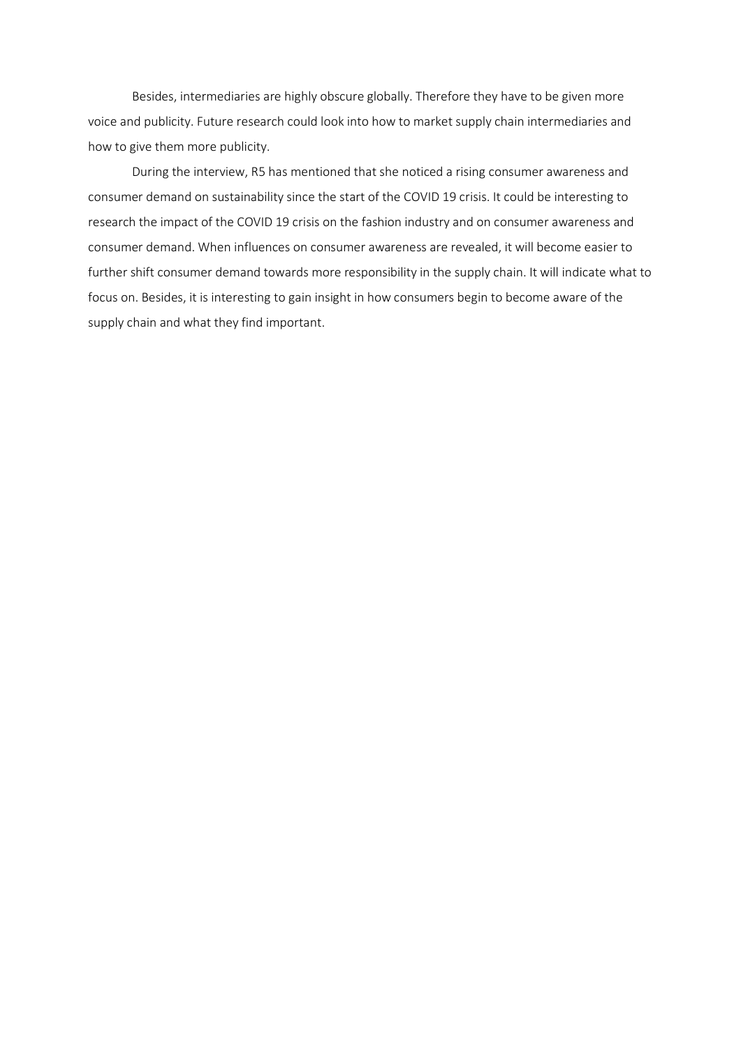Besides, intermediaries are highly obscure globally. Therefore they have to be given more voice and publicity. Future research could look into how to market supply chain intermediaries and how to give them more publicity.

During the interview, R5 has mentioned that she noticed a rising consumer awareness and consumer demand on sustainability since the start of the COVID 19 crisis. It could be interesting to research the impact of the COVID 19 crisis on the fashion industry and on consumer awareness and consumer demand. When influences on consumer awareness are revealed, it will become easier to further shift consumer demand towards more responsibility in the supply chain. It will indicate what to focus on. Besides, it is interesting to gain insight in how consumers begin to become aware of the supply chain and what they find important.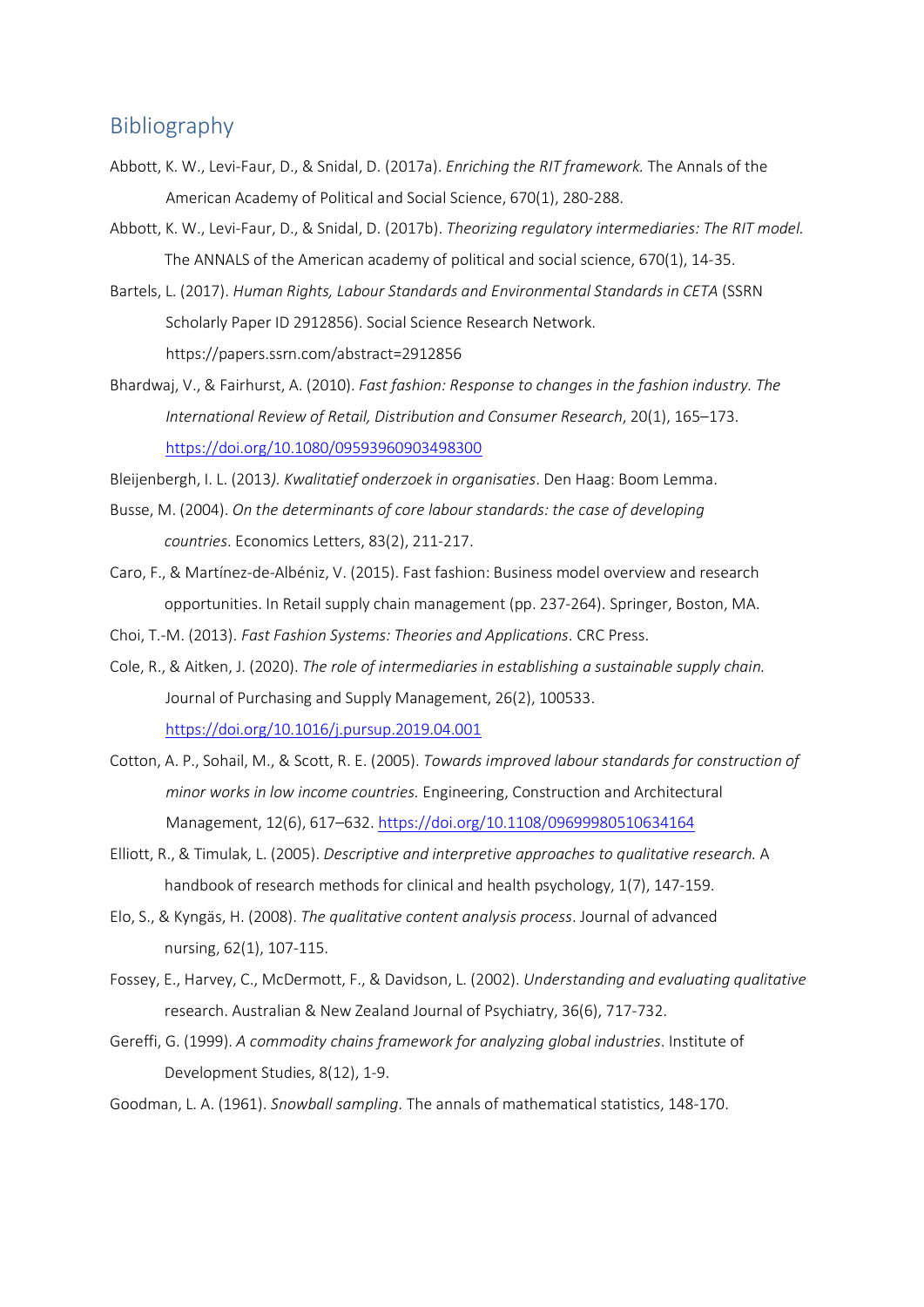## Bibliography

Abbott, K. W., Levi-Faur, D., & Snidal, D. (2017a). *Enriching the RIT framework.* The Annals of the American Academy of Political and Social Science, 670(1), 280-288.

Abbott, K. W., Levi-Faur, D., & Snidal, D. (2017b). *Theorizing regulatory intermediaries: The RIT model.* The ANNALS of the American academy of political and social science, 670(1), 14-35.

Bartels, L. (2017). *Human Rights, Labour Standards and Environmental Standards in CETA* (SSRN Scholarly Paper ID 2912856). Social Science Research Network. https://papers.ssrn.com/abstract=2912856

Bhardwaj, V., & Fairhurst, A. (2010). *Fast fashion: Response to changes in the fashion industry. The International Review of Retail, Distribution and Consumer Research*, 20(1), 165–173. https://doi.org/10.1080/09593960903498300

Bleijenbergh, I. L. (2013*). Kwalitatief onderzoek in organisaties*. Den Haag: Boom Lemma.

Busse, M. (2004). *On the determinants of core labour standards: the case of developing countries*. Economics Letters, 83(2), 211-217.

Caro, F., & Martínez-de-Albéniz, V. (2015). Fast fashion: Business model overview and research opportunities. In Retail supply chain management (pp. 237-264). Springer, Boston, MA.

Choi, T.-M. (2013). *Fast Fashion Systems: Theories and Applications*. CRC Press.

Cole, R., & Aitken, J. (2020). *The role of intermediaries in establishing a sustainable supply chain.* Journal of Purchasing and Supply Management, 26(2), 100533. https://doi.org/10.1016/j.pursup.2019.04.001

Cotton, A. P., Sohail, M., & Scott, R. E. (2005). *Towards improved labour standards for construction of minor works in low income countries.* Engineering, Construction and Architectural Management, 12(6), 617–632. https://doi.org/10.1108/09699980510634164

Elliott, R., & Timulak, L. (2005). *Descriptive and interpretive approaches to qualitative research.* A handbook of research methods for clinical and health psychology, 1(7), 147-159.

Elo, S., & Kyngäs, H. (2008). *The qualitative content analysis process*. Journal of advanced nursing, 62(1), 107-115.

Fossey, E., Harvey, C., McDermott, F., & Davidson, L. (2002). *Understanding and evaluating qualitative* research. Australian & New Zealand Journal of Psychiatry, 36(6), 717-732.

Gereffi, G. (1999). *A commodity chains framework for analyzing global industries*. Institute of Development Studies, 8(12), 1-9.

Goodman, L. A. (1961). *Snowball sampling*. The annals of mathematical statistics, 148-170.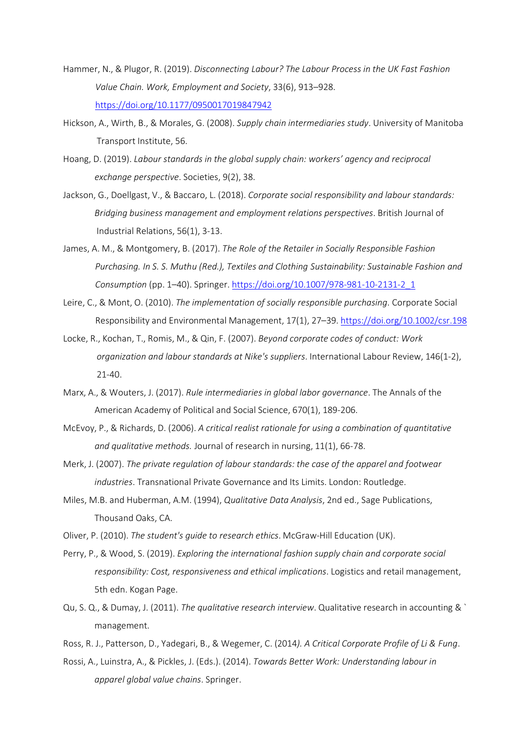Hammer, N., & Plugor, R. (2019). *Disconnecting Labour? The Labour Process in the UK Fast Fashion Value Chain. Work, Employment and Society*, 33(6), 913–928. https://doi.org/10.1177/0950017019847942

Hickson, A., Wirth, B., & Morales, G. (2008). *Supply chain intermediaries study*. University of Manitoba Transport Institute, 56.

Hoang, D. (2019). *Labour standards in the global supply chain: workers' agency and reciprocal exchange perspective*. Societies, 9(2), 38.

Jackson, G., Doellgast, V., & Baccaro, L. (2018). *Corporate social responsibility and labour standards: Bridging business management and employment relations perspectives*. British Journal of Industrial Relations, 56(1), 3-13.

James, A. M., & Montgomery, B. (2017). *The Role of the Retailer in Socially Responsible Fashion Purchasing. In S. S. Muthu (Red.), Textiles and Clothing Sustainability: Sustainable Fashion and Consumption* (pp. 1–40). Springer. https://doi.org/10.1007/978-981-10-2131-2_1

Leire, C., & Mont, O. (2010). *The implementation of socially responsible purchasing*. Corporate Social Responsibility and Environmental Management, 17(1), 27–39. https://doi.org/10.1002/csr.198

Locke, R., Kochan, T., Romis, M., & Qin, F. (2007). *Beyond corporate codes of conduct: Work organization and labour standards at Nike's suppliers*. International Labour Review, 146(1-2), 21-40.

Marx, A., & Wouters, J. (2017). *Rule intermediaries in global labor governance*. The Annals of the American Academy of Political and Social Science, 670(1), 189-206.

McEvoy, P., & Richards, D. (2006). *A critical realist rationale for using a combination of quantitative and qualitative methods.* Journal of research in nursing, 11(1), 66-78.

Merk, J. (2007). *The private regulation of labour standards: the case of the apparel and footwear industries*. Transnational Private Governance and Its Limits. London: Routledge.

Miles, M.B. and Huberman, A.M. (1994), *Qualitative Data Analysis*, 2nd ed., Sage Publications, Thousand Oaks, CA.

Oliver, P. (2010). *The student's guide to research ethics*. McGraw-Hill Education (UK).

Perry, P., & Wood, S. (2019). *Exploring the international fashion supply chain and corporate social responsibility: Cost, responsiveness and ethical implications*. Logistics and retail management, 5th edn. Kogan Page.

Qu, S. Q., & Dumay, J. (2011). *The qualitative research interview*. Qualitative research in accounting & ` management.

Ross, R. J., Patterson, D., Yadegari, B., & Wegemer, C. (2014*). A Critical Corporate Profile of Li & Fung*.

Rossi, A., Luinstra, A., & Pickles, J. (Eds.). (2014). *Towards Better Work: Understanding labour in apparel global value chains*. Springer.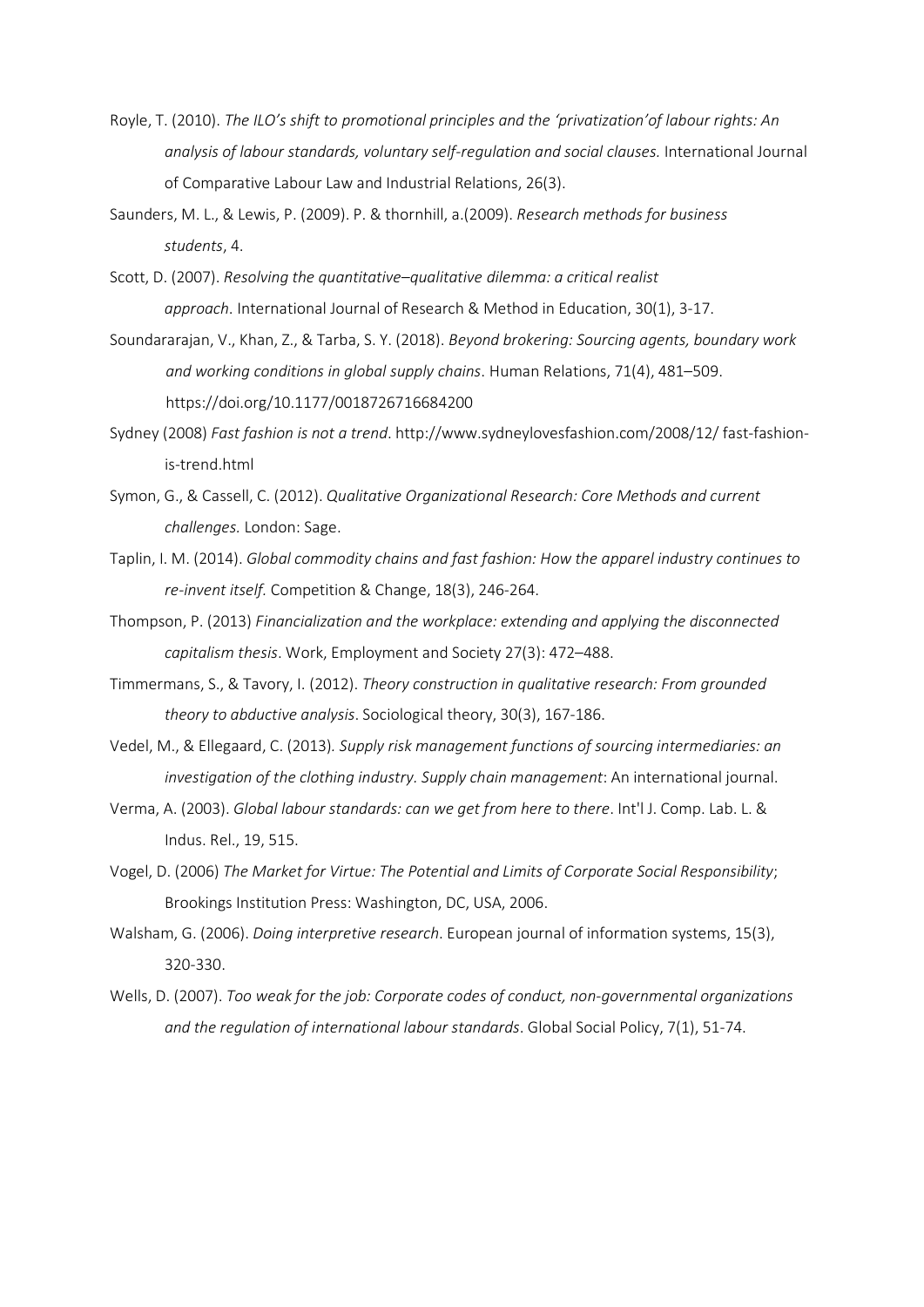Royle, T. (2010). *The ILO's shift to promotional principles and the 'privatization'of labour rights: An analysis of labour standards, voluntary self-regulation and social clauses.* International Journal of Comparative Labour Law and Industrial Relations, 26(3).

Saunders, M. L., & Lewis, P. (2009). P. & thornhill, a.(2009). *Research methods for business students*, 4.

Scott, D. (2007). *Resolving the quantitative–qualitative dilemma: a critical realist approach.* International Journal of Research & Method in Education, 30(1), 3-17.

Soundararajan, V., Khan, Z., & Tarba, S. Y. (2018). *Beyond brokering: Sourcing agents, boundary work and working conditions in global supply chains*. Human Relations, 71(4), 481–509. https://doi.org/10.1177/0018726716684200

Sydney (2008) *Fast fashion is not a trend*. http://www.sydneylovesfashion.com/2008/12/ fast-fashion-is-trend.html

Symon, G., & Cassell, C. (2012). *Qualitative Organizational Research: Core Methods and current challenges.* London: Sage.

Taplin, I. M. (2014). *Global commodity chains and fast fashion: How the apparel industry continues to re-invent itself.* Competition & Change, 18(3), 246-264.

Thompson, P. (2013) *Financialization and the workplace: extending and applying the disconnected capitalism thesis*. Work, Employment and Society 27(3): 472–488.

Timmermans, S., & Tavory, I. (2012). *Theory construction in qualitative research: From grounded theory to abductive analysis*. Sociological theory, 30(3), 167-186.

Vedel, M., & Ellegaard, C. (2013). *Supply risk management functions of sourcing intermediaries: an investigation of the clothing industry. Supply chain management*: An international journal.

Verma, A. (2003). *Global labour standards: can we get from here to there*. Int'l J. Comp. Lab. L. & Indus. Rel., 19, 515.

Vogel, D. (2006) *The Market for Virtue: The Potential and Limits of Corporate Social Responsibility*; Brookings Institution Press: Washington, DC, USA, 2006.

Walsham, G. (2006). *Doing interpretive research*. European journal of information systems, 15(3), 320-330.

Wells, D. (2007). *Too weak for the job: Corporate codes of conduct, non-governmental organizations and the regulation of international labour standards*. Global Social Policy, 7(1), 51-74.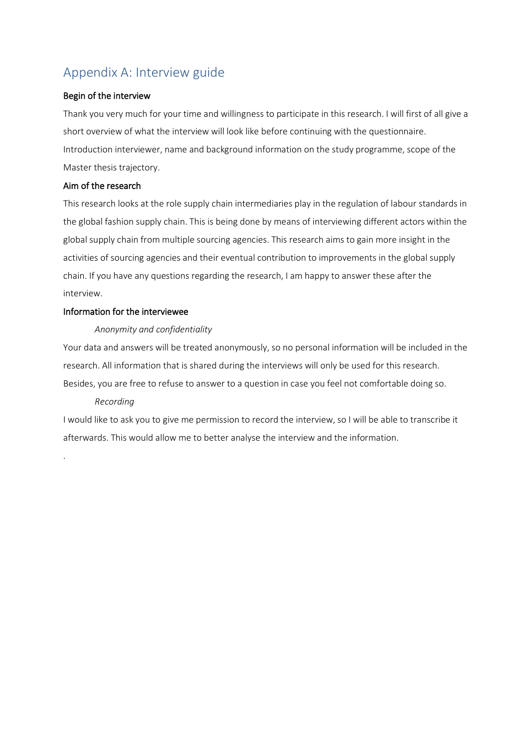# Appendix A: Interview guide

**Begin of the interview**

Thank you very much for your time and willingness to participate in this research. I will first of all give a short overview of what the interview will look like before continuing with the questionnaire. Introduction interviewer, name and background information on the study programme, scope of the Master thesis trajectory.

**Aim of the research**

This research looks at the role supply chain intermediaries play in the regulation of labour standards in the global fashion supply chain. This is being done by means of interviewing different actors within the global supply chain from multiple sourcing agencies. This research aims to gain more insight in the activities of sourcing agencies and their eventual contribution to improvements in the global supply chain. If you have any questions regarding the research, I am happy to answer these after the interview.

**Information for the interviewee**

*Anonymity and confidentiality*

Your data and answers will be treated anonymously, so no personal information will be included in the research. All information that is shared during the interviews will only be used for this research. Besides, you are free to refuse to answer to a question in case you feel not comfortable doing so.

*Recording*

I would like to ask you to give me permission to record the interview, so I will be able to transcribe it afterwards. This would allow me to better analyse the interview and the information.

.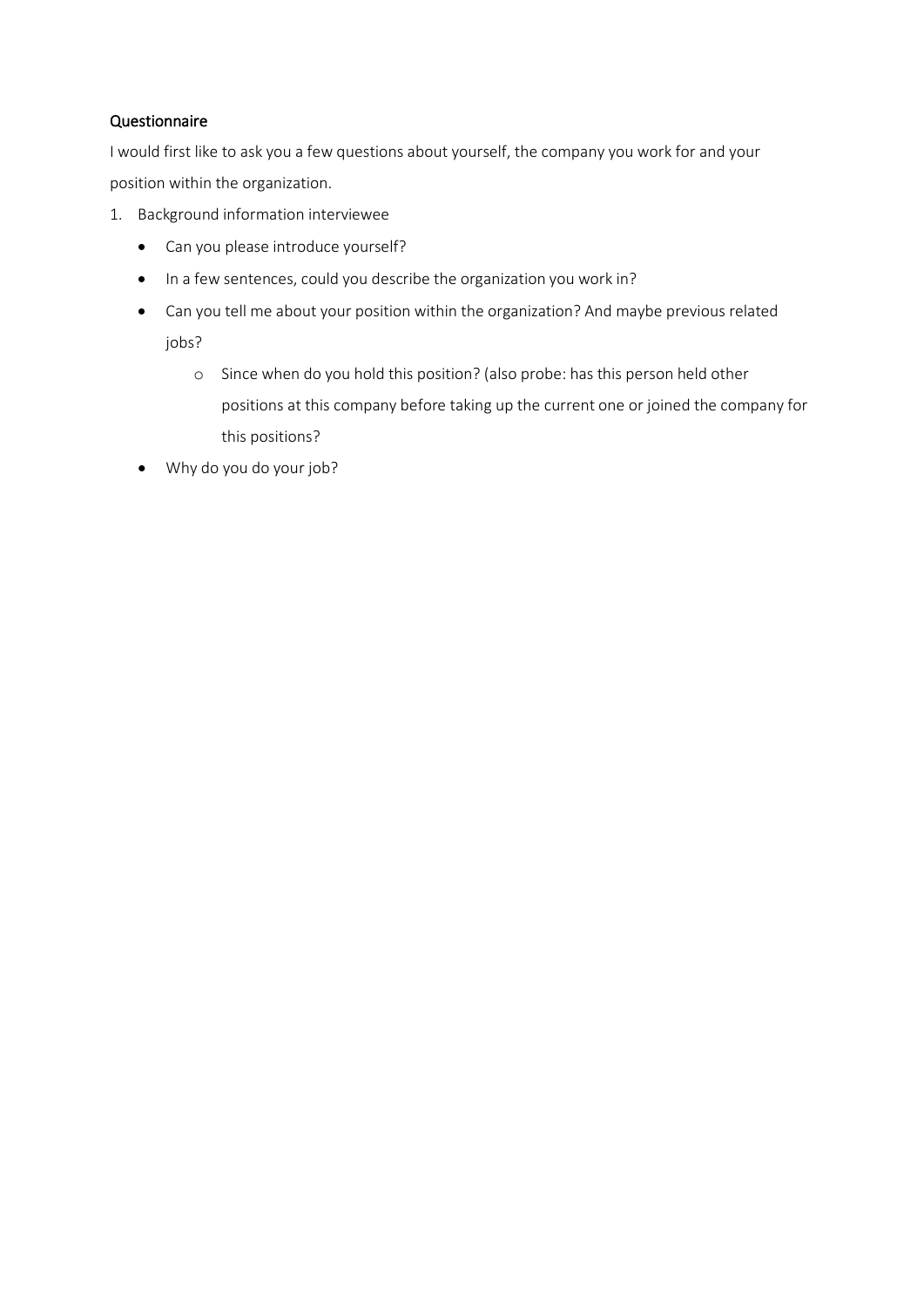## Questionnaire

I would first like to ask you a few questions about yourself, the company you work for and your position within the organization.

1. Background information interviewee
    - Can you please introduce yourself?
    - In a few sentences, could you describe the organization you work in?
    - Can you tell me about your position within the organization? And maybe previous related jobs?
        - Since when do you hold this position? (also probe: has this person held other positions at this company before taking up the current one or joined the company for this positions?
    - Why do you do your job?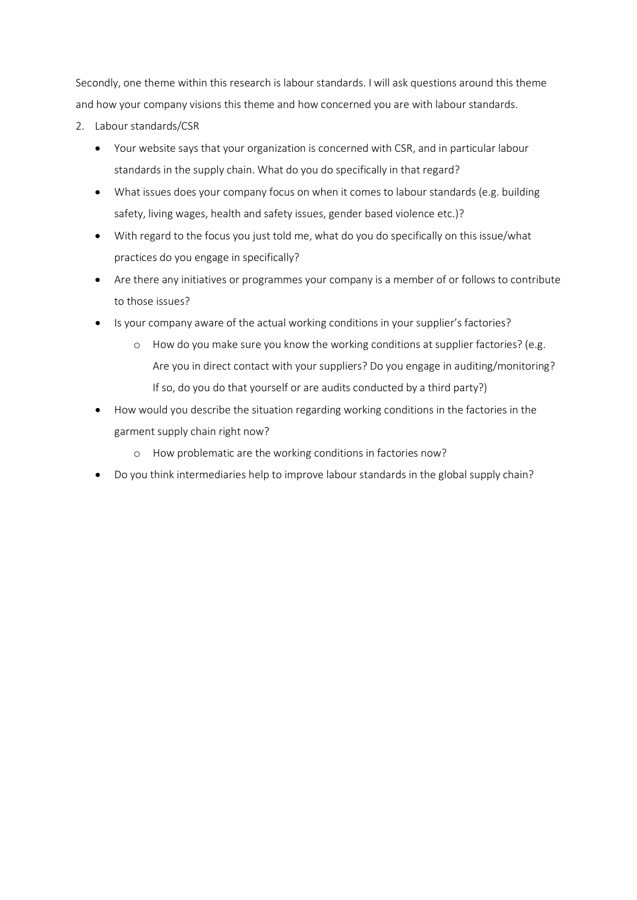Secondly, one theme within this research is labour standards. I will ask questions around this theme and how your company visions this theme and how concerned you are with labour standards.

2. Labour standards/CSR
   - Your website says that your organization is concerned with CSR, and in particular labour standards in the supply chain. What do you do specifically in that regard?
   - What issues does your company focus on when it comes to labour standards (e.g. building safety, living wages, health and safety issues, gender based violence etc.)?
   - With regard to the focus you just told me, what do you do specifically on this issue/what practices do you engage in specifically?
   - Are there any initiatives or programmes your company is a member of or follows to contribute to those issues?
   - Is your company aware of the actual working conditions in your supplier's factories?
     - How do you make sure you know the working conditions at supplier factories? (e.g. Are you in direct contact with your suppliers? Do you engage in auditing/monitoring? If so, do you do that yourself or are audits conducted by a third party?)
   - How would you describe the situation regarding working conditions in the factories in the garment supply chain right now?
     - How problematic are the working conditions in factories now?
   - Do you think intermediaries help to improve labour standards in the global supply chain?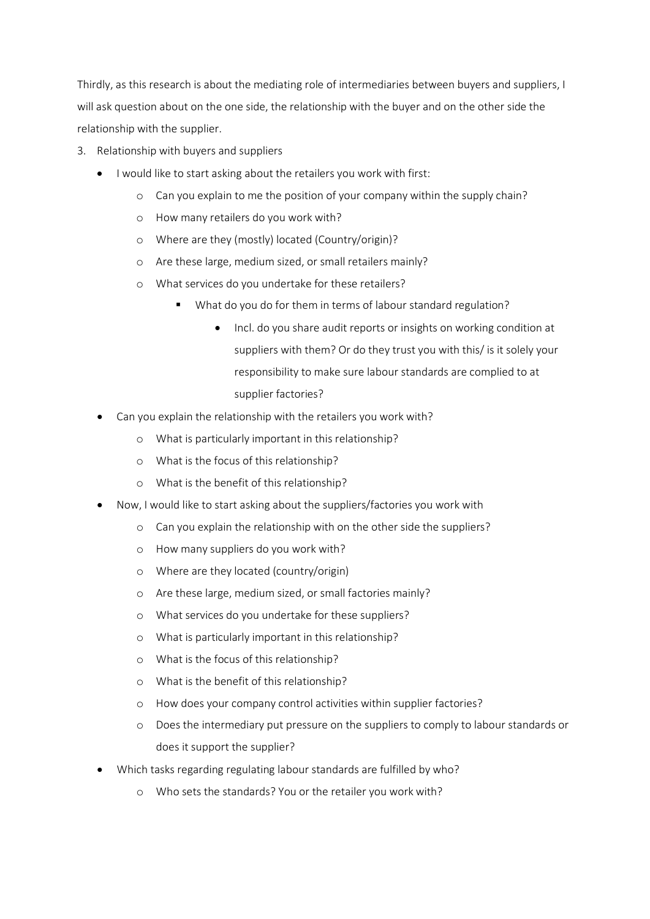Thirdly, as this research is about the mediating role of intermediaries between buyers and suppliers, I will ask question about on the one side, the relationship with the buyer and on the other side the relationship with the supplier.

3. Relationship with buyers and suppliers
   - I would like to start asking about the retailers you work with first:
     - Can you explain to me the position of your company within the supply chain?
     - How many retailers do you work with?
     - Where are they (mostly) located (Country/origin)?
     - Are these large, medium sized, or small retailers mainly?
     - What services do you undertake for these retailers?
       - What do you do for them in terms of labour standard regulation?
         - Incl. do you share audit reports or insights on working condition at suppliers with them? Or do they trust you with this/ is it solely your responsibility to make sure labour standards are complied to at supplier factories?
   - Can you explain the relationship with the retailers you work with?
     - What is particularly important in this relationship?
     - What is the focus of this relationship?
     - What is the benefit of this relationship?
   - Now, I would like to start asking about the suppliers/factories you work with
     - Can you explain the relationship with on the other side the suppliers?
     - How many suppliers do you work with?
     - Where are they located (country/origin)
     - Are these large, medium sized, or small factories mainly?
     - What services do you undertake for these suppliers?
     - What is particularly important in this relationship?
     - What is the focus of this relationship?
     - What is the benefit of this relationship?
     - How does your company control activities within supplier factories?
     - Does the intermediary put pressure on the suppliers to comply to labour standards or does it support the supplier?
   - Which tasks regarding regulating labour standards are fulfilled by who?
     - Who sets the standards? You or the retailer you work with?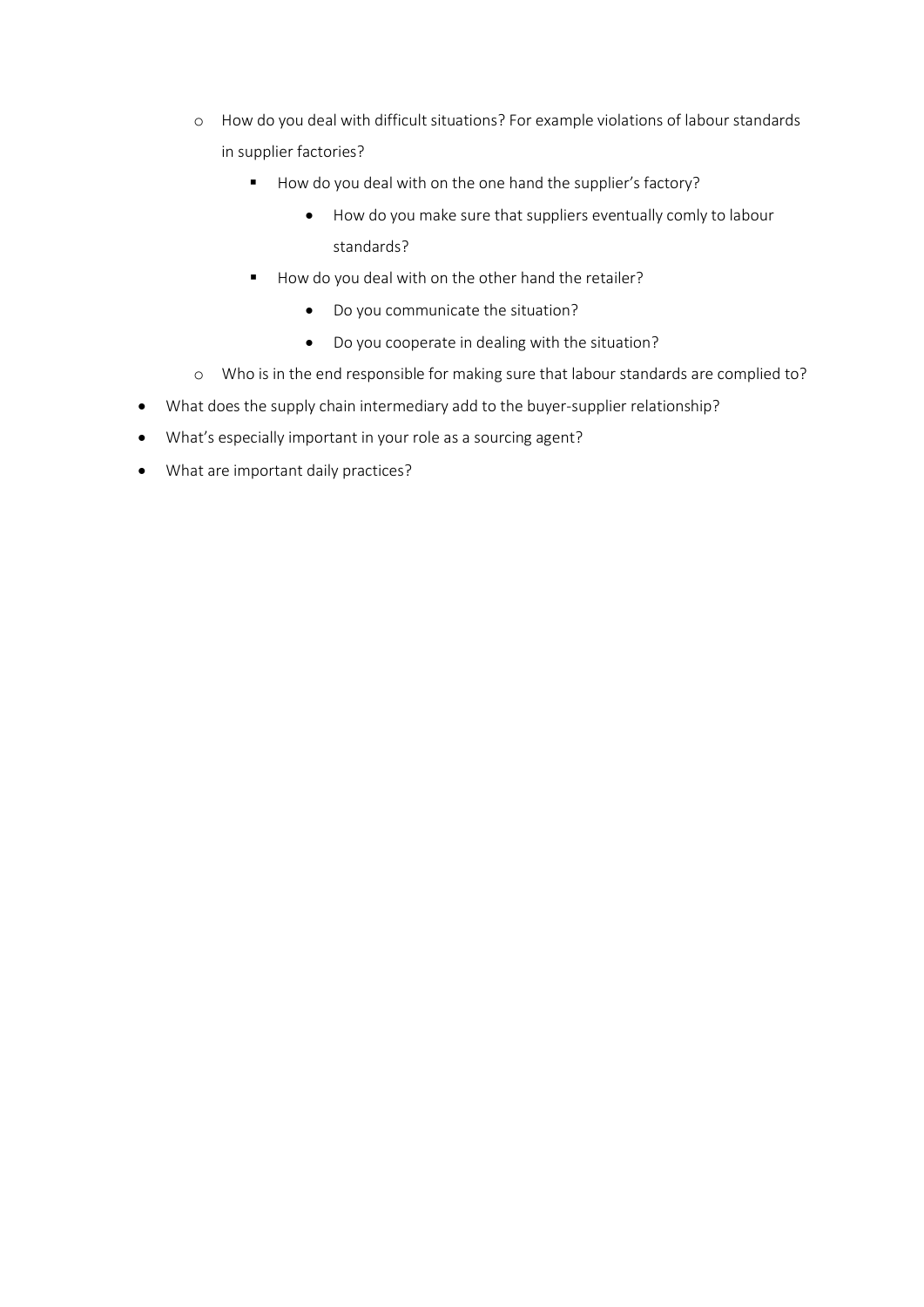- How do you deal with difficult situations? For example violations of labour standards in supplier factories?
    - How do you deal with on the one hand the supplier's factory?
      - How do you make sure that suppliers eventually comly to labour standards?
    - How do you deal with on the other hand the retailer?
      - Do you communicate the situation?
      - Do you cooperate in dealing with the situation?
  - Who is in the end responsible for making sure that labour standards are complied to?
- What does the supply chain intermediary add to the buyer-supplier relationship?
- What's especially important in your role as a sourcing agent?
- What are important daily practices?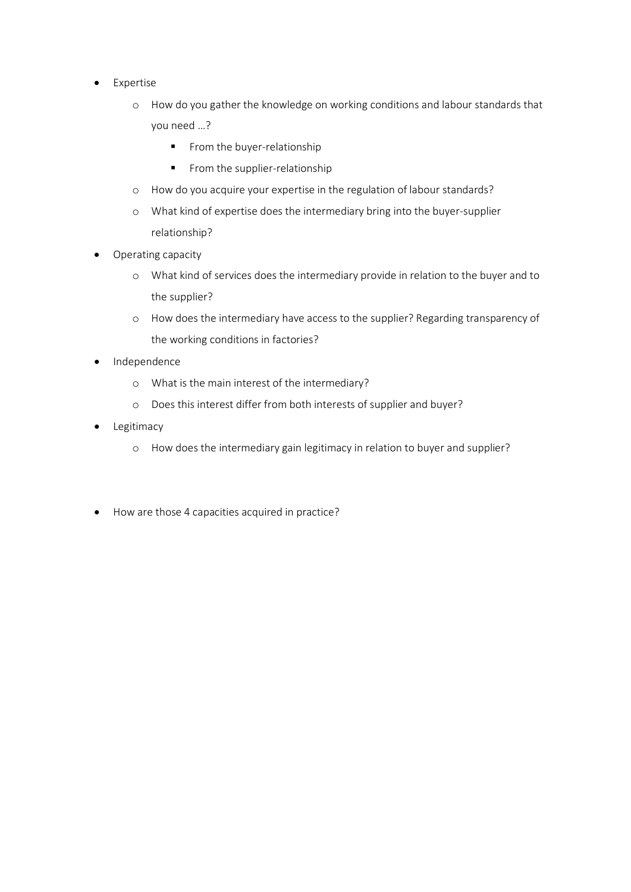- Expertise
    - How do you gather the knowledge on working conditions and labour standards that you need …?
        - From the buyer-relationship
        - From the supplier-relationship
    - How do you acquire your expertise in the regulation of labour standards?
    - What kind of expertise does the intermediary bring into the buyer-supplier relationship?
- Operating capacity
    - What kind of services does the intermediary provide in relation to the buyer and to the supplier?
    - How does the intermediary have access to the supplier? Regarding transparency of the working conditions in factories?
- Independence
    - What is the main interest of the intermediary?
    - Does this interest differ from both interests of supplier and buyer?
- Legitimacy
    - How does the intermediary gain legitimacy in relation to buyer and supplier?

- How are those 4 capacities acquired in practice?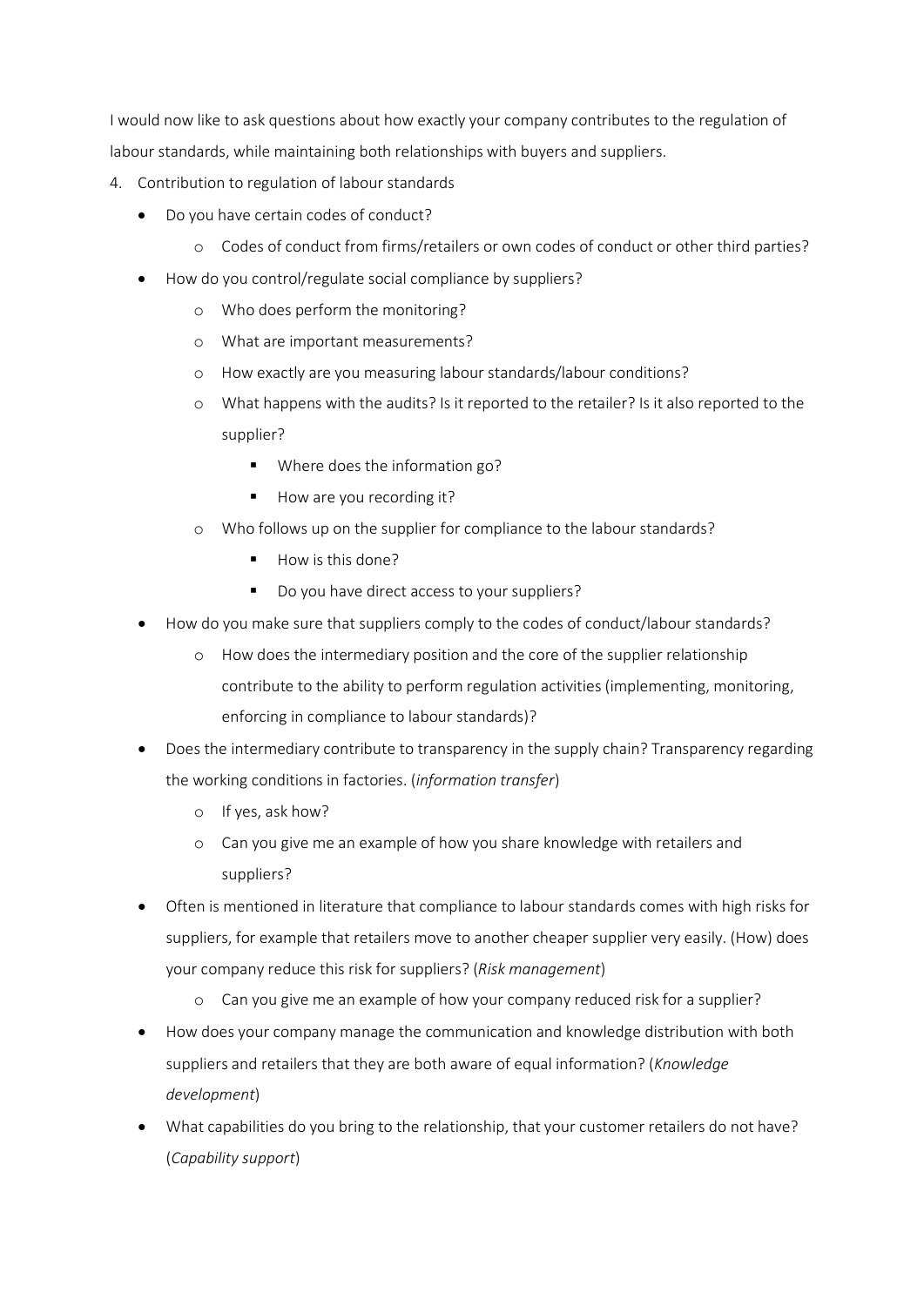I would now like to ask questions about how exactly your company contributes to the regulation of labour standards, while maintaining both relationships with buyers and suppliers.

4. Contribution to regulation of labour standards
   - Do you have certain codes of conduct?
     - Codes of conduct from firms/retailers or own codes of conduct or other third parties?
   - How do you control/regulate social compliance by suppliers?
     - Who does perform the monitoring?
     - What are important measurements?
     - How exactly are you measuring labour standards/labour conditions?
     - What happens with the audits? Is it reported to the retailer? Is it also reported to the supplier?
       - Where does the information go?
       - How are you recording it?
     - Who follows up on the supplier for compliance to the labour standards?
       - How is this done?
       - Do you have direct access to your suppliers?
   - How do you make sure that suppliers comply to the codes of conduct/labour standards?
     - How does the intermediary position and the core of the supplier relationship contribute to the ability to perform regulation activities (implementing, monitoring, enforcing in compliance to labour standards)?
   - Does the intermediary contribute to transparency in the supply chain? Transparency regarding the working conditions in factories. (*information transfer*)
     - If yes, ask how?
     - Can you give me an example of how you share knowledge with retailers and suppliers?
   - Often is mentioned in literature that compliance to labour standards comes with high risks for suppliers, for example that retailers move to another cheaper supplier very easily. (How) does your company reduce this risk for suppliers? (*Risk management*)
     - Can you give me an example of how your company reduced risk for a supplier?
   - How does your company manage the communication and knowledge distribution with both suppliers and retailers that they are both aware of equal information? (*Knowledge development*)
   - What capabilities do you bring to the relationship, that your customer retailers do not have? (*Capability support*)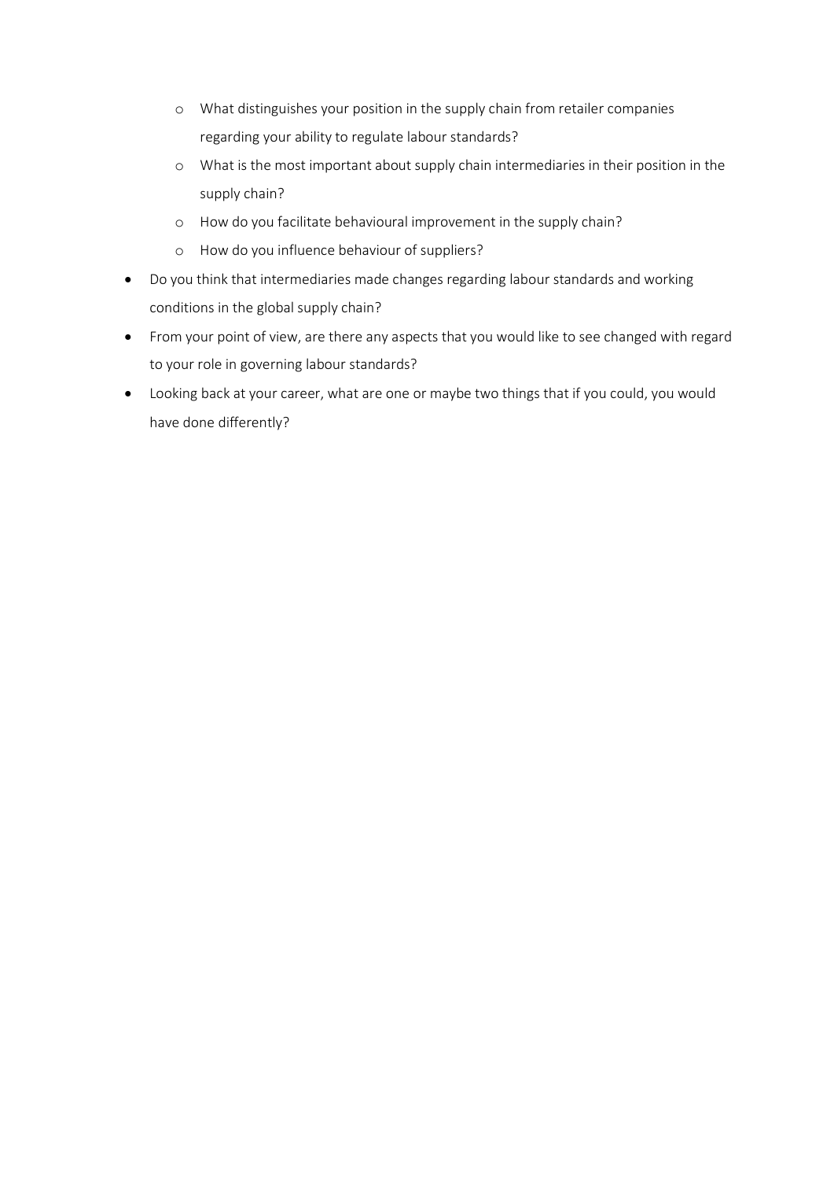- What distinguishes your position in the supply chain from retailer companies regarding your ability to regulate labour standards?
  - What is the most important about supply chain intermediaries in their position in the supply chain?
  - How do you facilitate behavioural improvement in the supply chain?
  - How do you influence behaviour of suppliers?
- Do you think that intermediaries made changes regarding labour standards and working conditions in the global supply chain?
- From your point of view, are there any aspects that you would like to see changed with regard to your role in governing labour standards?
- Looking back at your career, what are one or maybe two things that if you could, you would have done differently?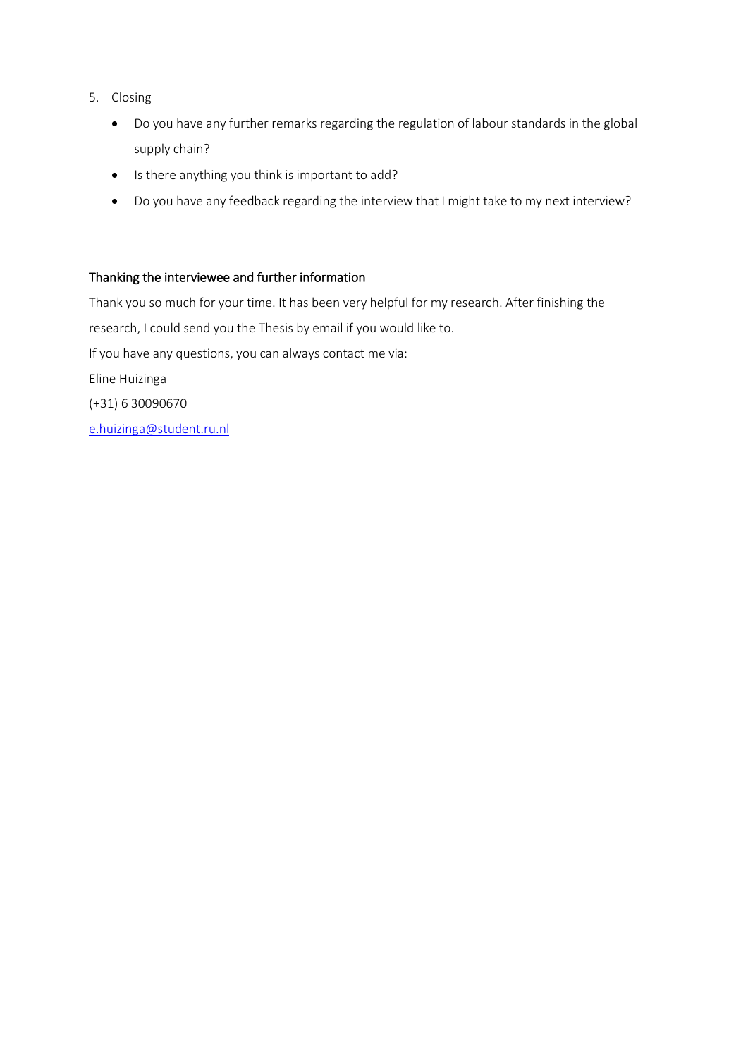5. Closing
    - Do you have any further remarks regarding the regulation of labour standards in the global supply chain?
    - Is there anything you think is important to add?
    - Do you have any feedback regarding the interview that I might take to my next interview?

Thanking the interviewee and further information

Thank you so much for your time. It has been very helpful for my research. After finishing the research, I could send you the Thesis by email if you would like to.

If you have any questions, you can always contact me via:

Eline Huizinga

(+31) 6 30090670

e.huizinga@student.ru.nl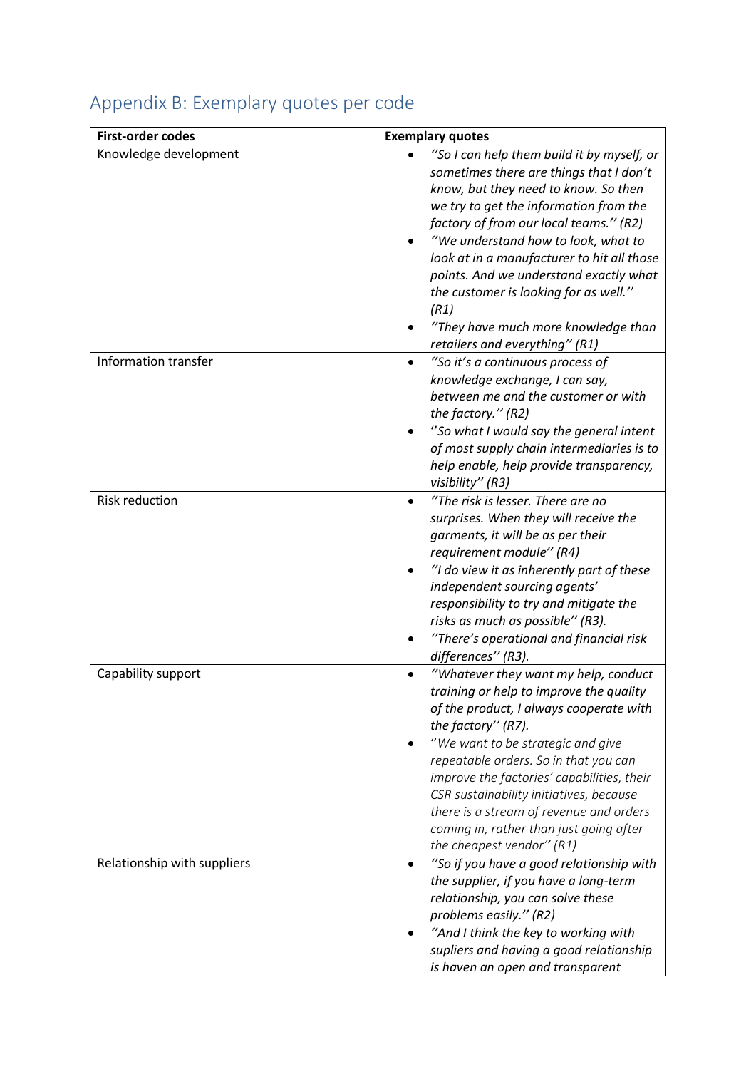## Appendix B: Exemplary quotes per code

| First-order codes | Exemplary quotes |
|---|---|
| Knowledge development | • *''So I can help them build it by myself, or sometimes there are things that I don't know, but they need to know. So then we try to get the information from the factory of from our local teams.'' (R2)*<br>• *''We understand how to look, what to look at in a manufacturer to hit all those points. And we understand exactly what the customer is looking for as well.'' (R1)*<br>• *''They have much more knowledge than retailers and everything'' (R1)* |
| Information transfer | • *''So it's a continuous process of knowledge exchange, I can say, between me and the customer or with the factory.'' (R2)*<br>• *''So what I would say the general intent of most supply chain intermediaries is to help enable, help provide transparency, visibility'' (R3)* |
| Risk reduction | • *''The risk is lesser. There are no surprises. When they will receive the garments, it will be as per their requirement module'' (R4)*<br>• *''I do view it as inherently part of these independent sourcing agents' responsibility to try and mitigate the risks as much as possible'' (R3).*<br>• *''There's operational and financial risk differences'' (R3).* |
| Capability support | • *''Whatever they want my help, conduct training or help to improve the quality of the product, I always cooperate with the factory'' (R7).*<br>• *''We want to be strategic and give repeatable orders. So in that you can improve the factories' capabilities, their CSR sustainability initiatives, because there is a stream of revenue and orders coming in, rather than just going after the cheapest vendor'' (R1)* |
| Relationship with suppliers | • *''So if you have a good relationship with the supplier, if you have a long-term relationship, you can solve these problems easily.'' (R2)*<br>• *''And I think the key to working with supliers and having a good relationship is haven an open and transparent* |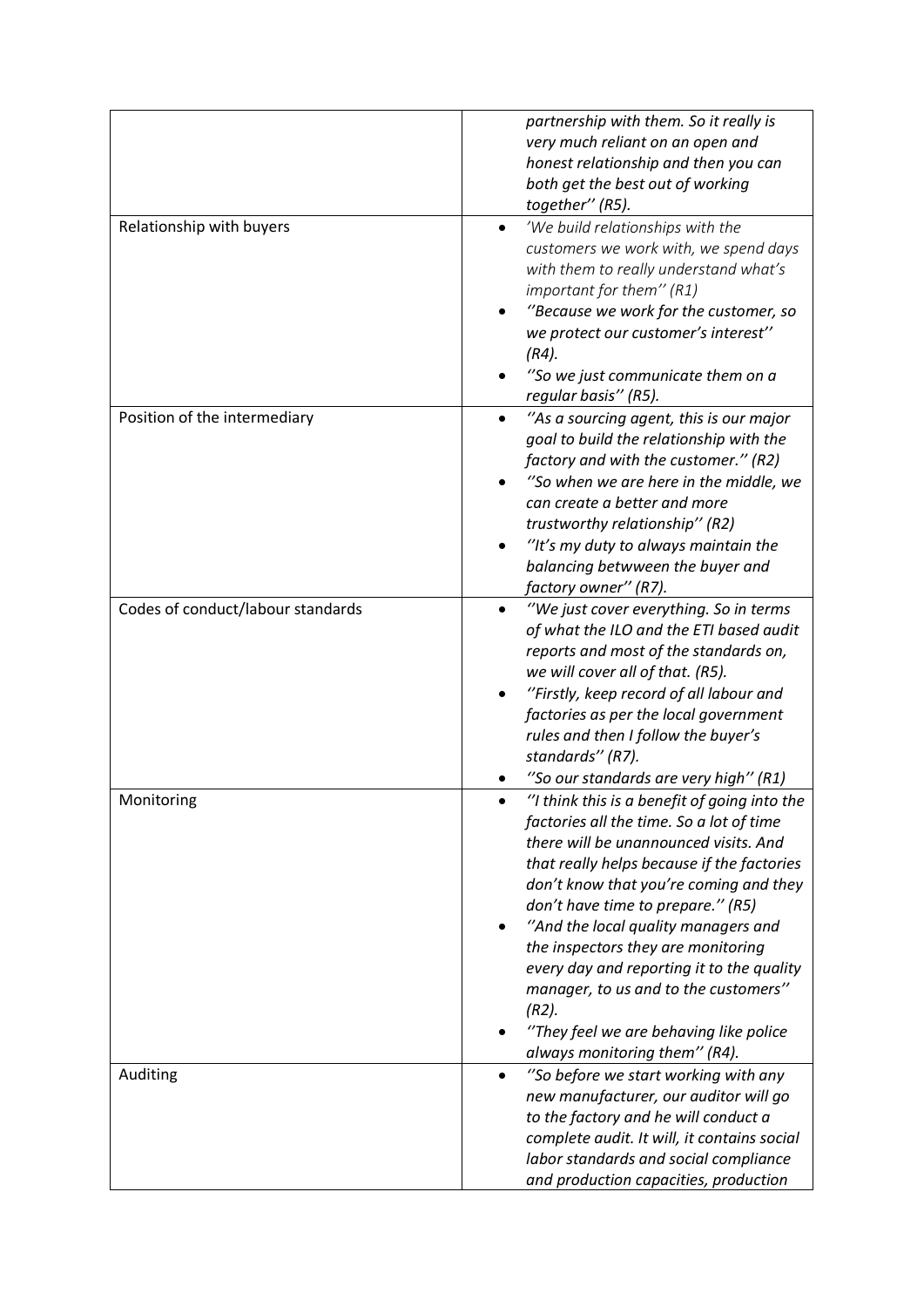| | |
|---|---|
| | *partnership with them. So it really is very much reliant on an open and honest relationship and then you can both get the best out of working together'' (R5).* |
| Relationship with buyers | • *'We build relationships with the customers we work with, we spend days with them to really understand what's important for them'' (R1)*<br>• *''Because we work for the customer, so we protect our customer's interest'' (R4).*<br>• *''So we just communicate them on a regular basis'' (R5).* |
| Position of the intermediary | • *''As a sourcing agent, this is our major goal to build the relationship with the factory and with the customer.'' (R2)*<br>• *''So when we are here in the middle, we can create a better and more trustworthy relationship'' (R2)*<br>• *''It's my duty to always maintain the balancing betwween the buyer and factory owner'' (R7).* |
| Codes of conduct/labour standards | • *''We just cover everything. So in terms of what the ILO and the ETI based audit reports and most of the standards on, we will cover all of that. (R5).*<br>• *''Firstly, keep record of all labour and factories as per the local government rules and then I follow the buyer's standards'' (R7).*<br>• *''So our standards are very high'' (R1)* |
| Monitoring | • *''I think this is a benefit of going into the factories all the time. So a lot of time there will be unannounced visits. And that really helps because if the factories don't know that you're coming and they don't have time to prepare.'' (R5)*<br>• *''And the local quality managers and the inspectors they are monitoring every day and reporting it to the quality manager, to us and to the customers'' (R2).*<br>• *''They feel we are behaving like police always monitoring them'' (R4).* |
| Auditing | • *''So before we start working with any new manufacturer, our auditor will go to the factory and he will conduct a complete audit. It will, it contains social labor standards and social compliance and production capacities, production* |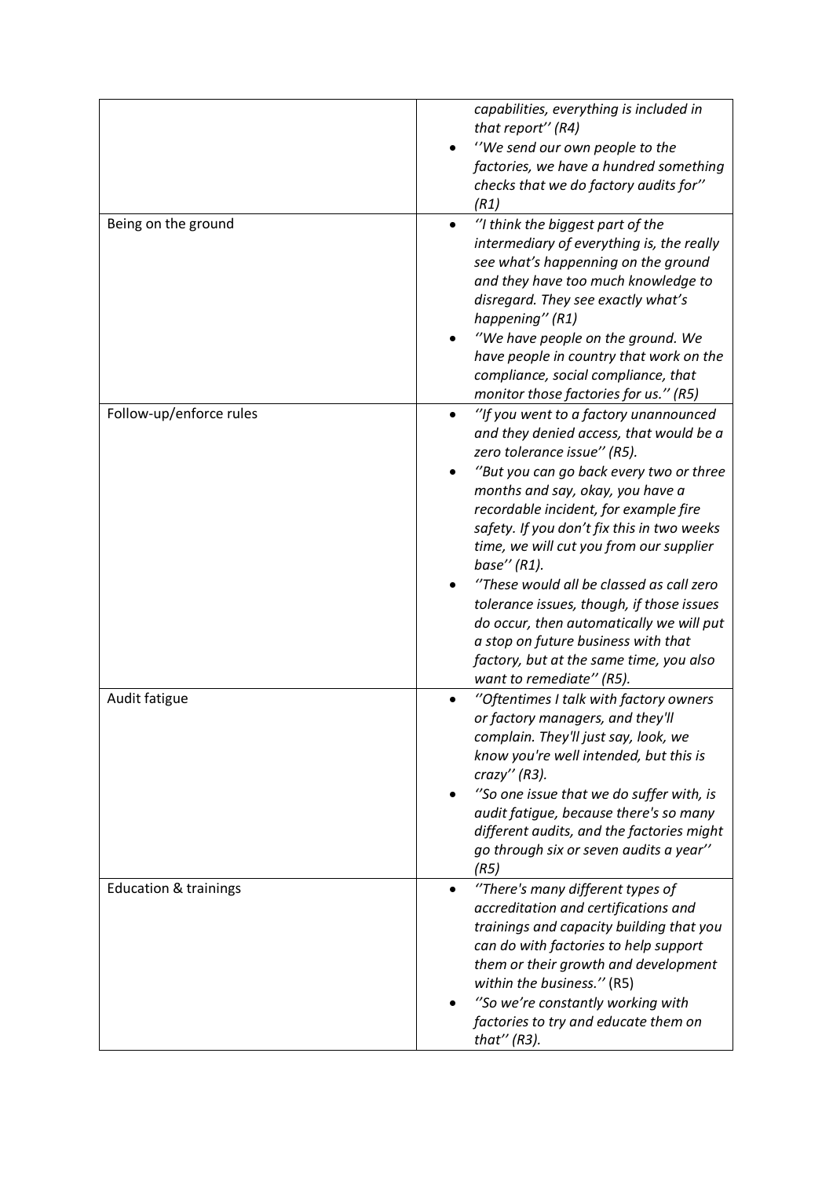| | |
|---|---|
| | *capabilities, everything is included in that report'' (R4)*<br>• *''We send our own people to the factories, we have a hundred something checks that we do factory audits for'' (R1)* |
| Being on the ground | • *''I think the biggest part of the intermediary of everything is, the really see what's happenning on the ground and they have too much knowledge to disregard. They see exactly what's happening'' (R1)*<br>• *''We have people on the ground. We have people in country that work on the compliance, social compliance, that monitor those factories for us.'' (R5)* |
| Follow-up/enforce rules | • *''If you went to a factory unannounced and they denied access, that would be a zero tolerance issue'' (R5).*<br>• *''But you can go back every two or three months and say, okay, you have a recordable incident, for example fire safety. If you don't fix this in two weeks time, we will cut you from our supplier base'' (R1).*<br>• *''These would all be classed as call zero tolerance issues, though, if those issues do occur, then automatically we will put a stop on future business with that factory, but at the same time, you also want to remediate'' (R5).* |
| Audit fatigue | • *''Oftentimes I talk with factory owners or factory managers, and they'll complain. They'll just say, look, we know you're well intended, but this is crazy'' (R3).*<br>• *''So one issue that we do suffer with, is audit fatigue, because there's so many different audits, and the factories might go through six or seven audits a year'' (R5)* |
| Education & trainings | • *''There's many different types of accreditation and certifications and trainings and capacity building that you can do with factories to help support them or their growth and development within the business.''* (R5)<br>• *''So we're constantly working with factories to try and educate them on that'' (R3).* |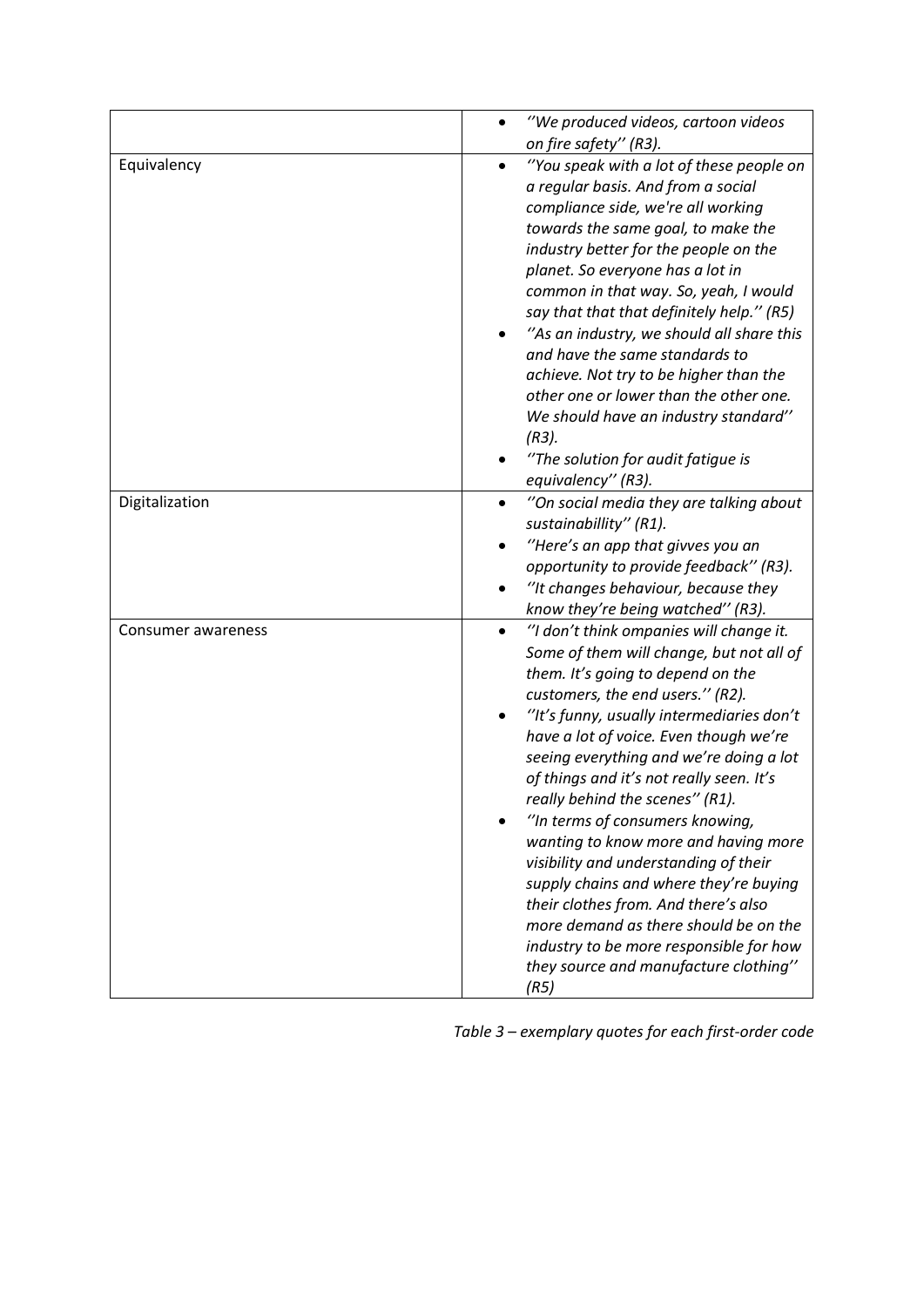| | |
|---|---|
| | • *''We produced videos, cartoon videos on fire safety'' (R3).* |
| Equivalency | • *''You speak with a lot of these people on a regular basis. And from a social compliance side, we're all working towards the same goal, to make the industry better for the people on the planet. So everyone has a lot in common in that way. So, yeah, I would say that that that definitely help.'' (R5)* <br> • *''As an industry, we should all share this and have the same standards to achieve. Not try to be higher than the other one or lower than the other one. We should have an industry standard'' (R3).* <br> • *''The solution for audit fatigue is equivalency'' (R3).* |
| Digitalization | • *''On social media they are talking about sustainabillity'' (R1).* <br> • *''Here's an app that givves you an opportunity to provide feedback'' (R3).* <br> • *''It changes behaviour, because they know they're being watched'' (R3).* |
| Consumer awareness | • *''I don't think ompanies will change it. Some of them will change, but not all of them. It's going to depend on the customers, the end users.'' (R2).* <br> • *''It's funny, usually intermediaries don't have a lot of voice. Even though we're seeing everything and we're doing a lot of things and it's not really seen. It's really behind the scenes'' (R1).* <br> • *''In terms of consumers knowing, wanting to know more and having more visibility and understanding of their supply chains and where they're buying their clothes from. And there's also more demand as there should be on the industry to be more responsible for how they source and manufacture clothing'' (R5)* |

*Table 3 – exemplary quotes for each first-order code*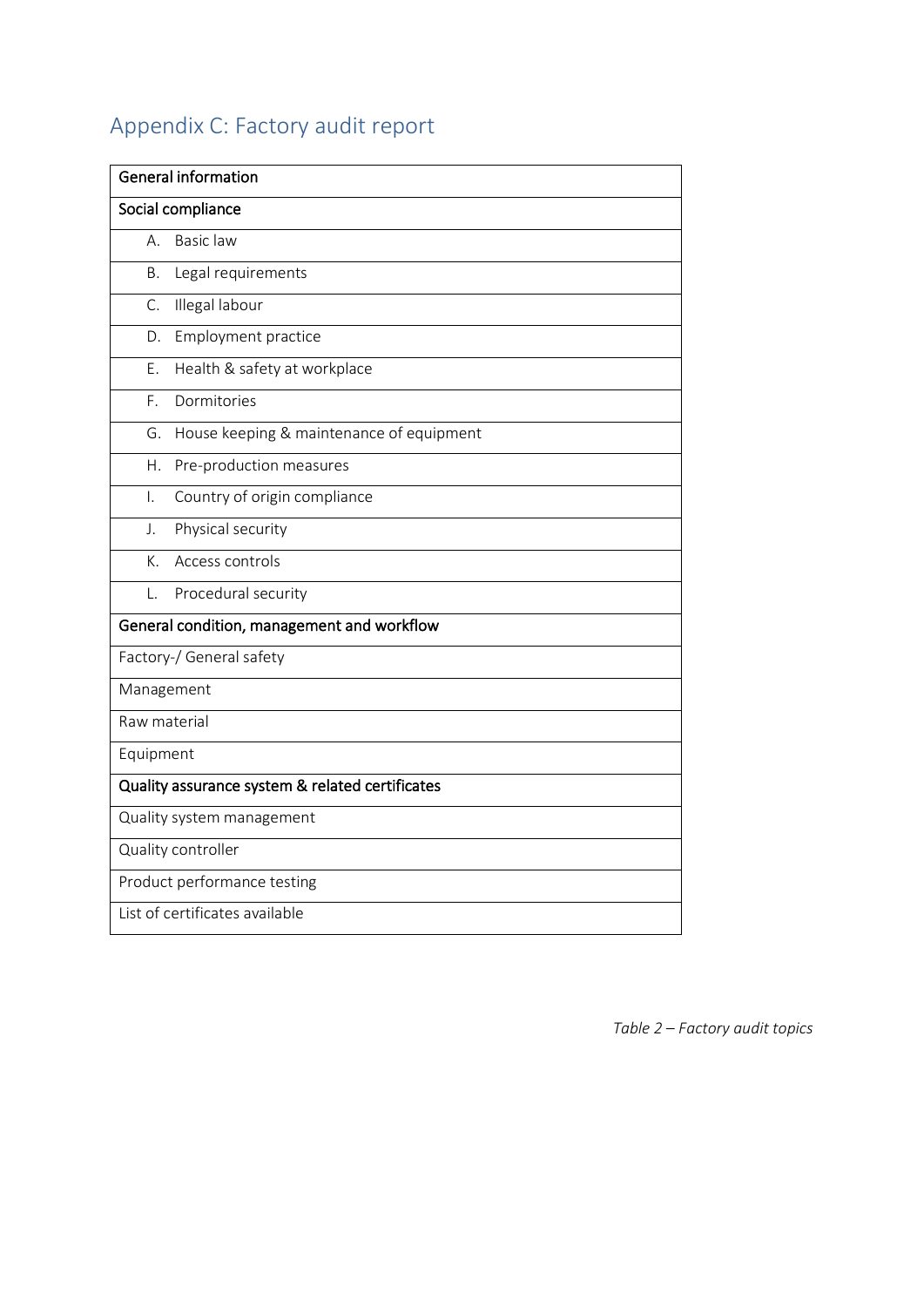## Appendix C: Factory audit report

| **General information** |
|---|
| **Social compliance** |
| A. Basic law |
| B. Legal requirements |
| C. Illegal labour |
| D. Employment practice |
| E. Health & safety at workplace |
| F. Dormitories |
| G. House keeping & maintenance of equipment |
| H. Pre-production measures |
| I. Country of origin compliance |
| J. Physical security |
| K. Access controls |
| L. Procedural security |
| **General condition, management and workflow** |
| Factory-/ General safety |
| Management |
| Raw material |
| Equipment |
| **Quality assurance system & related certificates** |
| Quality system management |
| Quality controller |
| Product performance testing |
| List of certificates available |

*Table 2 – Factory audit topics*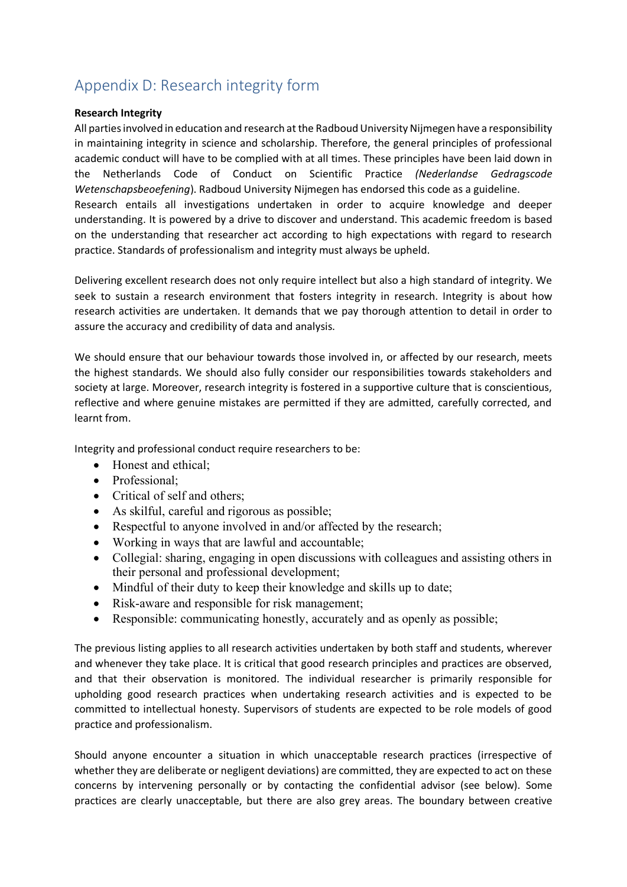# Appendix D: Research integrity form

**Research Integrity**

All parties involved in education and research at the Radboud University Nijmegen have a responsibility in maintaining integrity in science and scholarship. Therefore, the general principles of professional academic conduct will have to be complied with at all times. These principles have been laid down in the Netherlands Code of Conduct on Scientific Practice *(Nederlandse Gedragscode Wetenschapsbeoefening*). Radboud University Nijmegen has endorsed this code as a guideline.
Research entails all investigations undertaken in order to acquire knowledge and deeper understanding. It is powered by a drive to discover and understand. This academic freedom is based on the understanding that researcher act according to high expectations with regard to research practice. Standards of professionalism and integrity must always be upheld.

Delivering excellent research does not only require intellect but also a high standard of integrity. We seek to sustain a research environment that fosters integrity in research. Integrity is about how research activities are undertaken. It demands that we pay thorough attention to detail in order to assure the accuracy and credibility of data and analysis.

We should ensure that our behaviour towards those involved in, or affected by our research, meets the highest standards. We should also fully consider our responsibilities towards stakeholders and society at large. Moreover, research integrity is fostered in a supportive culture that is conscientious, reflective and where genuine mistakes are permitted if they are admitted, carefully corrected, and learnt from.

Integrity and professional conduct require researchers to be:

- Honest and ethical;
- Professional;
- Critical of self and others;
- As skilful, careful and rigorous as possible;
- Respectful to anyone involved in and/or affected by the research;
- Working in ways that are lawful and accountable;
- Collegial: sharing, engaging in open discussions with colleagues and assisting others in their personal and professional development;
- Mindful of their duty to keep their knowledge and skills up to date;
- Risk-aware and responsible for risk management;
- Responsible: communicating honestly, accurately and as openly as possible;

The previous listing applies to all research activities undertaken by both staff and students, wherever and whenever they take place. It is critical that good research principles and practices are observed, and that their observation is monitored. The individual researcher is primarily responsible for upholding good research practices when undertaking research activities and is expected to be committed to intellectual honesty. Supervisors of students are expected to be role models of good practice and professionalism.

Should anyone encounter a situation in which unacceptable research practices (irrespective of whether they are deliberate or negligent deviations) are committed, they are expected to act on these concerns by intervening personally or by contacting the confidential advisor (see below). Some practices are clearly unacceptable, but there are also grey areas. The boundary between creative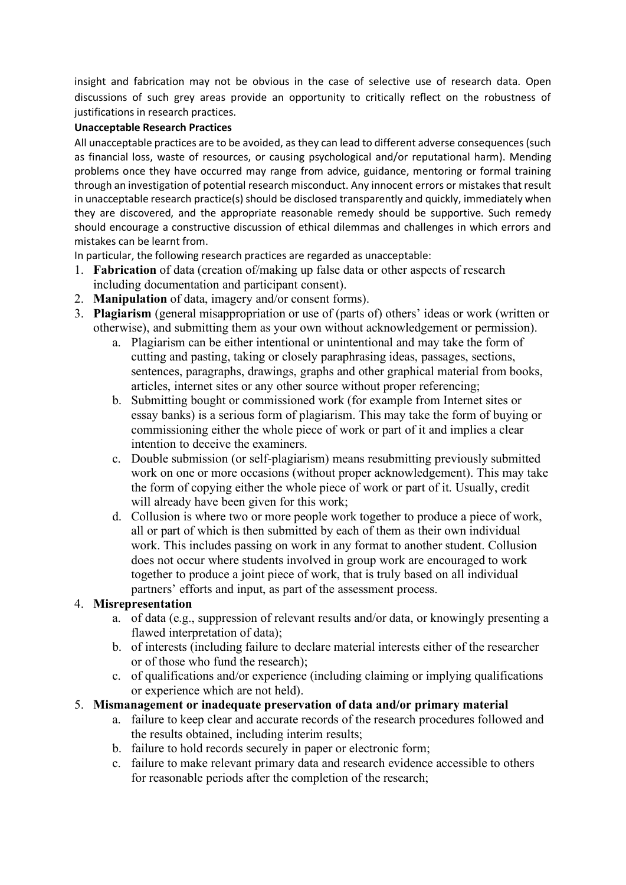insight and fabrication may not be obvious in the case of selective use of research data. Open discussions of such grey areas provide an opportunity to critically reflect on the robustness of justifications in research practices.

### Unacceptable Research Practices

All unacceptable practices are to be avoided, as they can lead to different adverse consequences (such as financial loss, waste of resources, or causing psychological and/or reputational harm). Mending problems once they have occurred may range from advice, guidance, mentoring or formal training through an investigation of potential research misconduct. Any innocent errors or mistakes that result in unacceptable research practice(s) should be disclosed transparently and quickly, immediately when they are discovered, and the appropriate reasonable remedy should be supportive. Such remedy should encourage a constructive discussion of ethical dilemmas and challenges in which errors and mistakes can be learnt from.

In particular, the following research practices are regarded as unacceptable:

1. **Fabrication** of data (creation of/making up false data or other aspects of research including documentation and participant consent).
2. **Manipulation** of data, imagery and/or consent forms).
3. **Plagiarism** (general misappropriation or use of (parts of) others' ideas or work (written or otherwise), and submitting them as your own without acknowledgement or permission).
   a. Plagiarism can be either intentional or unintentional and may take the form of cutting and pasting, taking or closely paraphrasing ideas, passages, sections, sentences, paragraphs, drawings, graphs and other graphical material from books, articles, internet sites or any other source without proper referencing;
   b. Submitting bought or commissioned work (for example from Internet sites or essay banks) is a serious form of plagiarism. This may take the form of buying or commissioning either the whole piece of work or part of it and implies a clear intention to deceive the examiners.
   c. Double submission (or self-plagiarism) means resubmitting previously submitted work on one or more occasions (without proper acknowledgement). This may take the form of copying either the whole piece of work or part of it. Usually, credit will already have been given for this work;
   d. Collusion is where two or more people work together to produce a piece of work, all or part of which is then submitted by each of them as their own individual work. This includes passing on work in any format to another student. Collusion does not occur where students involved in group work are encouraged to work together to produce a joint piece of work, that is truly based on all individual partners' efforts and input, as part of the assessment process.
4. **Misrepresentation**
   a. of data (e.g., suppression of relevant results and/or data, or knowingly presenting a flawed interpretation of data);
   b. of interests (including failure to declare material interests either of the researcher or of those who fund the research);
   c. of qualifications and/or experience (including claiming or implying qualifications or experience which are not held).
5. **Mismanagement or inadequate preservation of data and/or primary material**
   a. failure to keep clear and accurate records of the research procedures followed and the results obtained, including interim results;
   b. failure to hold records securely in paper or electronic form;
   c. failure to make relevant primary data and research evidence accessible to others for reasonable periods after the completion of the research;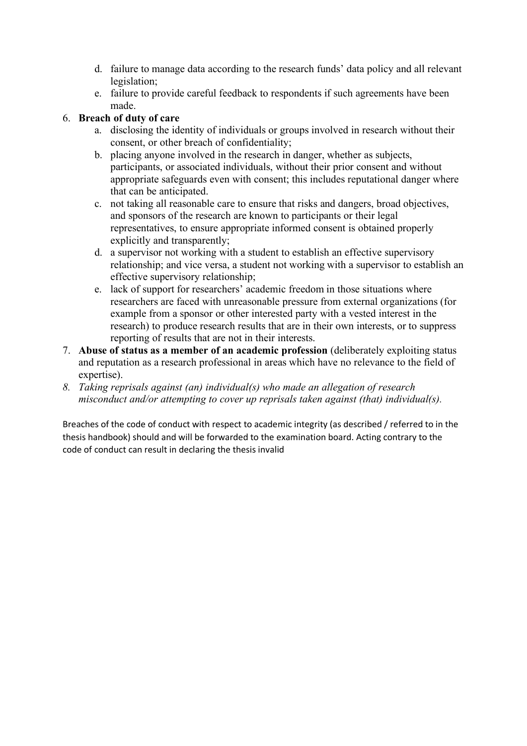d. failure to manage data according to the research funds' data policy and all relevant legislation;
   e. failure to provide careful feedback to respondents if such agreements have been made.

6. **Breach of duty of care**
   a. disclosing the identity of individuals or groups involved in research without their consent, or other breach of confidentiality;
   b. placing anyone involved in the research in danger, whether as subjects, participants, or associated individuals, without their prior consent and without appropriate safeguards even with consent; this includes reputational danger where that can be anticipated.
   c. not taking all reasonable care to ensure that risks and dangers, broad objectives, and sponsors of the research are known to participants or their legal representatives, to ensure appropriate informed consent is obtained properly explicitly and transparently;
   d. a supervisor not working with a student to establish an effective supervisory relationship; and vice versa, a student not working with a supervisor to establish an effective supervisory relationship;
   e. lack of support for researchers' academic freedom in those situations where researchers are faced with unreasonable pressure from external organizations (for example from a sponsor or other interested party with a vested interest in the research) to produce research results that are in their own interests, or to suppress reporting of results that are not in their interests.

7. **Abuse of status as a member of an academic profession** (deliberately exploiting status and reputation as a research professional in areas which have no relevance to the field of expertise).

8. *Taking reprisals against (an) individual(s) who made an allegation of research misconduct and/or attempting to cover up reprisals taken against (that) individual(s).*

Breaches of the code of conduct with respect to academic integrity (as described / referred to in the thesis handbook) should and will be forwarded to the examination board. Acting contrary to the code of conduct can result in declaring the thesis invalid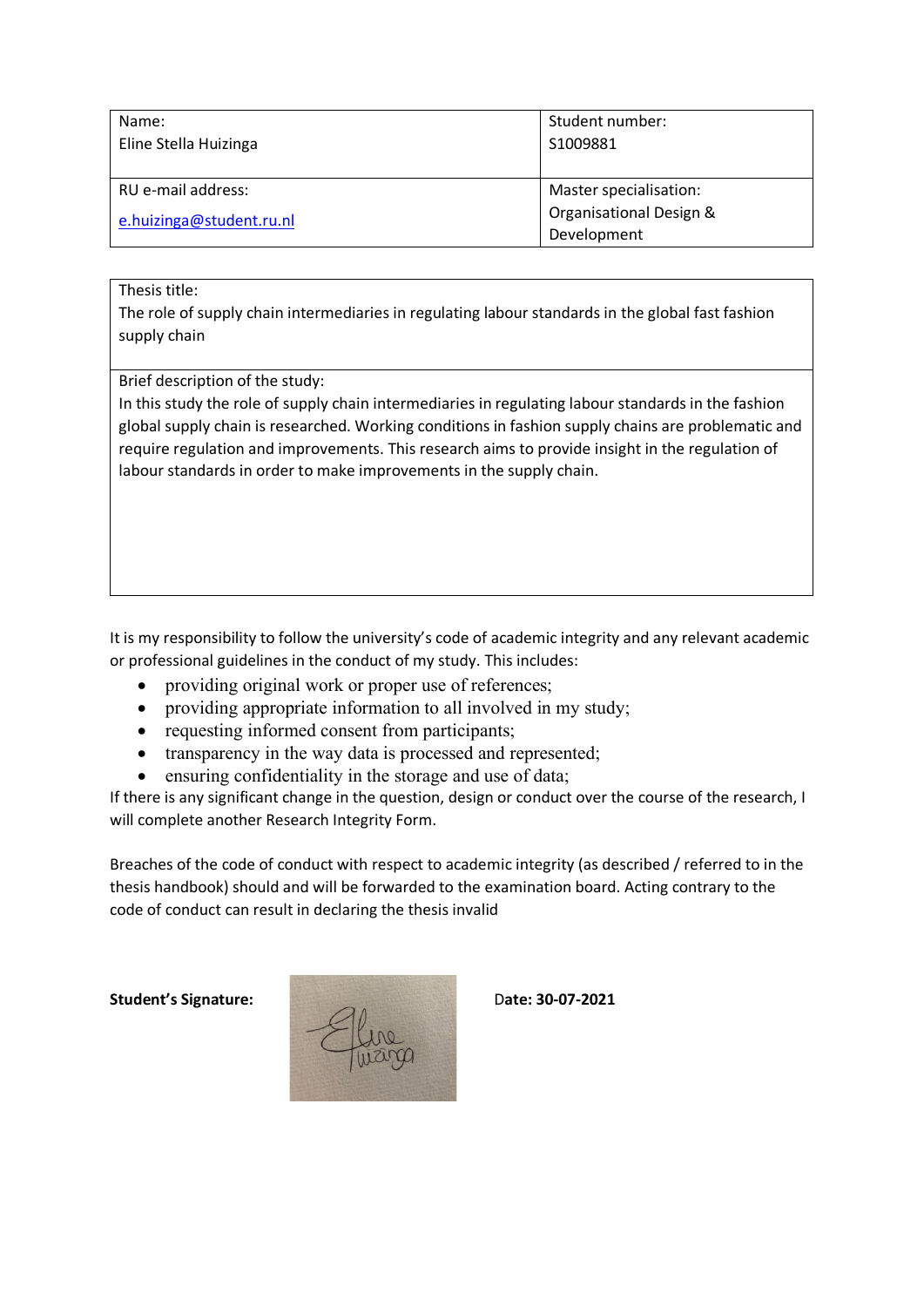| Name: Eline Stella Huizinga | Student number: S1009881 |
| --- | --- |
| RU e-mail address: e.huizinga@student.ru.nl | Master specialisation: Organisational Design & Development |

| Thesis title: The role of supply chain intermediaries in regulating labour standards in the global fast fashion supply chain |
| --- |
| Brief description of the study: In this study the role of supply chain intermediaries in regulating labour standards in the fashion global supply chain is researched. Working conditions in fashion supply chains are problematic and require regulation and improvements. This research aims to provide insight in the regulation of labour standards in order to make improvements in the supply chain. |

It is my responsibility to follow the university's code of academic integrity and any relevant academic or professional guidelines in the conduct of my study. This includes:

- providing original work or proper use of references;
- providing appropriate information to all involved in my study;
- requesting informed consent from participants;
- transparency in the way data is processed and represented;
- ensuring confidentiality in the storage and use of data;

If there is any significant change in the question, design or conduct over the course of the research, I will complete another Research Integrity Form.

Breaches of the code of conduct with respect to academic integrity (as described / referred to in the thesis handbook) should and will be forwarded to the examination board. Acting contrary to the code of conduct can result in declaring the thesis invalid

**Student's Signature:** Eline Huizinga **Date: 30-07-2021**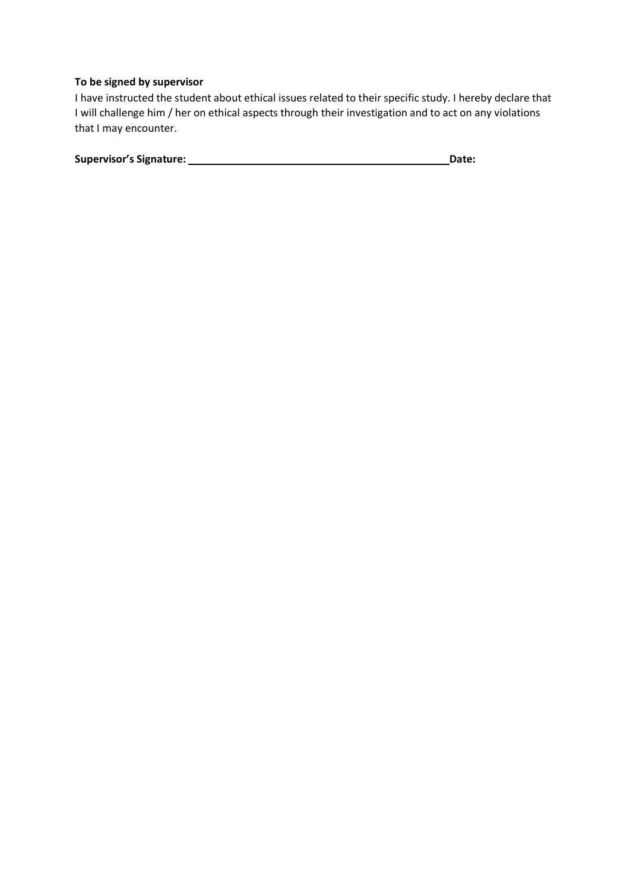**To be signed by supervisor**

I have instructed the student about ethical issues related to their specific study. I hereby declare that I will challenge him / her on ethical aspects through their investigation and to act on any violations that I may encounter.

**Supervisor's Signature:** ______________________________________________ **Date:**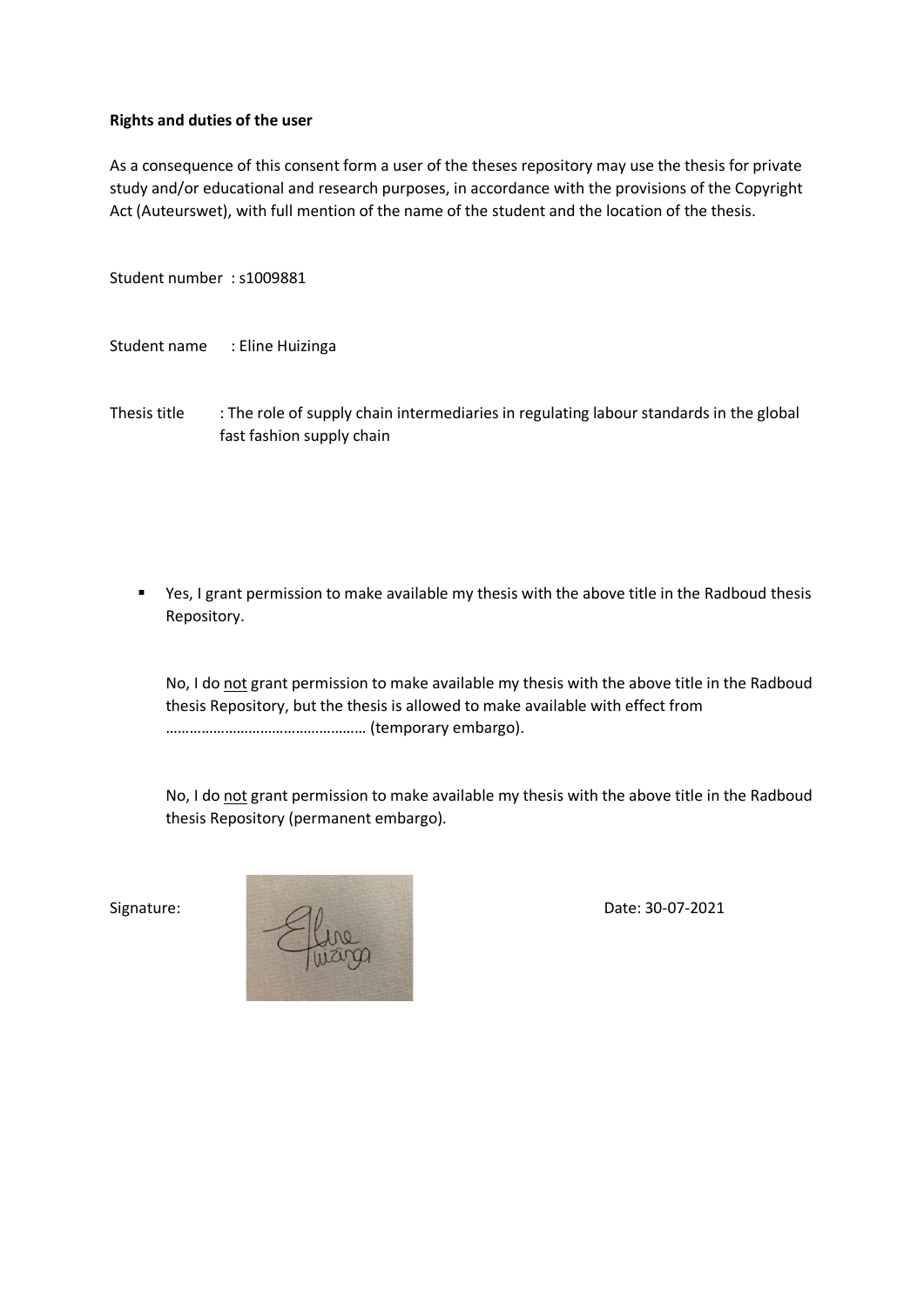**Rights and duties of the user**

As a consequence of this consent form a user of the theses repository may use the thesis for private study and/or educational and research purposes, in accordance with the provisions of the Copyright Act (Auteurswet), with full mention of the name of the student and the location of the thesis.

Student number : s1009881

Student name : Eline Huizinga

Thesis title : The role of supply chain intermediaries in regulating labour standards in the global fast fashion supply chain

- Yes, I grant permission to make available my thesis with the above title in the Radboud thesis Repository.

  No, I do not grant permission to make available my thesis with the above title in the Radboud thesis Repository, but the thesis is allowed to make available with effect from ………………………………………… (temporary embargo).

  No, I do not grant permission to make available my thesis with the above title in the Radboud thesis Repository (permanent embargo).

Signature: Date: 30-07-2021